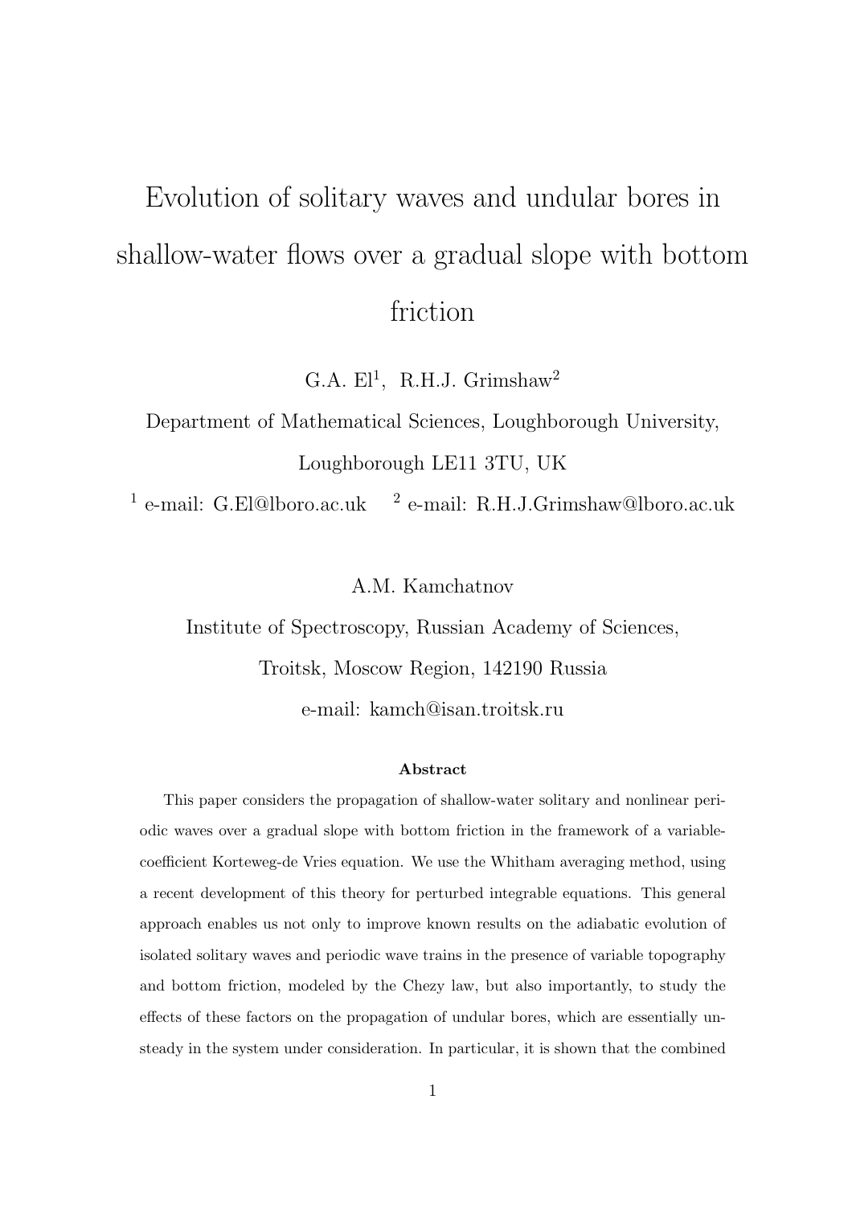# Evolution of solitary waves and undular bores in shallow-water flows over a gradual slope with bottom friction

G.A. El[1], R.H.J. Grimshaw[2]

Department of Mathematical Sciences, Loughborough University,

Loughborough LE11 3TU, UK

[1] e-mail: G.El@lboro.ac.uk [2] e-mail: R.H.J.Grimshaw@lboro.ac.uk

A.M. Kamchatnov

Institute of Spectroscopy, Russian Academy of Sciences,

Troitsk, Moscow Region, 142190 Russia

e-mail: kamch@isan.troitsk.ru

### Abstract

This paper considers the propagation of shallow-water solitary and nonlinear periodic waves over a gradual slope with bottom friction in the framework of a variable-coefficient Korteweg-de Vries equation. We use the Whitham averaging method, using a recent development of this theory for perturbed integrable equations. This general approach enables us not only to improve known results on the adiabatic evolution of isolated solitary waves and periodic wave trains in the presence of variable topography and bottom friction, modeled by the Chezy law, but also importantly, to study the effects of these factors on the propagation of undular bores, which are essentially unsteady in the system under consideration. In particular, it is shown that the combined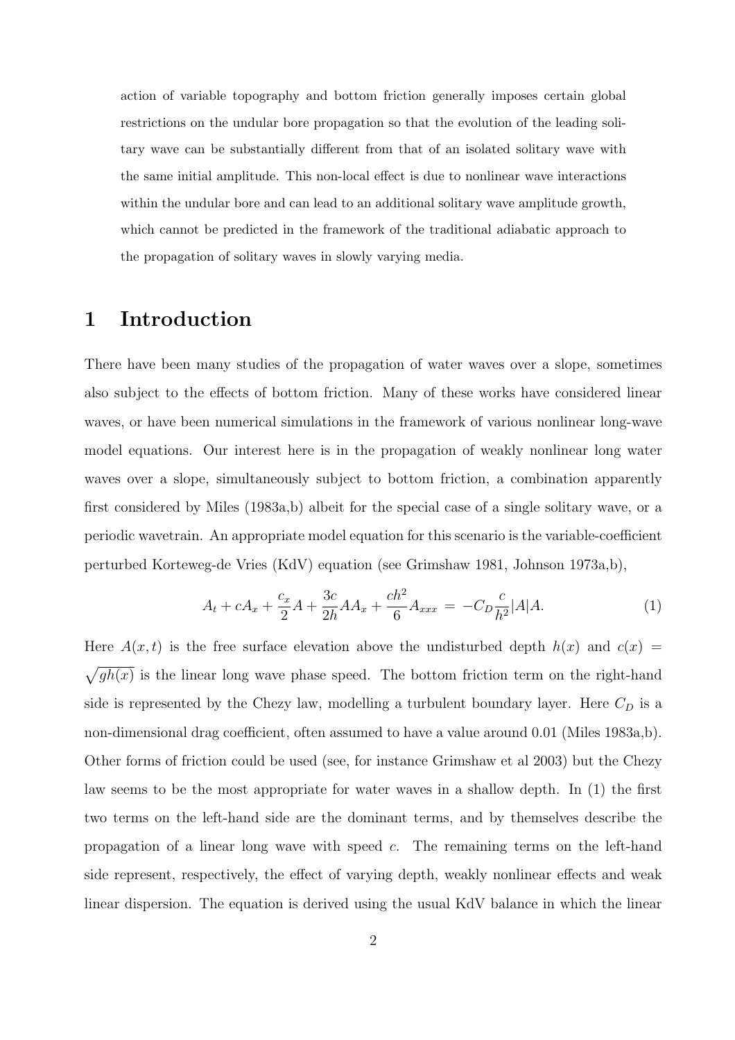action of variable topography and bottom friction generally imposes certain global restrictions on the undular bore propagation so that the evolution of the leading solitary wave can be substantially different from that of an isolated solitary wave with the same initial amplitude. This non-local effect is due to nonlinear wave interactions within the undular bore and can lead to an additional solitary wave amplitude growth, which cannot be predicted in the framework of the traditional adiabatic approach to the propagation of solitary waves in slowly varying media.

# 1 Introduction

There have been many studies of the propagation of water waves over a slope, sometimes also subject to the effects of bottom friction. Many of these works have considered linear waves, or have been numerical simulations in the framework of various nonlinear long-wave model equations. Our interest here is in the propagation of weakly nonlinear long water waves over a slope, simultaneously subject to bottom friction, a combination apparently first considered by Miles (1983a,b) albeit for the special case of a single solitary wave, or a periodic wavetrain. An appropriate model equation for this scenario is the variable-coefficient perturbed Korteweg-de Vries (KdV) equation (see Grimshaw 1981, Johnson 1973a,b),

$$A_t + cA_x + \frac{c_x}{2}A + \frac{3c}{2h}AA_x + \frac{ch^2}{6}A_{xxx} \;=\; -C_D\frac{c}{h^2}|A|A. \tag{1}$$

Here $A(x,t)$ is the free surface elevation above the undisturbed depth $h(x)$ and $c(x) = \sqrt{gh(x)}$ is the linear long wave phase speed. The bottom friction term on the right-hand side is represented by the Chezy law, modelling a turbulent boundary layer. Here $C_D$ is a non-dimensional drag coefficient, often assumed to have a value around 0.01 (Miles 1983a,b). Other forms of friction could be used (see, for instance Grimshaw et al 2003) but the Chezy law seems to be the most appropriate for water waves in a shallow depth. In (1) the first two terms on the left-hand side are the dominant terms, and by themselves describe the propagation of a linear long wave with speed $c$. The remaining terms on the left-hand side represent, respectively, the effect of varying depth, weakly nonlinear effects and weak linear dispersion. The equation is derived using the usual KdV balance in which the linear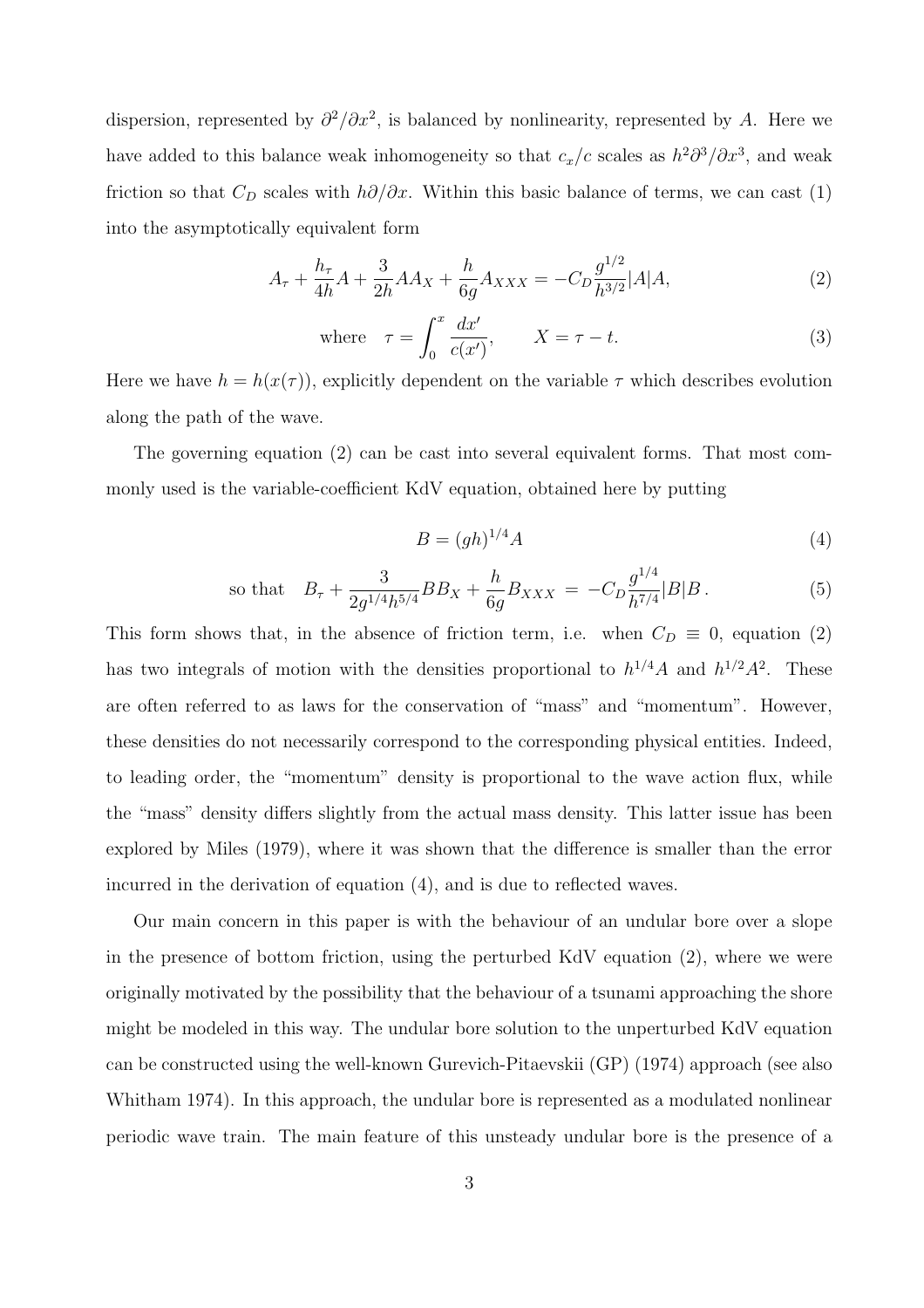dispersion, represented by $\partial^2/\partial x^2$, is balanced by nonlinearity, represented by $A$. Here we have added to this balance weak inhomogeneity so that $c_x/c$ scales as $h^2\partial^3/\partial x^3$, and weak friction so that $C_D$ scales with $h\partial/\partial x$. Within this basic balance of terms, we can cast (1) into the asymptotically equivalent form

$$A_\tau + \frac{h_\tau}{4h}A + \frac{3}{2h}AA_X + \frac{h}{6g}A_{XXX} = -C_D\frac{g^{1/2}}{h^{3/2}}|A|A, \tag{2}$$

$$\text{where} \quad \tau = \int_0^x \frac{dx'}{c(x')}, \qquad X = \tau - t. \tag{3}$$

Here we have $h = h(x(\tau))$, explicitly dependent on the variable $\tau$ which describes evolution along the path of the wave.

The governing equation (2) can be cast into several equivalent forms. That most commonly used is the variable-coefficient KdV equation, obtained here by putting

$$B = (gh)^{1/4}A \tag{4}$$

$$\text{so that} \quad B_\tau + \frac{3}{2g^{1/4}h^{5/4}}BB_X + \frac{h}{6g}B_{XXX} \;=\; -C_D\frac{g^{1/4}}{h^{7/4}}|B|B\,. \tag{5}$$

This form shows that, in the absence of friction term, i.e. when $C_D \equiv 0$, equation (2) has two integrals of motion with the densities proportional to $h^{1/4}A$ and $h^{1/2}A^2$. These are often referred to as laws for the conservation of "mass" and "momentum". However, these densities do not necessarily correspond to the corresponding physical entities. Indeed, to leading order, the "momentum" density is proportional to the wave action flux, while the "mass" density differs slightly from the actual mass density. This latter issue has been explored by Miles (1979), where it was shown that the difference is smaller than the error incurred in the derivation of equation (4), and is due to reflected waves.

Our main concern in this paper is with the behaviour of an undular bore over a slope in the presence of bottom friction, using the perturbed KdV equation (2), where we were originally motivated by the possibility that the behaviour of a tsunami approaching the shore might be modeled in this way. The undular bore solution to the unperturbed KdV equation can be constructed using the well-known Gurevich-Pitaevskii (GP) (1974) approach (see also Whitham 1974). In this approach, the undular bore is represented as a modulated nonlinear periodic wave train. The main feature of this unsteady undular bore is the presence of a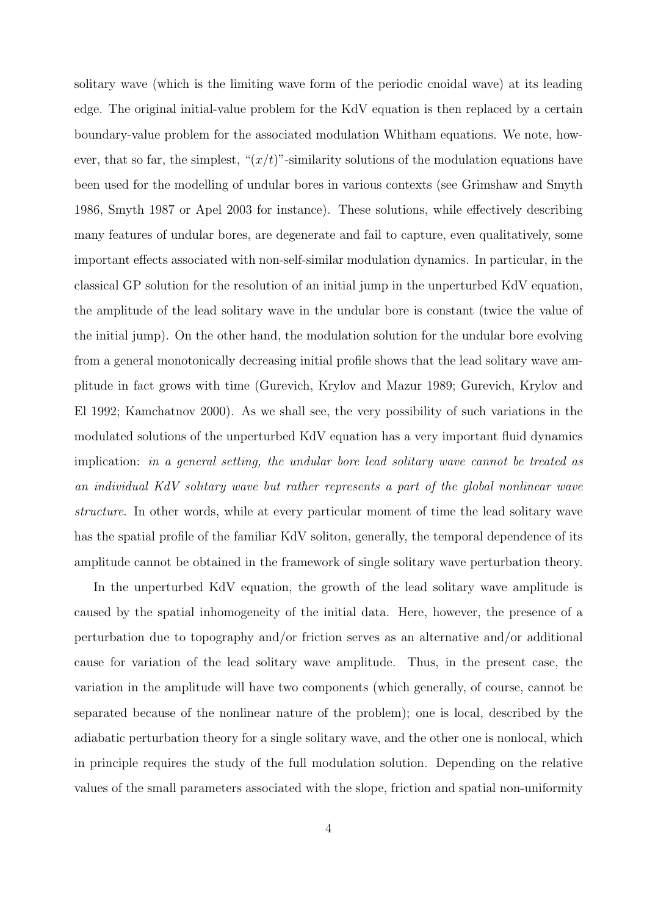solitary wave (which is the limiting wave form of the periodic cnoidal wave) at its leading edge. The original initial-value problem for the KdV equation is then replaced by a certain boundary-value problem for the associated modulation Whitham equations. We note, however, that so far, the simplest, "$(x/t)$"-similarity solutions of the modulation equations have been used for the modelling of undular bores in various contexts (see Grimshaw and Smyth 1986, Smyth 1987 or Apel 2003 for instance). These solutions, while effectively describing many features of undular bores, are degenerate and fail to capture, even qualitatively, some important effects associated with non-self-similar modulation dynamics. In particular, in the classical GP solution for the resolution of an initial jump in the unperturbed KdV equation, the amplitude of the lead solitary wave in the undular bore is constant (twice the value of the initial jump). On the other hand, the modulation solution for the undular bore evolving from a general monotonically decreasing initial profile shows that the lead solitary wave amplitude in fact grows with time (Gurevich, Krylov and Mazur 1989; Gurevich, Krylov and El 1992; Kamchatnov 2000). As we shall see, the very possibility of such variations in the modulated solutions of the unperturbed KdV equation has a very important fluid dynamics implication: *in a general setting, the undular bore lead solitary wave cannot be treated as an individual KdV solitary wave but rather represents a part of the global nonlinear wave structure*. In other words, while at every particular moment of time the lead solitary wave has the spatial profile of the familiar KdV soliton, generally, the temporal dependence of its amplitude cannot be obtained in the framework of single solitary wave perturbation theory.

In the unperturbed KdV equation, the growth of the lead solitary wave amplitude is caused by the spatial inhomogeneity of the initial data. Here, however, the presence of a perturbation due to topography and/or friction serves as an alternative and/or additional cause for variation of the lead solitary wave amplitude. Thus, in the present case, the variation in the amplitude will have two components (which generally, of course, cannot be separated because of the nonlinear nature of the problem); one is local, described by the adiabatic perturbation theory for a single solitary wave, and the other one is nonlocal, which in principle requires the study of the full modulation solution. Depending on the relative values of the small parameters associated with the slope, friction and spatial non-uniformity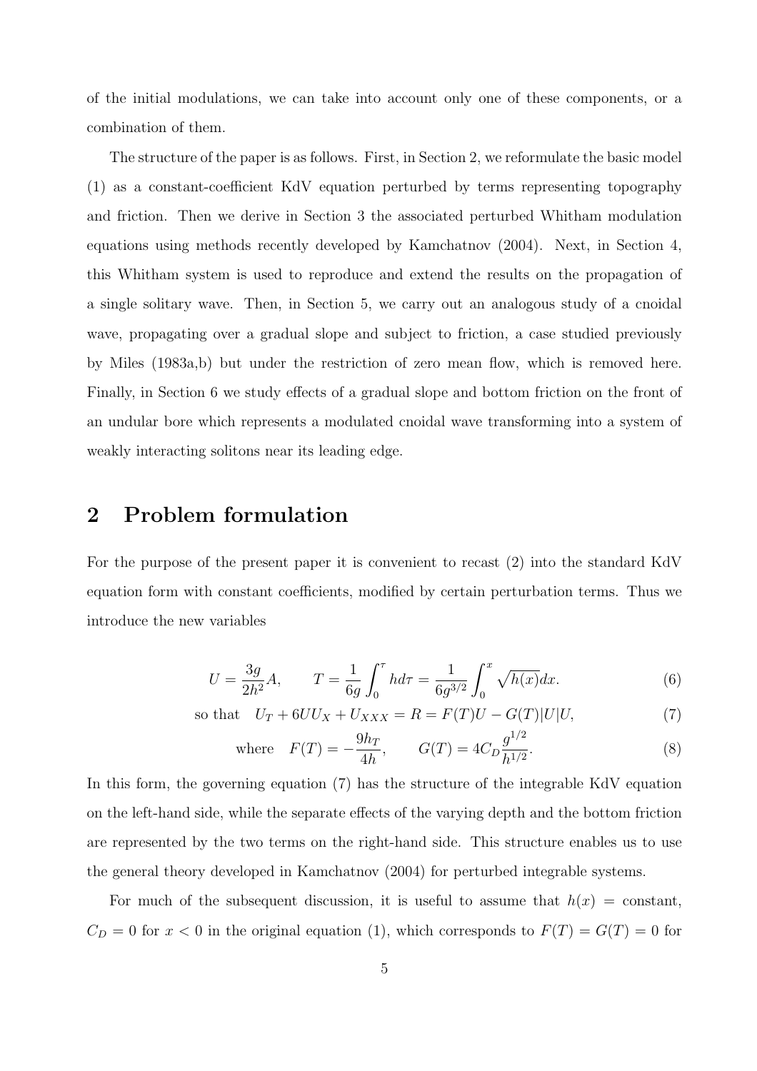of the initial modulations, we can take into account only one of these components, or a combination of them.

The structure of the paper is as follows. First, in Section 2, we reformulate the basic model (1) as a constant-coefficient KdV equation perturbed by terms representing topography and friction. Then we derive in Section 3 the associated perturbed Whitham modulation equations using methods recently developed by Kamchatnov (2004). Next, in Section 4, this Whitham system is used to reproduce and extend the results on the propagation of a single solitary wave. Then, in Section 5, we carry out an analogous study of a cnoidal wave, propagating over a gradual slope and subject to friction, a case studied previously by Miles (1983a,b) but under the restriction of zero mean flow, which is removed here. Finally, in Section 6 we study effects of a gradual slope and bottom friction on the front of an undular bore which represents a modulated cnoidal wave transforming into a system of weakly interacting solitons near its leading edge.

## 2 Problem formulation

For the purpose of the present paper it is convenient to recast (2) into the standard KdV equation form with constant coefficients, modified by certain perturbation terms. Thus we introduce the new variables

$$U = \frac{3g}{2h^2}A, \qquad T = \frac{1}{6g}\int_0^\tau h d\tau = \frac{1}{6g^{3/2}}\int_0^x \sqrt{h(x)}dx. \tag{6}$$

$$\text{so that} \quad U_T + 6UU_X + U_{XXX} = R = F(T)U - G(T)|U|U, \tag{7}$$

$$\text{where} \quad F(T) = -\frac{9h_T}{4h}, \qquad G(T) = 4C_D\frac{g^{1/2}}{h^{1/2}}. \tag{8}$$

In this form, the governing equation (7) has the structure of the integrable KdV equation on the left-hand side, while the separate effects of the varying depth and the bottom friction are represented by the two terms on the right-hand side. This structure enables us to use the general theory developed in Kamchatnov (2004) for perturbed integrable systems.

For much of the subsequent discussion, it is useful to assume that $h(x)$ = constant, $C_D = 0$ for $x < 0$ in the original equation (1), which corresponds to $F(T) = G(T) = 0$ for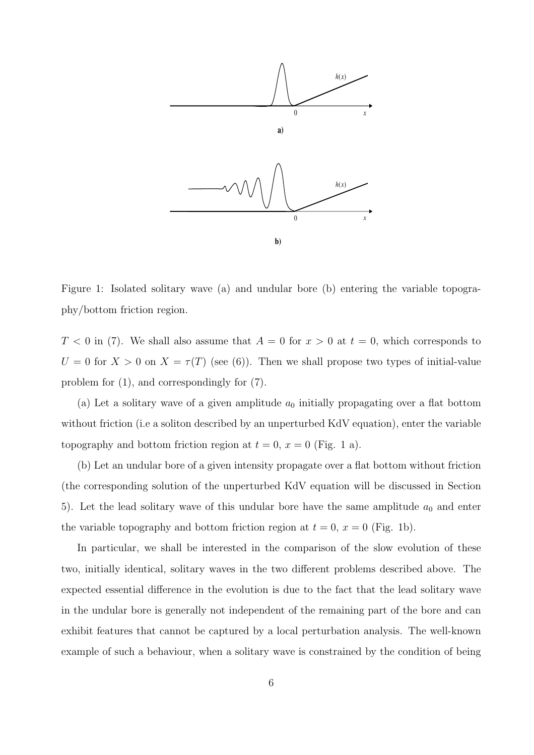Figure 1: Isolated solitary wave (a) and undular bore (b) entering the variable topography/bottom friction region.

$T < 0$ in (7). We shall also assume that $A = 0$ for $x > 0$ at $t = 0$, which corresponds to $U = 0$ for $X > 0$ on $X = \tau(T)$ (see (6)). Then we shall propose two types of initial-value problem for (1), and correspondingly for (7).

(a) Let a solitary wave of a given amplitude $a_0$ initially propagating over a flat bottom without friction (i.e a soliton described by an unperturbed KdV equation), enter the variable topography and bottom friction region at $t = 0$, $x = 0$ (Fig. 1 a).

(b) Let an undular bore of a given intensity propagate over a flat bottom without friction (the corresponding solution of the unperturbed KdV equation will be discussed in Section 5). Let the lead solitary wave of this undular bore have the same amplitude $a_0$ and enter the variable topography and bottom friction region at $t = 0$, $x = 0$ (Fig. 1b).

In particular, we shall be interested in the comparison of the slow evolution of these two, initially identical, solitary waves in the two different problems described above. The expected essential difference in the evolution is due to the fact that the lead solitary wave in the undular bore is generally not independent of the remaining part of the bore and can exhibit features that cannot be captured by a local perturbation analysis. The well-known example of such a behaviour, when a solitary wave is constrained by the condition of being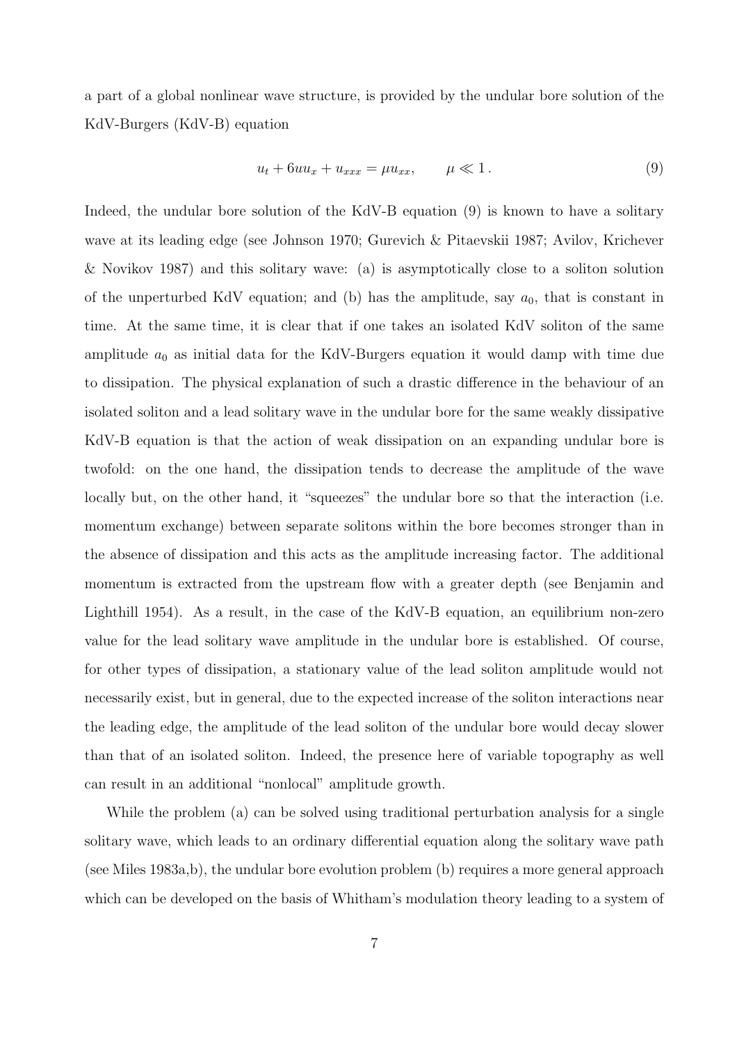a part of a global nonlinear wave structure, is provided by the undular bore solution of the KdV-Burgers (KdV-B) equation

$$u_t + 6uu_x + u_{xxx} = \mu u_{xx}, \qquad \mu \ll 1\,. \tag{9}$$

Indeed, the undular bore solution of the KdV-B equation (9) is known to have a solitary wave at its leading edge (see Johnson 1970; Gurevich & Pitaevskii 1987; Avilov, Krichever & Novikov 1987) and this solitary wave: (a) is asymptotically close to a soliton solution of the unperturbed KdV equation; and (b) has the amplitude, say $a_0$, that is constant in time. At the same time, it is clear that if one takes an isolated KdV soliton of the same amplitude $a_0$ as initial data for the KdV-Burgers equation it would damp with time due to dissipation. The physical explanation of such a drastic difference in the behaviour of an isolated soliton and a lead solitary wave in the undular bore for the same weakly dissipative KdV-B equation is that the action of weak dissipation on an expanding undular bore is twofold: on the one hand, the dissipation tends to decrease the amplitude of the wave locally but, on the other hand, it "squeezes" the undular bore so that the interaction (i.e. momentum exchange) between separate solitons within the bore becomes stronger than in the absence of dissipation and this acts as the amplitude increasing factor. The additional momentum is extracted from the upstream flow with a greater depth (see Benjamin and Lighthill 1954). As a result, in the case of the KdV-B equation, an equilibrium non-zero value for the lead solitary wave amplitude in the undular bore is established. Of course, for other types of dissipation, a stationary value of the lead soliton amplitude would not necessarily exist, but in general, due to the expected increase of the soliton interactions near the leading edge, the amplitude of the lead soliton of the undular bore would decay slower than that of an isolated soliton. Indeed, the presence here of variable topography as well can result in an additional "nonlocal" amplitude growth.

While the problem (a) can be solved using traditional perturbation analysis for a single solitary wave, which leads to an ordinary differential equation along the solitary wave path (see Miles 1983a,b), the undular bore evolution problem (b) requires a more general approach which can be developed on the basis of Whitham's modulation theory leading to a system of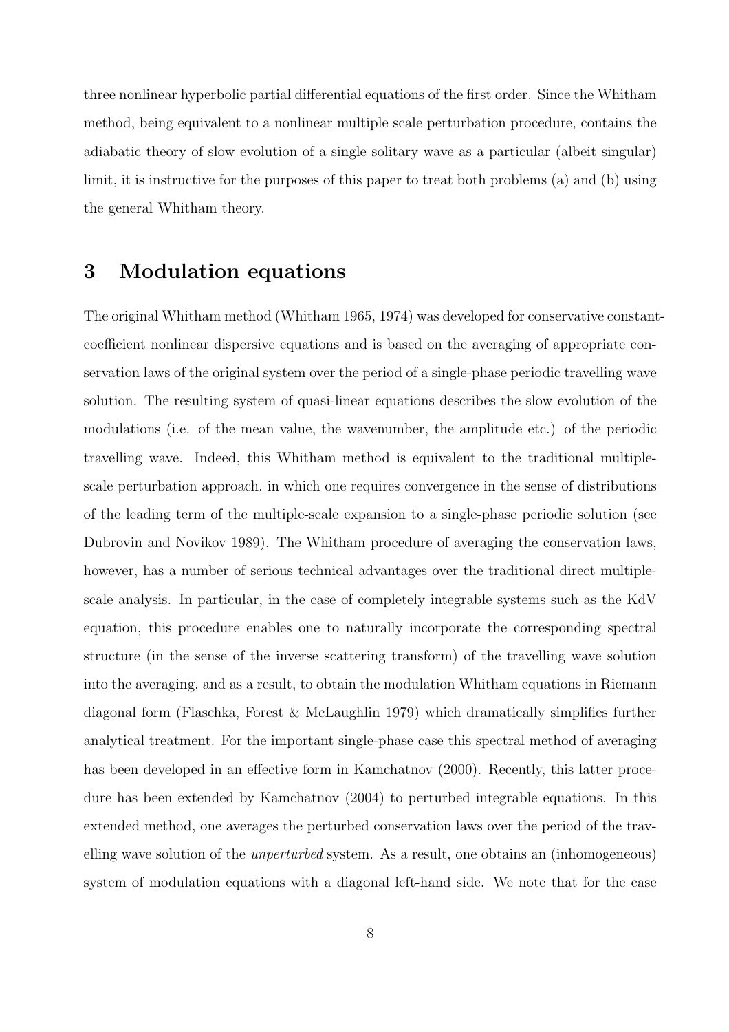three nonlinear hyperbolic partial differential equations of the first order. Since the Whitham method, being equivalent to a nonlinear multiple scale perturbation procedure, contains the adiabatic theory of slow evolution of a single solitary wave as a particular (albeit singular) limit, it is instructive for the purposes of this paper to treat both problems (a) and (b) using the general Whitham theory.

# 3 Modulation equations

The original Whitham method (Whitham 1965, 1974) was developed for conservative constant-coefficient nonlinear dispersive equations and is based on the averaging of appropriate conservation laws of the original system over the period of a single-phase periodic travelling wave solution. The resulting system of quasi-linear equations describes the slow evolution of the modulations (i.e. of the mean value, the wavenumber, the amplitude etc.) of the periodic travelling wave. Indeed, this Whitham method is equivalent to the traditional multiple-scale perturbation approach, in which one requires convergence in the sense of distributions of the leading term of the multiple-scale expansion to a single-phase periodic solution (see Dubrovin and Novikov 1989). The Whitham procedure of averaging the conservation laws, however, has a number of serious technical advantages over the traditional direct multiple-scale analysis. In particular, in the case of completely integrable systems such as the KdV equation, this procedure enables one to naturally incorporate the corresponding spectral structure (in the sense of the inverse scattering transform) of the travelling wave solution into the averaging, and as a result, to obtain the modulation Whitham equations in Riemann diagonal form (Flaschka, Forest & McLaughlin 1979) which dramatically simplifies further analytical treatment. For the important single-phase case this spectral method of averaging has been developed in an effective form in Kamchatnov (2000). Recently, this latter procedure has been extended by Kamchatnov (2004) to perturbed integrable equations. In this extended method, one averages the perturbed conservation laws over the period of the travelling wave solution of the *unperturbed* system. As a result, one obtains an (inhomogeneous) system of modulation equations with a diagonal left-hand side. We note that for the case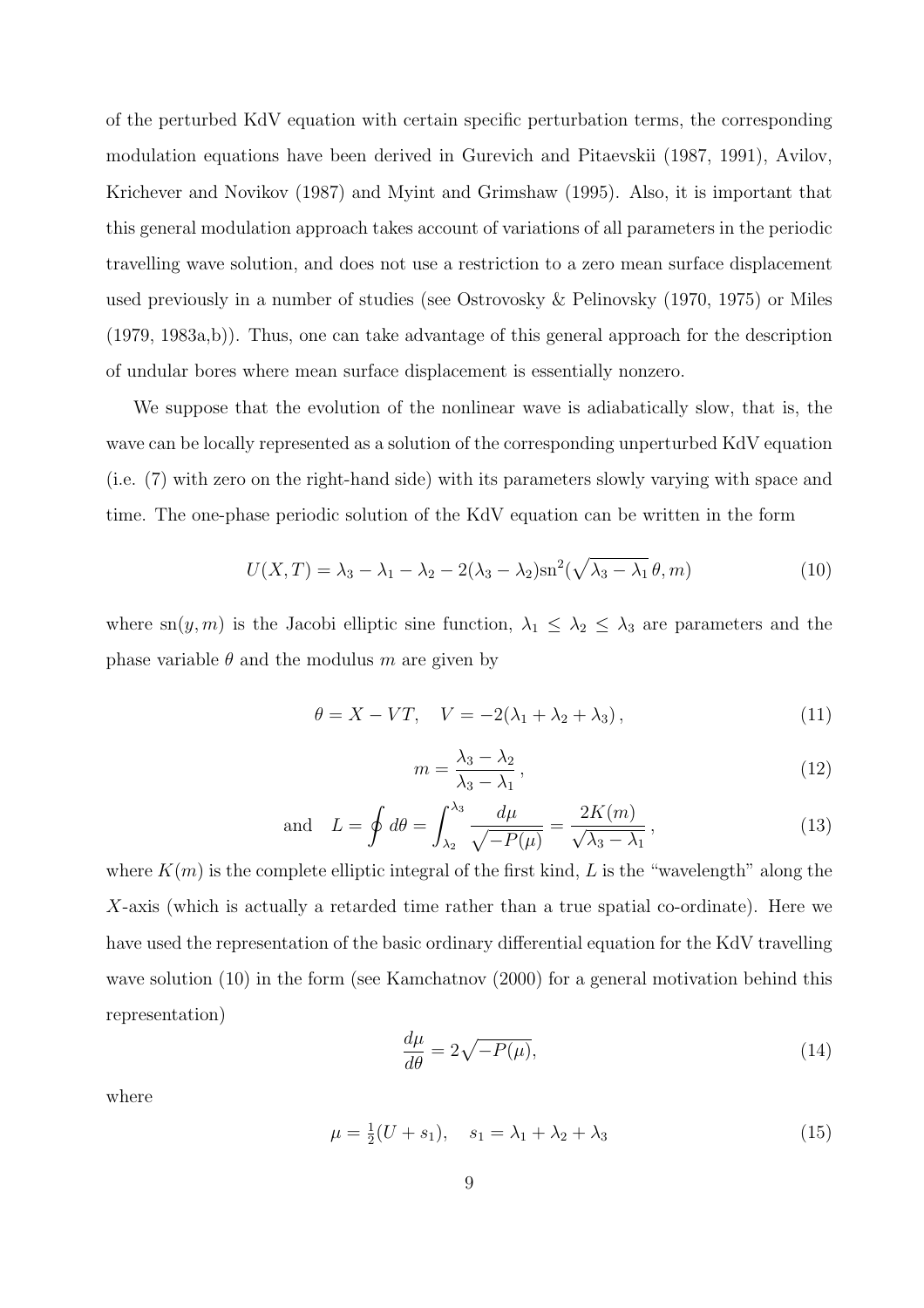of the perturbed KdV equation with certain specific perturbation terms, the corresponding modulation equations have been derived in Gurevich and Pitaevskii (1987, 1991), Avilov, Krichever and Novikov (1987) and Myint and Grimshaw (1995). Also, it is important that this general modulation approach takes account of variations of all parameters in the periodic travelling wave solution, and does not use a restriction to a zero mean surface displacement used previously in a number of studies (see Ostrovosky & Pelinovsky (1970, 1975) or Miles (1979, 1983a,b)). Thus, one can take advantage of this general approach for the description of undular bores where mean surface displacement is essentially nonzero.

We suppose that the evolution of the nonlinear wave is adiabatically slow, that is, the wave can be locally represented as a solution of the corresponding unperturbed KdV equation (i.e. (7) with zero on the right-hand side) with its parameters slowly varying with space and time. The one-phase periodic solution of the KdV equation can be written in the form

$$U(X,T) = \lambda_3 - \lambda_1 - \lambda_2 - 2(\lambda_3 - \lambda_2)\mathrm{sn}^2(\sqrt{\lambda_3 - \lambda_1}\,\theta, m) \tag{10}$$

where $\mathrm{sn}(y,m)$ is the Jacobi elliptic sine function, $\lambda_1 \le \lambda_2 \le \lambda_3$ are parameters and the phase variable $\theta$ and the modulus $m$ are given by

$$\theta = X - VT, \quad V = -2(\lambda_1 + \lambda_2 + \lambda_3)\,, \tag{11}$$

$$m = \frac{\lambda_3 - \lambda_2}{\lambda_3 - \lambda_1}\,, \tag{12}$$

$$\text{and} \quad L = \oint d\theta = \int_{\lambda_2}^{\lambda_3} \frac{d\mu}{\sqrt{-P(\mu)}} = \frac{2K(m)}{\sqrt{\lambda_3 - \lambda_1}}\,, \tag{13}$$

where $K(m)$ is the complete elliptic integral of the first kind, $L$ is the "wavelength" along the $X$-axis (which is actually a retarded time rather than a true spatial co-ordinate). Here we have used the representation of the basic ordinary differential equation for the KdV travelling wave solution (10) in the form (see Kamchatnov (2000) for a general motivation behind this representation)

$$\frac{d\mu}{d\theta} = 2\sqrt{-P(\mu)}, \tag{14}$$

where

$$\mu = \tfrac{1}{2}(U + s_1), \quad s_1 = \lambda_1 + \lambda_2 + \lambda_3 \tag{15}$$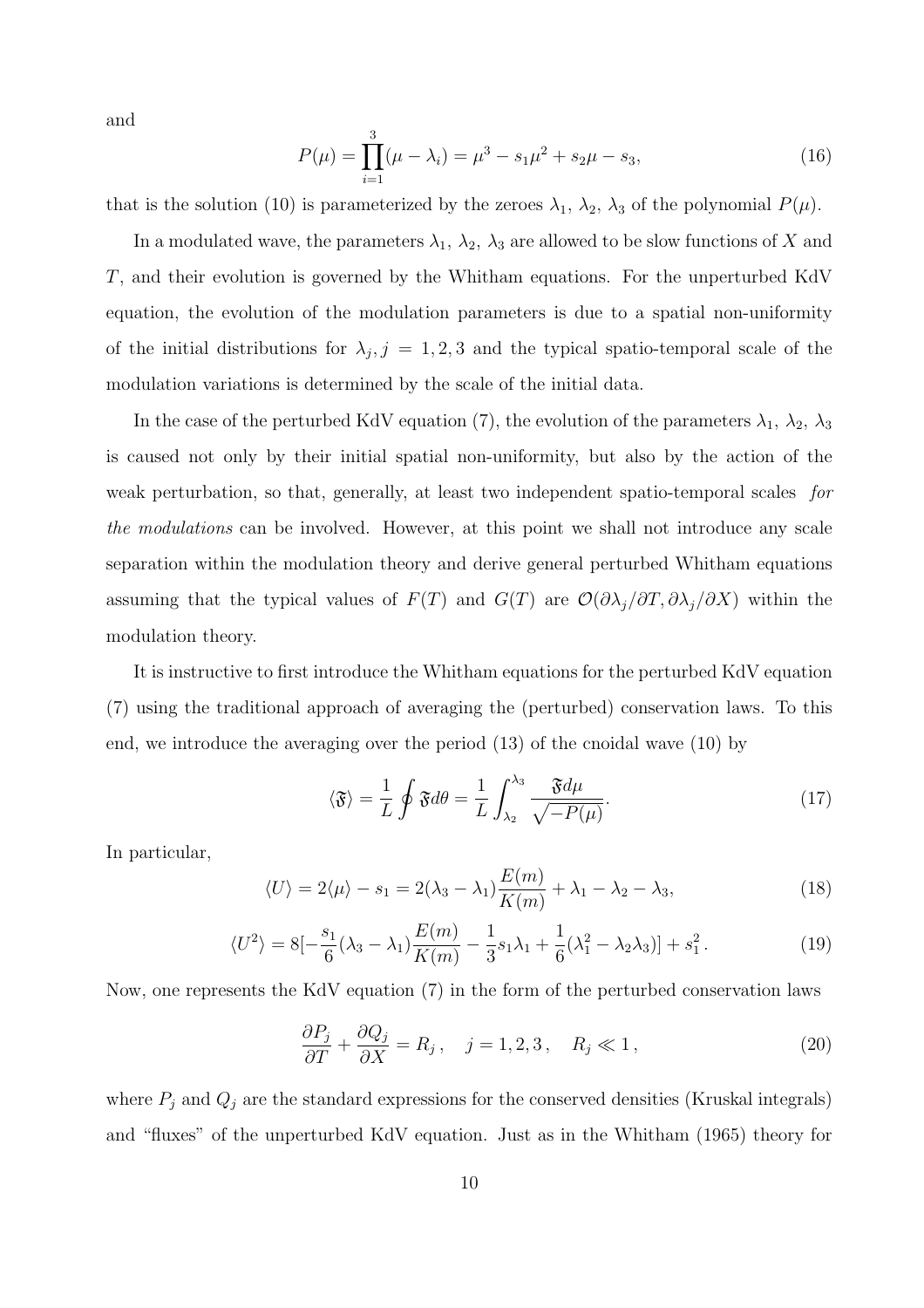and

$$P(\mu) = \prod_{i=1}^{3}(\mu - \lambda_i) = \mu^3 - s_1\mu^2 + s_2\mu - s_3, \tag{16}$$

that is the solution (10) is parameterized by the zeroes $\lambda_1$, $\lambda_2$, $\lambda_3$ of the polynomial $P(\mu)$.

In a modulated wave, the parameters $\lambda_1$, $\lambda_2$, $\lambda_3$ are allowed to be slow functions of $X$ and $T$, and their evolution is governed by the Whitham equations. For the unperturbed KdV equation, the evolution of the modulation parameters is due to a spatial non-uniformity of the initial distributions for $\lambda_j, j = 1, 2, 3$ and the typical spatio-temporal scale of the modulation variations is determined by the scale of the initial data.

In the case of the perturbed KdV equation (7), the evolution of the parameters $\lambda_1$, $\lambda_2$, $\lambda_3$ is caused not only by their initial spatial non-uniformity, but also by the action of the weak perturbation, so that, generally, at least two independent spatio-temporal scales *for the modulations* can be involved. However, at this point we shall not introduce any scale separation within the modulation theory and derive general perturbed Whitham equations assuming that the typical values of $F(T)$ and $G(T)$ are $\mathcal{O}(\partial\lambda_j/\partial T, \partial\lambda_j/\partial X)$ within the modulation theory.

It is instructive to first introduce the Whitham equations for the perturbed KdV equation (7) using the traditional approach of averaging the (perturbed) conservation laws. To this end, we introduce the averaging over the period (13) of the cnoidal wave (10) by

$$\langle \mathfrak{F} \rangle = \frac{1}{L}\oint \mathfrak{F} d\theta = \frac{1}{L}\int_{\lambda_2}^{\lambda_3} \frac{\mathfrak{F} d\mu}{\sqrt{-P(\mu)}}. \tag{17}$$

In particular,

$$\langle U \rangle = 2\langle \mu \rangle - s_1 = 2(\lambda_3 - \lambda_1)\frac{E(m)}{K(m)} + \lambda_1 - \lambda_2 - \lambda_3, \tag{18}$$

$$\langle U^2 \rangle = 8[-\frac{s_1}{6}(\lambda_3 - \lambda_1)\frac{E(m)}{K(m)} - \frac{1}{3}s_1\lambda_1 + \frac{1}{6}(\lambda_1^2 - \lambda_2\lambda_3)] + s_1^2\,. \tag{19}$$

Now, one represents the KdV equation (7) in the form of the perturbed conservation laws

$$\frac{\partial P_j}{\partial T} + \frac{\partial Q_j}{\partial X} = R_j\,, \quad j = 1, 2, 3\,, \quad R_j \ll 1\,, \tag{20}$$

where $P_j$ and $Q_j$ are the standard expressions for the conserved densities (Kruskal integrals) and "fluxes" of the unperturbed KdV equation. Just as in the Whitham (1965) theory for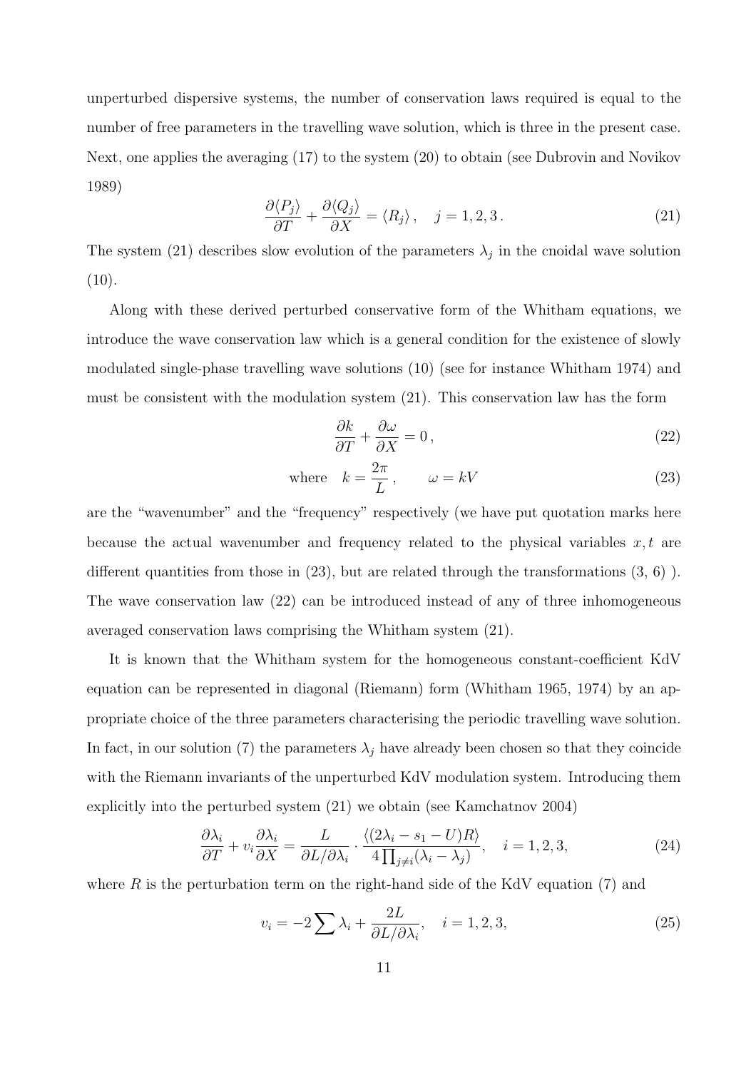unperturbed dispersive systems, the number of conservation laws required is equal to the number of free parameters in the travelling wave solution, which is three in the present case. Next, one applies the averaging (17) to the system (20) to obtain (see Dubrovin and Novikov 1989)

$$\frac{\partial \langle P_j \rangle}{\partial T} + \frac{\partial \langle Q_j \rangle}{\partial X} = \langle R_j \rangle \,, \quad j = 1, 2, 3 \,. \tag{21}$$

The system (21) describes slow evolution of the parameters $\lambda_j$ in the cnoidal wave solution (10).

Along with these derived perturbed conservative form of the Whitham equations, we introduce the wave conservation law which is a general condition for the existence of slowly modulated single-phase travelling wave solutions (10) (see for instance Whitham 1974) and must be consistent with the modulation system (21). This conservation law has the form

$$\frac{\partial k}{\partial T} + \frac{\partial \omega}{\partial X} = 0 \,, \tag{22}$$

$$\text{where} \quad k = \frac{2\pi}{L} \,, \qquad \omega = kV \tag{23}$$

are the "wavenumber" and the "frequency" respectively (we have put quotation marks here because the actual wavenumber and frequency related to the physical variables $x, t$ are different quantities from those in (23), but are related through the transformations (3, 6) ). The wave conservation law (22) can be introduced instead of any of three inhomogeneous averaged conservation laws comprising the Whitham system (21).

It is known that the Whitham system for the homogeneous constant-coefficient KdV equation can be represented in diagonal (Riemann) form (Whitham 1965, 1974) by an appropriate choice of the three parameters characterising the periodic travelling wave solution. In fact, in our solution (7) the parameters $\lambda_j$ have already been chosen so that they coincide with the Riemann invariants of the unperturbed KdV modulation system. Introducing them explicitly into the perturbed system (21) we obtain (see Kamchatnov 2004)

$$\frac{\partial \lambda_i}{\partial T} + v_i \frac{\partial \lambda_i}{\partial X} = \frac{L}{\partial L / \partial \lambda_i} \cdot \frac{\langle (2\lambda_i - s_1 - U) R \rangle}{4 \prod_{j \neq i} (\lambda_i - \lambda_j)}, \quad i = 1, 2, 3, \tag{24}$$

where $R$ is the perturbation term on the right-hand side of the KdV equation (7) and

$$v_i = -2 \sum \lambda_i + \frac{2L}{\partial L / \partial \lambda_i}, \quad i = 1, 2, 3, \tag{25}$$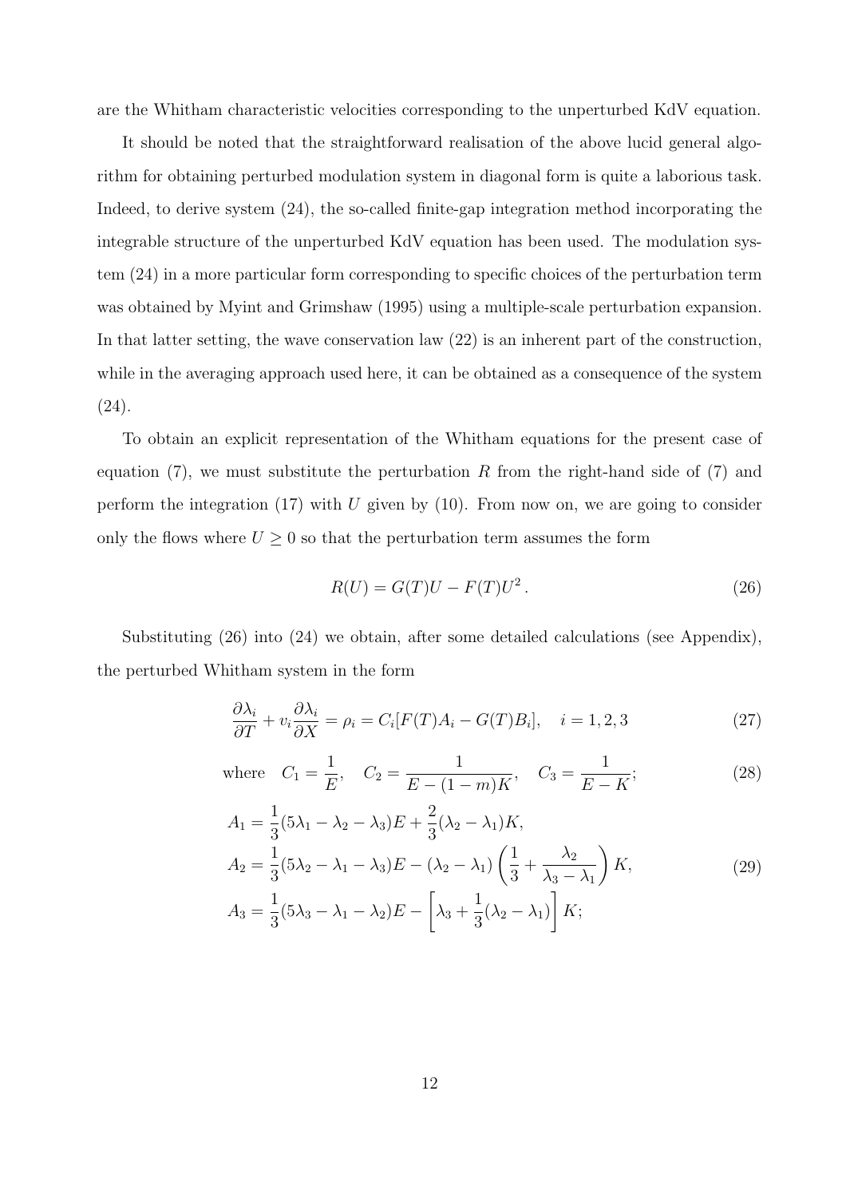are the Whitham characteristic velocities corresponding to the unperturbed KdV equation.

It should be noted that the straightforward realisation of the above lucid general algorithm for obtaining perturbed modulation system in diagonal form is quite a laborious task. Indeed, to derive system (24), the so-called finite-gap integration method incorporating the integrable structure of the unperturbed KdV equation has been used. The modulation system (24) in a more particular form corresponding to specific choices of the perturbation term was obtained by Myint and Grimshaw (1995) using a multiple-scale perturbation expansion. In that latter setting, the wave conservation law (22) is an inherent part of the construction, while in the averaging approach used here, it can be obtained as a consequence of the system (24).

To obtain an explicit representation of the Whitham equations for the present case of equation (7), we must substitute the perturbation $R$ from the right-hand side of (7) and perform the integration (17) with $U$ given by (10). From now on, we are going to consider only the flows where $U \geq 0$ so that the perturbation term assumes the form

$$R(U) = G(T)U - F(T)U^2 \,. \tag{26}$$

Substituting (26) into (24) we obtain, after some detailed calculations (see Appendix), the perturbed Whitham system in the form

$$\frac{\partial \lambda_i}{\partial T} + v_i \frac{\partial \lambda_i}{\partial X} = \rho_i = C_i[F(T)A_i - G(T)B_i], \quad i = 1, 2, 3 \tag{27}$$

$$\text{where} \quad C_1 = \frac{1}{E}, \quad C_2 = \frac{1}{E-(1-m)K}, \quad C_3 = \frac{1}{E-K}; \tag{28}$$

$$\begin{aligned}
A_1 &= \frac{1}{3}(5\lambda_1 - \lambda_2 - \lambda_3)E + \frac{2}{3}(\lambda_2 - \lambda_1)K, \\
A_2 &= \frac{1}{3}(5\lambda_2 - \lambda_1 - \lambda_3)E - (\lambda_2 - \lambda_1)\left(\frac{1}{3} + \frac{\lambda_2}{\lambda_3 - \lambda_1}\right)K, \\
A_3 &= \frac{1}{3}(5\lambda_3 - \lambda_1 - \lambda_2)E - \left[\lambda_3 + \frac{1}{3}(\lambda_2 - \lambda_1)\right]K;
\end{aligned} \tag{29}$$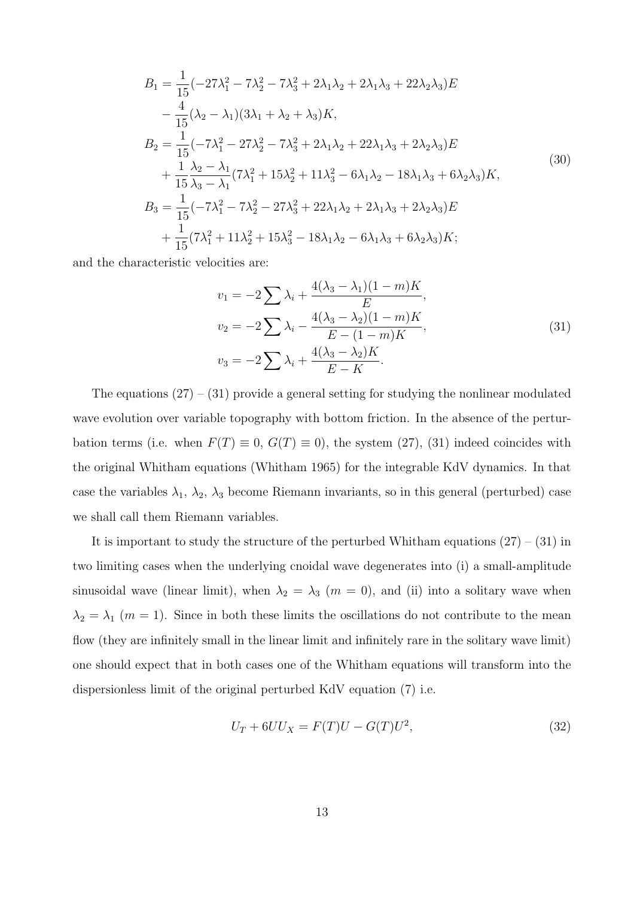$$
\begin{aligned}
B_1 &= \frac{1}{15}(-27\lambda_1^2 - 7\lambda_2^2 - 7\lambda_3^2 + 2\lambda_1\lambda_2 + 2\lambda_1\lambda_3 + 22\lambda_2\lambda_3)E \\
&\quad - \frac{4}{15}(\lambda_2 - \lambda_1)(3\lambda_1 + \lambda_2 + \lambda_3)K, \\
B_2 &= \frac{1}{15}(-7\lambda_1^2 - 27\lambda_2^2 - 7\lambda_3^2 + 2\lambda_1\lambda_2 + 22\lambda_1\lambda_3 + 2\lambda_2\lambda_3)E \\
&\quad + \frac{1}{15}\frac{\lambda_2 - \lambda_1}{\lambda_3 - \lambda_1}(7\lambda_1^2 + 15\lambda_2^2 + 11\lambda_3^2 - 6\lambda_1\lambda_2 - 18\lambda_1\lambda_3 + 6\lambda_2\lambda_3)K, \\
B_3 &= \frac{1}{15}(-7\lambda_1^2 - 7\lambda_2^2 - 27\lambda_3^2 + 22\lambda_1\lambda_2 + 2\lambda_1\lambda_3 + 2\lambda_2\lambda_3)E \\
&\quad + \frac{1}{15}(7\lambda_1^2 + 11\lambda_2^2 + 15\lambda_3^2 - 18\lambda_1\lambda_2 - 6\lambda_1\lambda_3 + 6\lambda_2\lambda_3)K;
\end{aligned}
\tag{30}
$$

and the characteristic velocities are:

$$
\begin{aligned}
v_1 &= -2\sum \lambda_i + \frac{4(\lambda_3 - \lambda_1)(1-m)K}{E}, \\
v_2 &= -2\sum \lambda_i - \frac{4(\lambda_3 - \lambda_2)(1-m)K}{E - (1-m)K}, \\
v_3 &= -2\sum \lambda_i + \frac{4(\lambda_3 - \lambda_2)K}{E - K}.
\end{aligned}
\tag{31}
$$

The equations (27) – (31) provide a general setting for studying the nonlinear modulated wave evolution over variable topography with bottom friction. In the absence of the perturbation terms (i.e. when $F(T) \equiv 0$, $G(T) \equiv 0$), the system (27), (31) indeed coincides with the original Whitham equations (Whitham 1965) for the integrable KdV dynamics. In that case the variables $\lambda_1$, $\lambda_2$, $\lambda_3$ become Riemann invariants, so in this general (perturbed) case we shall call them Riemann variables.

It is important to study the structure of the perturbed Whitham equations (27) – (31) in two limiting cases when the underlying cnoidal wave degenerates into (i) a small-amplitude sinusoidal wave (linear limit), when $\lambda_2 = \lambda_3$ ($m = 0$), and (ii) into a solitary wave when $\lambda_2 = \lambda_1$ ($m = 1$). Since in both these limits the oscillations do not contribute to the mean flow (they are infinitely small in the linear limit and infinitely rare in the solitary wave limit) one should expect that in both cases one of the Whitham equations will transform into the dispersionless limit of the original perturbed KdV equation (7) i.e.

$$
U_T + 6UU_X = F(T)U - G(T)U^2, \tag{32}
$$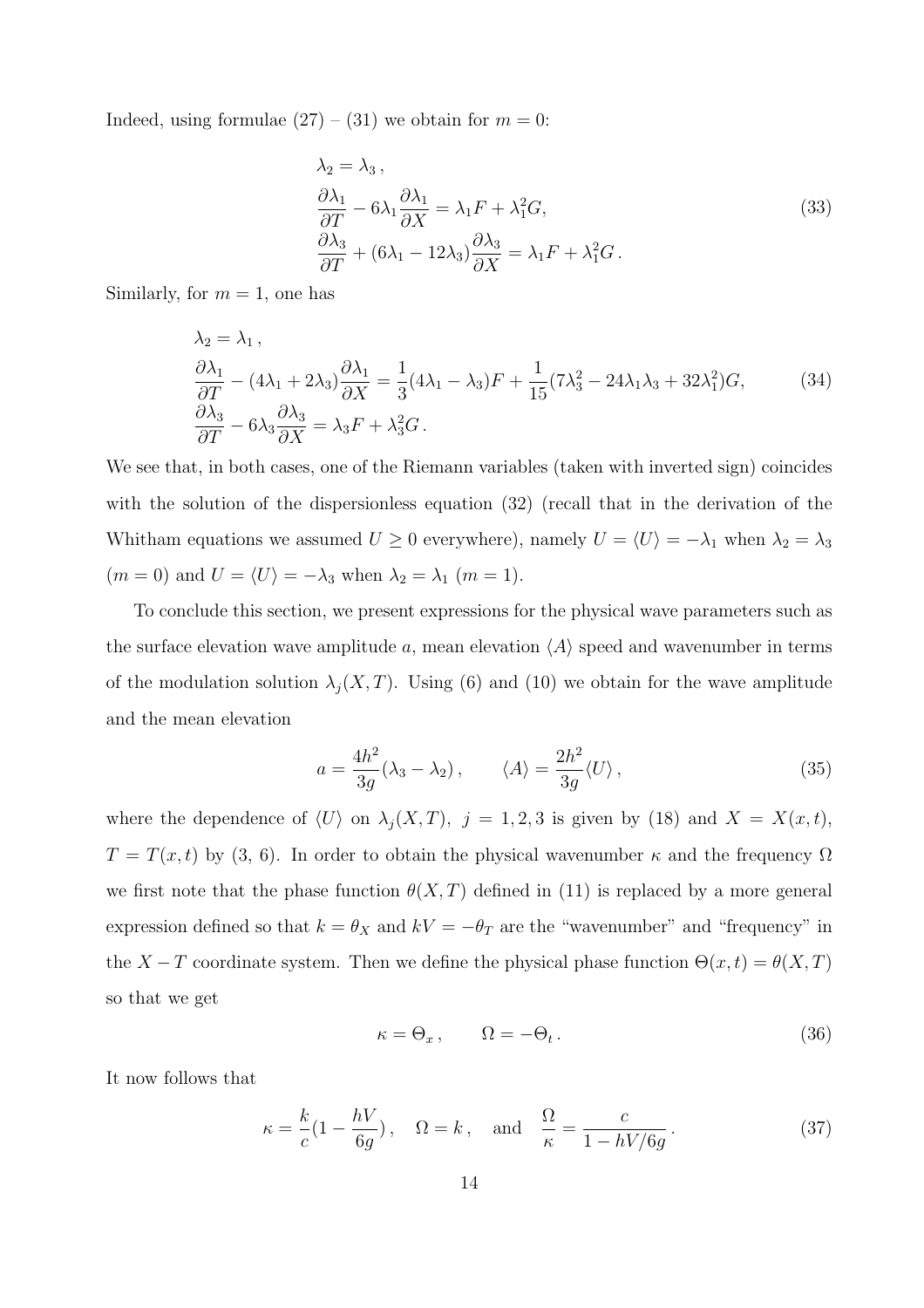Indeed, using formulae (27) – (31) we obtain for $m = 0$:

$$
\begin{aligned}
&\lambda_2 = \lambda_3 \,, \\
&\frac{\partial \lambda_1}{\partial T} - 6\lambda_1 \frac{\partial \lambda_1}{\partial X} = \lambda_1 F + \lambda_1^2 G, \\
&\frac{\partial \lambda_3}{\partial T} + (6\lambda_1 - 12\lambda_3)\frac{\partial \lambda_3}{\partial X} = \lambda_1 F + \lambda_1^2 G \,.
\end{aligned}
\tag{33}
$$

Similarly, for $m = 1$, one has

$$
\begin{aligned}
&\lambda_2 = \lambda_1 \,, \\
&\frac{\partial \lambda_1}{\partial T} - (4\lambda_1 + 2\lambda_3)\frac{\partial \lambda_1}{\partial X} = \frac{1}{3}(4\lambda_1 - \lambda_3)F + \frac{1}{15}(7\lambda_3^2 - 24\lambda_1\lambda_3 + 32\lambda_1^2)G, \\
&\frac{\partial \lambda_3}{\partial T} - 6\lambda_3 \frac{\partial \lambda_3}{\partial X} = \lambda_3 F + \lambda_3^2 G \,.
\end{aligned}
\tag{34}
$$

We see that, in both cases, one of the Riemann variables (taken with inverted sign) coincides with the solution of the dispersionless equation (32) (recall that in the derivation of the Whitham equations we assumed $U \geq 0$ everywhere), namely $U = \langle U \rangle = -\lambda_1$ when $\lambda_2 = \lambda_3$ ($m = 0$) and $U = \langle U \rangle = -\lambda_3$ when $\lambda_2 = \lambda_1$ ($m = 1$).

To conclude this section, we present expressions for the physical wave parameters such as the surface elevation wave amplitude $a$, mean elevation $\langle A \rangle$ speed and wavenumber in terms of the modulation solution $\lambda_j(X, T)$. Using (6) and (10) we obtain for the wave amplitude and the mean elevation

$$
a = \frac{4h^2}{3g}(\lambda_3 - \lambda_2)\,, \qquad \langle A \rangle = \frac{2h^2}{3g}\langle U \rangle\,,
\tag{35}
$$

where the dependence of $\langle U \rangle$ on $\lambda_j(X, T)$, $j = 1, 2, 3$ is given by (18) and $X = X(x, t)$, $T = T(x, t)$ by (3, 6). In order to obtain the physical wavenumber $\kappa$ and the frequency $\Omega$ we first note that the phase function $\theta(X, T)$ defined in (11) is replaced by a more general expression defined so that $k = \theta_X$ and $kV = -\theta_T$ are the "wavenumber" and "frequency" in the $X - T$ coordinate system. Then we define the physical phase function $\Theta(x, t) = \theta(X, T)$ so that we get

$$
\kappa = \Theta_x \,, \qquad \Omega = -\Theta_t \,.
\tag{36}
$$

It now follows that

$$
\kappa = \frac{k}{c}\left(1 - \frac{hV}{6g}\right), \quad \Omega = k \,, \quad \text{and} \quad \frac{\Omega}{\kappa} = \frac{c}{1 - hV/6g} \,.
\tag{37}
$$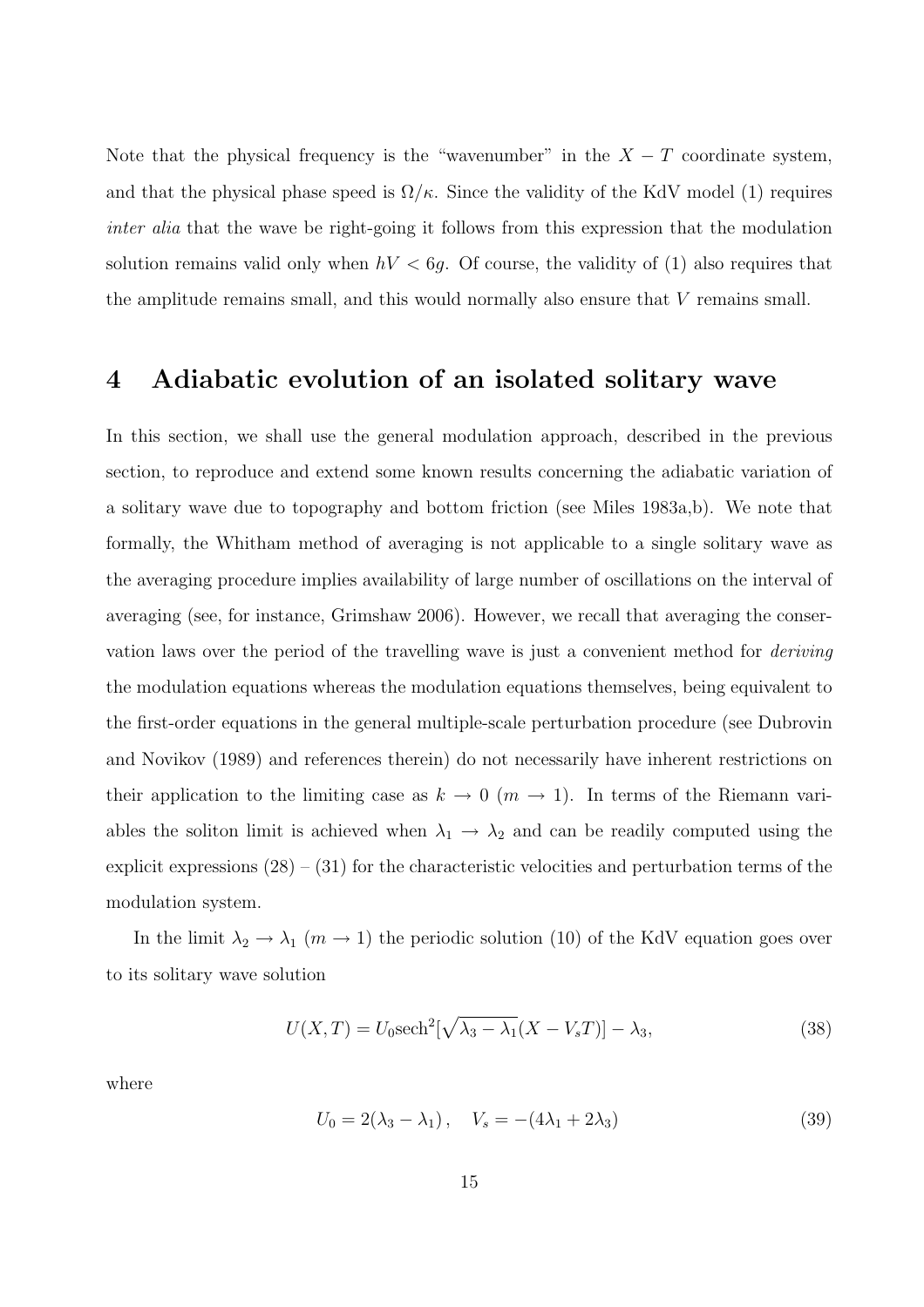Note that the physical frequency is the "wavenumber" in the $X - T$ coordinate system, and that the physical phase speed is $\Omega/\kappa$. Since the validity of the KdV model (1) requires *inter alia* that the wave be right-going it follows from this expression that the modulation solution remains valid only when $hV < 6g$. Of course, the validity of (1) also requires that the amplitude remains small, and this would normally also ensure that $V$ remains small.

# 4 Adiabatic evolution of an isolated solitary wave

In this section, we shall use the general modulation approach, described in the previous section, to reproduce and extend some known results concerning the adiabatic variation of a solitary wave due to topography and bottom friction (see Miles 1983a,b). We note that formally, the Whitham method of averaging is not applicable to a single solitary wave as the averaging procedure implies availability of large number of oscillations on the interval of averaging (see, for instance, Grimshaw 2006). However, we recall that averaging the conservation laws over the period of the travelling wave is just a convenient method for *deriving* the modulation equations whereas the modulation equations themselves, being equivalent to the first-order equations in the general multiple-scale perturbation procedure (see Dubrovin and Novikov (1989) and references therein) do not necessarily have inherent restrictions on their application to the limiting case as $k \to 0$ ($m \to 1$). In terms of the Riemann variables the soliton limit is achieved when $\lambda_1 \to \lambda_2$ and can be readily computed using the explicit expressions (28) – (31) for the characteristic velocities and perturbation terms of the modulation system.

In the limit $\lambda_2 \to \lambda_1$ ($m \to 1$) the periodic solution (10) of the KdV equation goes over to its solitary wave solution

$$U(X,T) = U_0 \text{sech}^2[\sqrt{\lambda_3 - \lambda_1}(X - V_s T)] - \lambda_3, \tag{38}$$

where

$$U_0 = 2(\lambda_3 - \lambda_1), \quad V_s = -(4\lambda_1 + 2\lambda_3) \tag{39}$$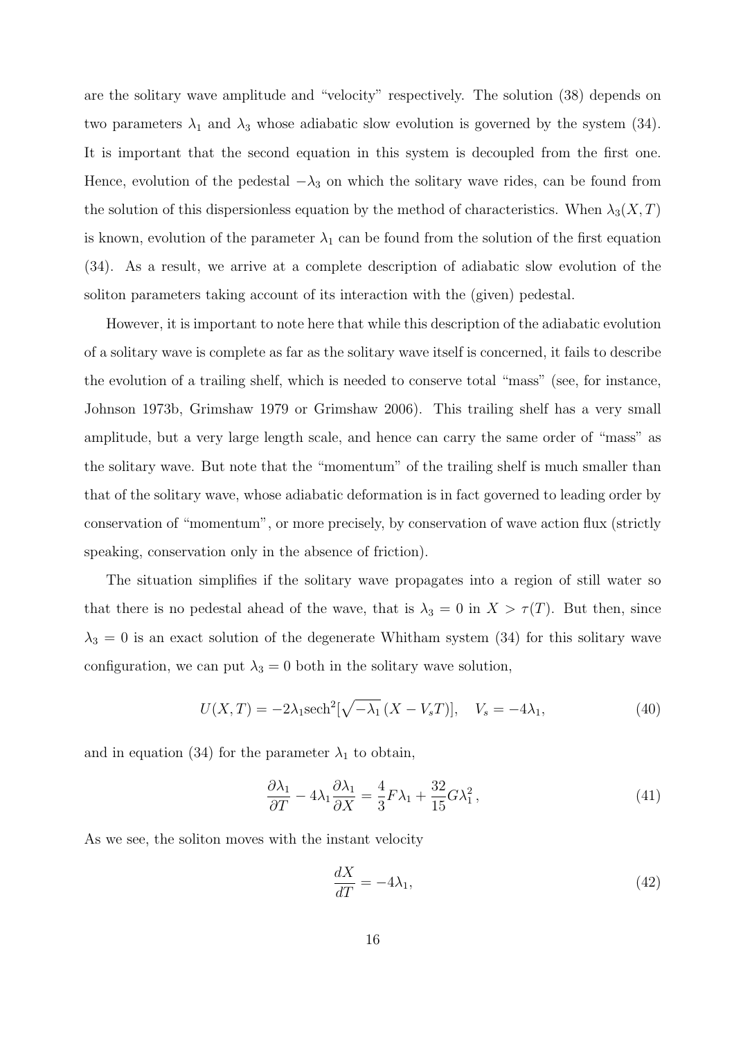are the solitary wave amplitude and "velocity" respectively. The solution (38) depends on two parameters $\lambda_1$ and $\lambda_3$ whose adiabatic slow evolution is governed by the system (34). It is important that the second equation in this system is decoupled from the first one. Hence, evolution of the pedestal $-\lambda_3$ on which the solitary wave rides, can be found from the solution of this dispersionless equation by the method of characteristics. When $\lambda_3(X,T)$ is known, evolution of the parameter $\lambda_1$ can be found from the solution of the first equation (34). As a result, we arrive at a complete description of adiabatic slow evolution of the soliton parameters taking account of its interaction with the (given) pedestal.

However, it is important to note here that while this description of the adiabatic evolution of a solitary wave is complete as far as the solitary wave itself is concerned, it fails to describe the evolution of a trailing shelf, which is needed to conserve total "mass" (see, for instance, Johnson 1973b, Grimshaw 1979 or Grimshaw 2006). This trailing shelf has a very small amplitude, but a very large length scale, and hence can carry the same order of "mass" as the solitary wave. But note that the "momentum" of the trailing shelf is much smaller than that of the solitary wave, whose adiabatic deformation is in fact governed to leading order by conservation of "momentum", or more precisely, by conservation of wave action flux (strictly speaking, conservation only in the absence of friction).

The situation simplifies if the solitary wave propagates into a region of still water so that there is no pedestal ahead of the wave, that is $\lambda_3 = 0$ in $X > \tau(T)$. But then, since $\lambda_3 = 0$ is an exact solution of the degenerate Whitham system (34) for this solitary wave configuration, we can put $\lambda_3 = 0$ both in the solitary wave solution,

$$U(X,T) = -2\lambda_1 \mathrm{sech}^2[\sqrt{-\lambda_1}\,(X - V_s T)], \quad V_s = -4\lambda_1, \tag{40}$$

and in equation (34) for the parameter $\lambda_1$ to obtain,

$$\frac{\partial \lambda_1}{\partial T} - 4\lambda_1 \frac{\partial \lambda_1}{\partial X} = \frac{4}{3} F \lambda_1 + \frac{32}{15} G \lambda_1^2 \,, \tag{41}$$

As we see, the soliton moves with the instant velocity

$$\frac{dX}{dT} = -4\lambda_1, \tag{42}$$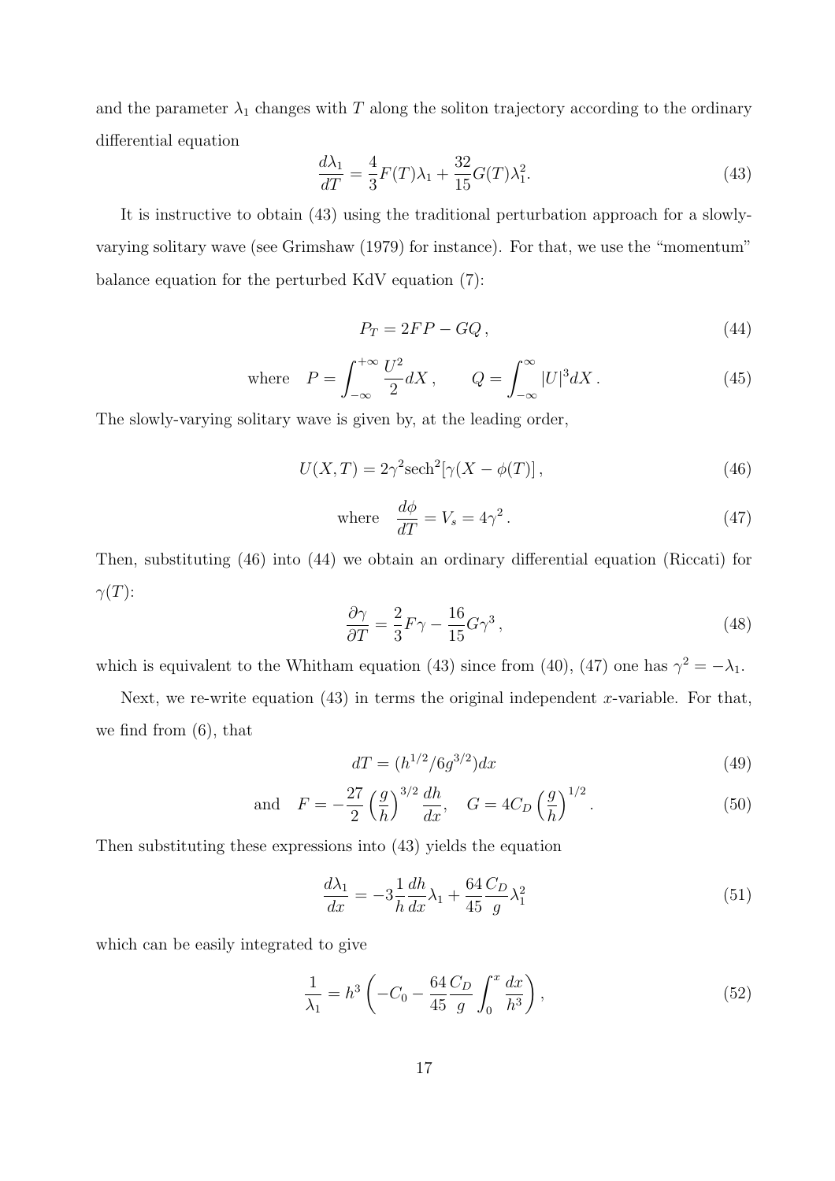and the parameter $\lambda_1$ changes with $T$ along the soliton trajectory according to the ordinary differential equation

$$\frac{d\lambda_1}{dT} = \frac{4}{3}F(T)\lambda_1 + \frac{32}{15}G(T)\lambda_1^2. \tag{43}$$

It is instructive to obtain (43) using the traditional perturbation approach for a slowly-varying solitary wave (see Grimshaw (1979) for instance). For that, we use the "momentum" balance equation for the perturbed KdV equation (7):

$$P_T = 2FP - GQ\,, \tag{44}$$

$$\text{where} \quad P = \int_{-\infty}^{+\infty} \frac{U^2}{2} dX\,, \qquad Q = \int_{-\infty}^{\infty} |U|^3 dX\,. \tag{45}$$

The slowly-varying solitary wave is given by, at the leading order,

$$U(X,T) = 2\gamma^2 \text{sech}^2[\gamma(X - \phi(T)]\,, \tag{46}$$

$$\text{where} \quad \frac{d\phi}{dT} = V_s = 4\gamma^2\,. \tag{47}$$

Then, substituting (46) into (44) we obtain an ordinary differential equation (Riccati) for $\gamma(T)$:

$$\frac{\partial \gamma}{\partial T} = \frac{2}{3}F\gamma - \frac{16}{15}G\gamma^3\,, \tag{48}$$

which is equivalent to the Whitham equation (43) since from (40), (47) one has $\gamma^2 = -\lambda_1$.

Next, we re-write equation (43) in terms the original independent $x$-variable. For that, we find from (6), that

$$dT = (h^{1/2}/6g^{3/2})dx \tag{49}$$

$$\text{and} \quad F = -\frac{27}{2}\left(\frac{g}{h}\right)^{3/2}\frac{dh}{dx}, \quad G = 4C_D\left(\frac{g}{h}\right)^{1/2}. \tag{50}$$

Then substituting these expressions into (43) yields the equation

$$\frac{d\lambda_1}{dx} = -3\frac{1}{h}\frac{dh}{dx}\lambda_1 + \frac{64}{45}\frac{C_D}{g}\lambda_1^2 \tag{51}$$

which can be easily integrated to give

$$\frac{1}{\lambda_1} = h^3\left(-C_0 - \frac{64}{45}\frac{C_D}{g}\int_0^x \frac{dx}{h^3}\right), \tag{52}$$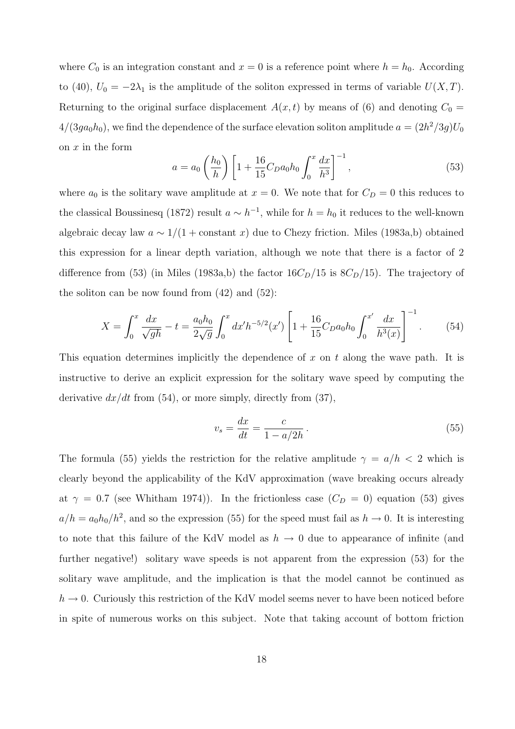where $C_0$ is an integration constant and $x = 0$ is a reference point where $h = h_0$. According to (40), $U_0 = -2\lambda_1$ is the amplitude of the soliton expressed in terms of variable $U(X,T)$. Returning to the original surface displacement $A(x,t)$ by means of (6) and denoting $C_0 = 4/(3ga_0h_0)$, we find the dependence of the surface elevation soliton amplitude $a = (2h^2/3g)U_0$ on $x$ in the form

$$a = a_0 \left(\frac{h_0}{h}\right) \left[1 + \frac{16}{15} C_D a_0 h_0 \int_0^x \frac{dx}{h^3}\right]^{-1}, \tag{53}$$

where $a_0$ is the solitary wave amplitude at $x = 0$. We note that for $C_D = 0$ this reduces to the classical Boussinesq (1872) result $a \sim h^{-1}$, while for $h = h_0$ it reduces to the well-known algebraic decay law $a \sim 1/(1 + \text{constant } x)$ due to Chezy friction. Miles (1983a,b) obtained this expression for a linear depth variation, although we note that there is a factor of 2 difference from (53) (in Miles (1983a,b) the factor $16C_D/15$ is $8C_D/15$). The trajectory of the soliton can be now found from (42) and (52):

$$X = \int_0^x \frac{dx}{\sqrt{gh}} - t = \frac{a_0 h_0}{2\sqrt{g}} \int_0^x dx' h^{-5/2}(x') \left[1 + \frac{16}{15} C_D a_0 h_0 \int_0^{x'} \frac{dx}{h^3(x)}\right]^{-1}. \tag{54}$$

This equation determines implicitly the dependence of $x$ on $t$ along the wave path. It is instructive to derive an explicit expression for the solitary wave speed by computing the derivative $dx/dt$ from (54), or more simply, directly from (37),

$$v_s = \frac{dx}{dt} = \frac{c}{1 - a/2h}. \tag{55}$$

The formula (55) yields the restriction for the relative amplitude $\gamma = a/h < 2$ which is clearly beyond the applicability of the KdV approximation (wave breaking occurs already at $\gamma = 0.7$ (see Whitham 1974)). In the frictionless case ($C_D = 0$) equation (53) gives $a/h = a_0 h_0 / h^2$, and so the expression (55) for the speed must fail as $h \to 0$. It is interesting to note that this failure of the KdV model as $h \to 0$ due to appearance of infinite (and further negative!) solitary wave speeds is not apparent from the expression (53) for the solitary wave amplitude, and the implication is that the model cannot be continued as $h \to 0$. Curiously this restriction of the KdV model seems never to have been noticed before in spite of numerous works on this subject. Note that taking account of bottom friction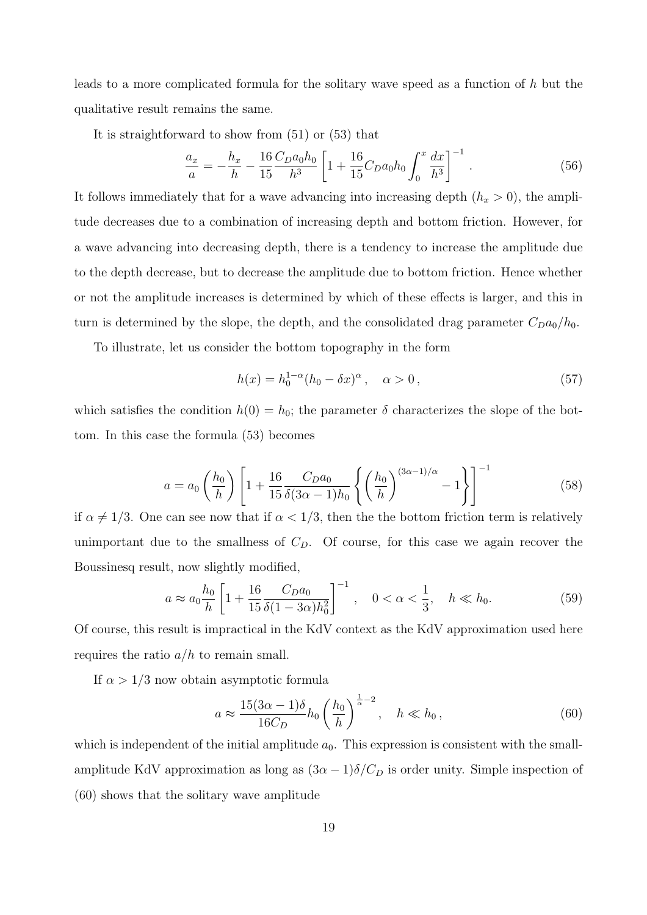leads to a more complicated formula for the solitary wave speed as a function of $h$ but the qualitative result remains the same.

It is straightforward to show from (51) or (53) that

$$\frac{a_x}{a} = -\frac{h_x}{h} - \frac{16}{15}\frac{C_D a_0 h_0}{h^3}\left[1 + \frac{16}{15}C_D a_0 h_0 \int_0^x \frac{dx}{h^3}\right]^{-1}. \tag{56}$$

It follows immediately that for a wave advancing into increasing depth ($h_x > 0$), the amplitude decreases due to a combination of increasing depth and bottom friction. However, for a wave advancing into decreasing depth, there is a tendency to increase the amplitude due to the depth decrease, but to decrease the amplitude due to bottom friction. Hence whether or not the amplitude increases is determined by which of these effects is larger, and this in turn is determined by the slope, the depth, and the consolidated drag parameter $C_D a_0/h_0$.

To illustrate, let us consider the bottom topography in the form

$$h(x) = h_0^{1-\alpha}(h_0 - \delta x)^{\alpha}, \quad \alpha > 0, \tag{57}$$

which satisfies the condition $h(0) = h_0$; the parameter $\delta$ characterizes the slope of the bottom. In this case the formula (53) becomes

$$a = a_0\left(\frac{h_0}{h}\right)\left[1 + \frac{16}{15}\frac{C_D a_0}{\delta(3\alpha - 1)h_0}\left\{\left(\frac{h_0}{h}\right)^{(3\alpha-1)/\alpha} - 1\right\}\right]^{-1} \tag{58}$$

if $\alpha \neq 1/3$. One can see now that if $\alpha < 1/3$, then the the bottom friction term is relatively unimportant due to the smallness of $C_D$. Of course, for this case we again recover the Boussinesq result, now slightly modified,

$$a \approx a_0\frac{h_0}{h}\left[1 + \frac{16}{15}\frac{C_D a_0}{\delta(1 - 3\alpha)h_0^2}\right]^{-1}, \quad 0 < \alpha < \frac{1}{3}, \quad h \ll h_0. \tag{59}$$

Of course, this result is impractical in the KdV context as the KdV approximation used here requires the ratio $a/h$ to remain small.

If $\alpha > 1/3$ now obtain asymptotic formula

$$a \approx \frac{15(3\alpha - 1)\delta}{16 C_D}h_0\left(\frac{h_0}{h}\right)^{\frac{1}{\alpha}-2}, \quad h \ll h_0, \tag{60}$$

which is independent of the initial amplitude $a_0$. This expression is consistent with the small-amplitude KdV approximation as long as $(3\alpha - 1)\delta/C_D$ is order unity. Simple inspection of (60) shows that the solitary wave amplitude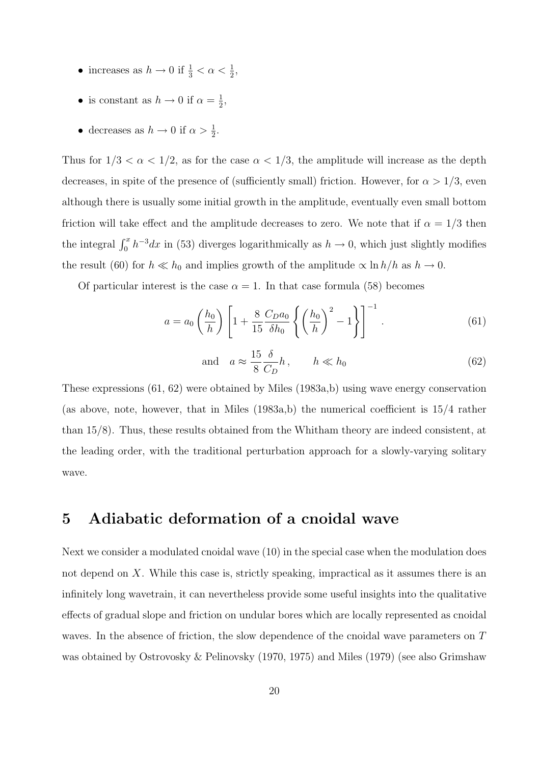- increases as $h \to 0$ if $\frac{1}{3} < \alpha < \frac{1}{2}$,
- is constant as $h \to 0$ if $\alpha = \frac{1}{2}$,
- decreases as $h \to 0$ if $\alpha > \frac{1}{2}$.

Thus for $1/3 < \alpha < 1/2$, as for the case $\alpha < 1/3$, the amplitude will increase as the depth decreases, in spite of the presence of (sufficiently small) friction. However, for $\alpha > 1/3$, even although there is usually some initial growth in the amplitude, eventually even small bottom friction will take effect and the amplitude decreases to zero. We note that if $\alpha = 1/3$ then the integral $\int_0^x h^{-3} dx$ in (53) diverges logarithmically as $h \to 0$, which just slightly modifies the result (60) for $h \ll h_0$ and implies growth of the amplitude $\propto \ln h/h$ as $h \to 0$.

Of particular interest is the case $\alpha = 1$. In that case formula (58) becomes

$$a = a_0 \left(\frac{h_0}{h}\right) \left[1 + \frac{8}{15} \frac{C_D a_0}{\delta h_0} \left\{ \left(\frac{h_0}{h}\right)^2 - 1 \right\} \right]^{-1} . \tag{61}$$

$$\text{and} \quad a \approx \frac{15}{8} \frac{\delta}{C_D} h \,, \qquad h \ll h_0 \tag{62}$$

These expressions (61, 62) were obtained by Miles (1983a,b) using wave energy conservation (as above, note, however, that in Miles (1983a,b) the numerical coefficient is 15/4 rather than 15/8). Thus, these results obtained from the Whitham theory are indeed consistent, at the leading order, with the traditional perturbation approach for a slowly-varying solitary wave.

## 5 Adiabatic deformation of a cnoidal wave

Next we consider a modulated cnoidal wave (10) in the special case when the modulation does not depend on $X$. While this case is, strictly speaking, impractical as it assumes there is an infinitely long wavetrain, it can nevertheless provide some useful insights into the qualitative effects of gradual slope and friction on undular bores which are locally represented as cnoidal waves. In the absence of friction, the slow dependence of the cnoidal wave parameters on $T$ was obtained by Ostrovosky & Pelinovsky (1970, 1975) and Miles (1979) (see also Grimshaw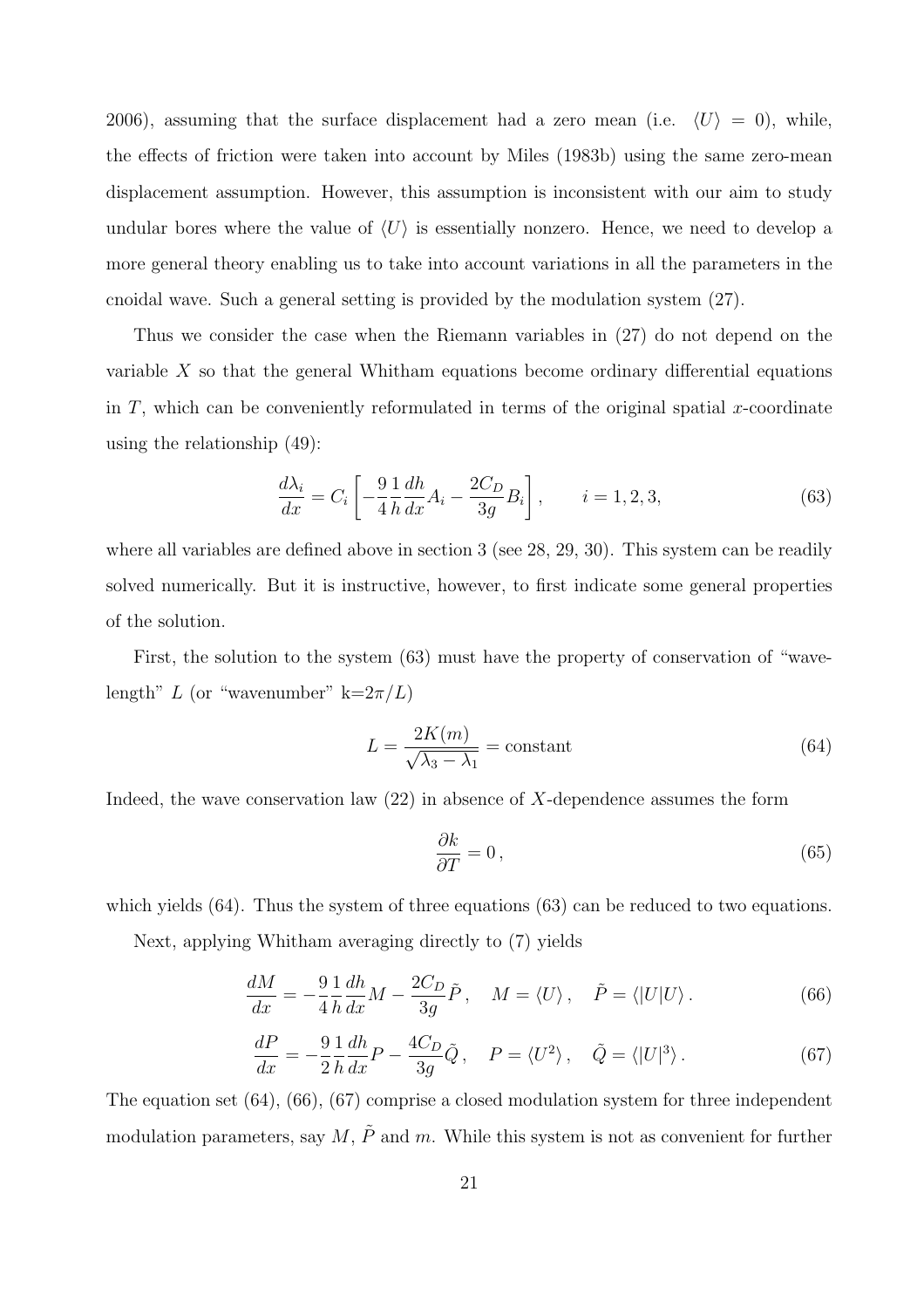2006), assuming that the surface displacement had a zero mean (i.e. $\langle U \rangle = 0$), while, the effects of friction were taken into account by Miles (1983b) using the same zero-mean displacement assumption. However, this assumption is inconsistent with our aim to study undular bores where the value of $\langle U \rangle$ is essentially nonzero. Hence, we need to develop a more general theory enabling us to take into account variations in all the parameters in the cnoidal wave. Such a general setting is provided by the modulation system (27).

Thus we consider the case when the Riemann variables in (27) do not depend on the variable $X$ so that the general Whitham equations become ordinary differential equations in $T$, which can be conveniently reformulated in terms of the original spatial $x$-coordinate using the relationship (49):

$$\frac{d\lambda_i}{dx} = C_i \left[ -\frac{9}{4}\frac{1}{h}\frac{dh}{dx}A_i - \frac{2C_D}{3g}B_i \right], \qquad i = 1, 2, 3, \tag{63}$$

where all variables are defined above in section 3 (see 28, 29, 30). This system can be readily solved numerically. But it is instructive, however, to first indicate some general properties of the solution.

First, the solution to the system (63) must have the property of conservation of "wavelength" $L$ (or "wavenumber" $k = 2\pi/L$)

$$L = \frac{2K(m)}{\sqrt{\lambda_3 - \lambda_1}} = \text{constant} \tag{64}$$

Indeed, the wave conservation law (22) in absence of $X$-dependence assumes the form

$$\frac{\partial k}{\partial T} = 0\,, \tag{65}$$

which yields (64). Thus the system of three equations (63) can be reduced to two equations.

Next, applying Whitham averaging directly to (7) yields

$$\frac{dM}{dx} = -\frac{9}{4}\frac{1}{h}\frac{dh}{dx}M - \frac{2C_D}{3g}\tilde{P}\,, \quad M = \langle U \rangle\,, \quad \tilde{P} = \langle |U|U \rangle\,. \tag{66}$$

$$\frac{dP}{dx} = -\frac{9}{2}\frac{1}{h}\frac{dh}{dx}P - \frac{4C_D}{3g}\tilde{Q}\,, \quad P = \langle U^2 \rangle\,, \quad \tilde{Q} = \langle |U|^3 \rangle\,. \tag{67}$$

The equation set (64), (66), (67) comprise a closed modulation system for three independent modulation parameters, say $M$, $\tilde{P}$ and $m$. While this system is not as convenient for further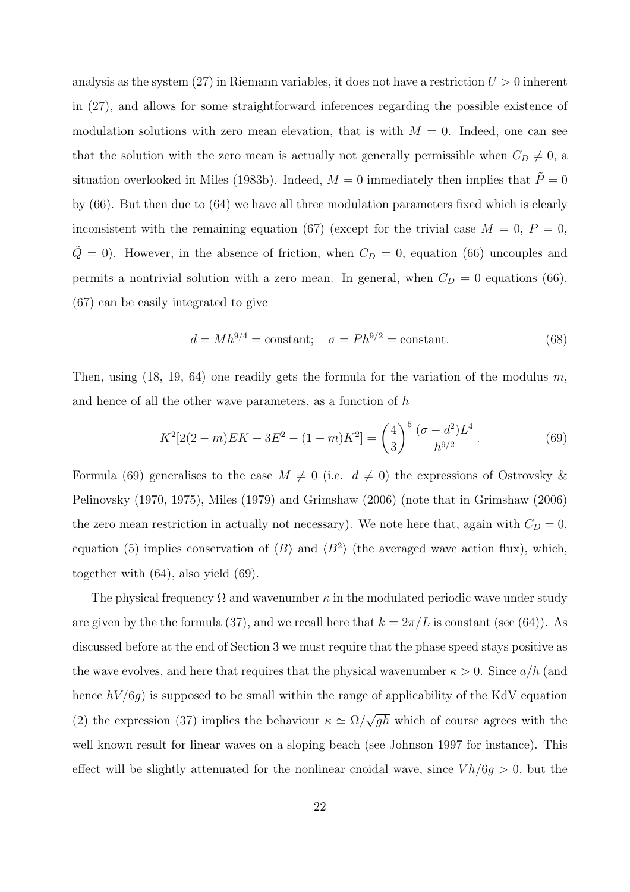analysis as the system (27) in Riemann variables, it does not have a restriction $U > 0$ inherent in (27), and allows for some straightforward inferences regarding the possible existence of modulation solutions with zero mean elevation, that is with $M = 0$. Indeed, one can see that the solution with the zero mean is actually not generally permissible when $C_D \neq 0$, a situation overlooked in Miles (1983b). Indeed, $M = 0$ immediately then implies that $\tilde{P} = 0$ by (66). But then due to (64) we have all three modulation parameters fixed which is clearly inconsistent with the remaining equation (67) (except for the trivial case $M = 0$, $P = 0$, $\tilde{Q} = 0$). However, in the absence of friction, when $C_D = 0$, equation (66) uncouples and permits a nontrivial solution with a zero mean. In general, when $C_D = 0$ equations (66), (67) can be easily integrated to give

$$d = Mh^{9/4} = \text{constant}; \quad \sigma = Ph^{9/2} = \text{constant}. \tag{68}$$

Then, using (18, 19, 64) one readily gets the formula for the variation of the modulus $m$, and hence of all the other wave parameters, as a function of $h$

$$K^2[2(2-m)EK - 3E^2 - (1-m)K^2] = \left(\frac{4}{3}\right)^5 \frac{(\sigma - d^2)L^4}{h^{9/2}}. \tag{69}$$

Formula (69) generalises to the case $M \neq 0$ (i.e. $d \neq 0$) the expressions of Ostrovsky & Pelinovsky (1970, 1975), Miles (1979) and Grimshaw (2006) (note that in Grimshaw (2006) the zero mean restriction in actually not necessary). We note here that, again with $C_D = 0$, equation (5) implies conservation of $\langle B \rangle$ and $\langle B^2 \rangle$ (the averaged wave action flux), which, together with (64), also yield (69).

The physical frequency $\Omega$ and wavenumber $\kappa$ in the modulated periodic wave under study are given by the the formula (37), and we recall here that $k = 2\pi/L$ is constant (see (64)). As discussed before at the end of Section 3 we must require that the phase speed stays positive as the wave evolves, and here that requires that the physical wavenumber $\kappa > 0$. Since $a/h$ (and hence $hV/6g$) is supposed to be small within the range of applicability of the KdV equation (2) the expression (37) implies the behaviour $\kappa \simeq \Omega/\sqrt{gh}$ which of course agrees with the well known result for linear waves on a sloping beach (see Johnson 1997 for instance). This effect will be slightly attenuated for the nonlinear cnoidal wave, since $Vh/6g > 0$, but the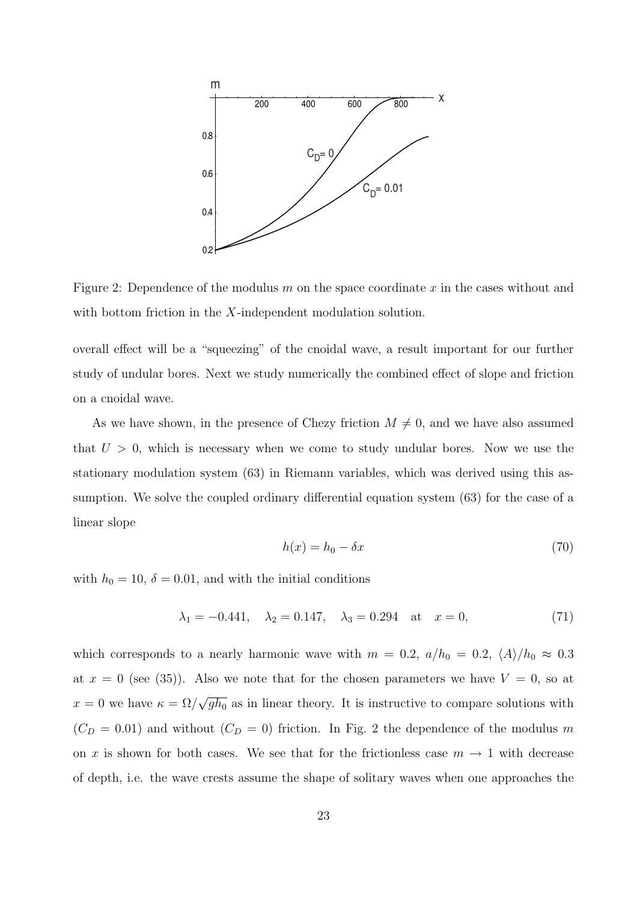Figure 2: Dependence of the modulus $m$ on the space coordinate $x$ in the cases without and with bottom friction in the $X$-independent modulation solution.

overall effect will be a "squeezing" of the cnoidal wave, a result important for our further study of undular bores. Next we study numerically the combined effect of slope and friction on a cnoidal wave.

As we have shown, in the presence of Chezy friction $M \neq 0$, and we have also assumed that $U > 0$, which is necessary when we come to study undular bores. Now we use the stationary modulation system (63) in Riemann variables, which was derived using this assumption. We solve the coupled ordinary differential equation system (63) for the case of a linear slope

$$h(x) = h_0 - \delta x \tag{70}$$

with $h_0 = 10$, $\delta = 0.01$, and with the initial conditions

$$\lambda_1 = -0.441, \quad \lambda_2 = 0.147, \quad \lambda_3 = 0.294 \quad \text{at} \quad x = 0, \tag{71}$$

which corresponds to a nearly harmonic wave with $m = 0.2$, $a/h_0 = 0.2$, $\langle A \rangle / h_0 \approx 0.3$ at $x = 0$ (see (35)). Also we note that for the chosen parameters we have $V = 0$, so at $x = 0$ we have $\kappa = \Omega/\sqrt{gh_0}$ as in linear theory. It is instructive to compare solutions with ($C_D = 0.01$) and without ($C_D = 0$) friction. In Fig. 2 the dependence of the modulus $m$ on $x$ is shown for both cases. We see that for the frictionless case $m \to 1$ with decrease of depth, i.e. the wave crests assume the shape of solitary waves when one approaches the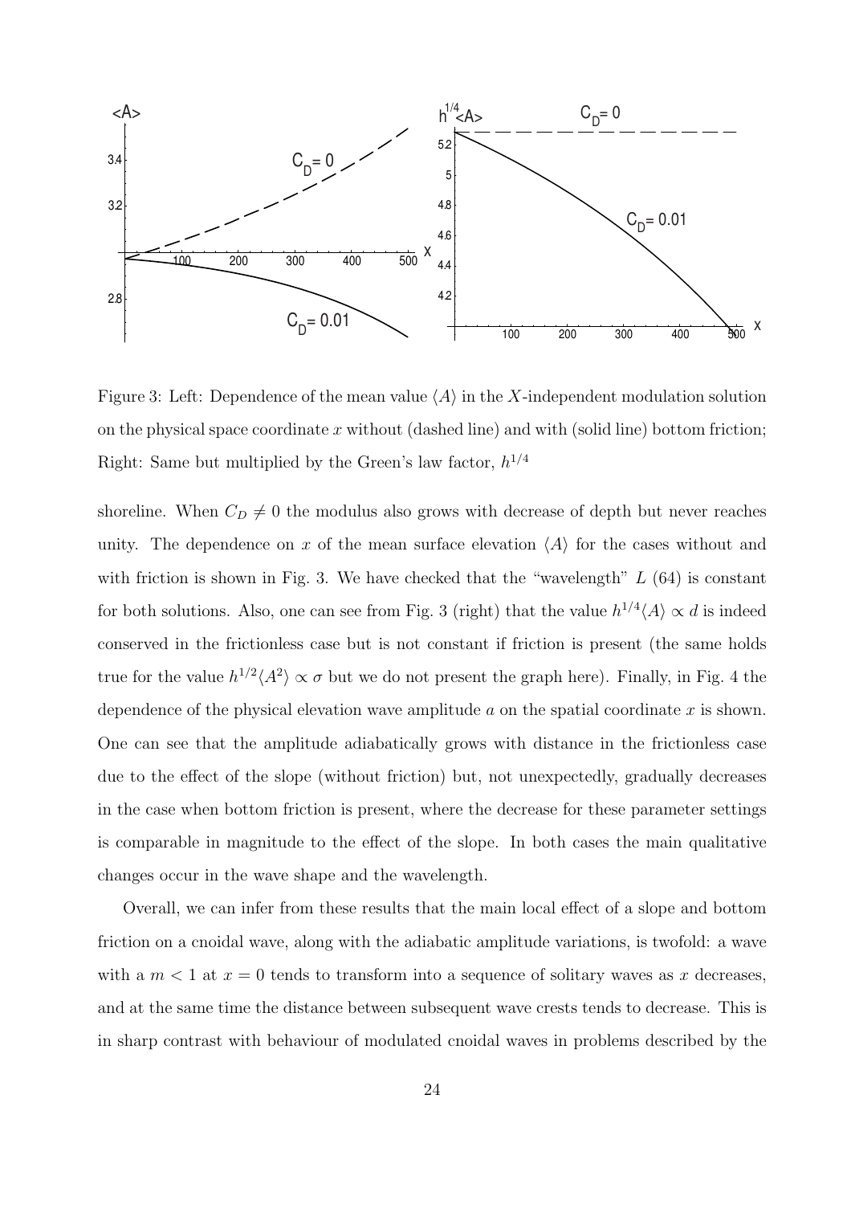Figure 3: Left: Dependence of the mean value $\langle A \rangle$ in the $X$-independent modulation solution on the physical space coordinate $x$ without (dashed line) and with (solid line) bottom friction; Right: Same but multiplied by the Green's law factor, $h^{1/4}$

shoreline. When $C_D \neq 0$ the modulus also grows with decrease of depth but never reaches unity. The dependence on $x$ of the mean surface elevation $\langle A \rangle$ for the cases without and with friction is shown in Fig. 3. We have checked that the "wavelength" $L$ (64) is constant for both solutions. Also, one can see from Fig. 3 (right) that the value $h^{1/4}\langle A \rangle \propto d$ is indeed conserved in the frictionless case but is not constant if friction is present (the same holds true for the value $h^{1/2}\langle A^2 \rangle \propto \sigma$ but we do not present the graph here). Finally, in Fig. 4 the dependence of the physical elevation wave amplitude $a$ on the spatial coordinate $x$ is shown. One can see that the amplitude adiabatically grows with distance in the frictionless case due to the effect of the slope (without friction) but, not unexpectedly, gradually decreases in the case when bottom friction is present, where the decrease for these parameter settings is comparable in magnitude to the effect of the slope. In both cases the main qualitative changes occur in the wave shape and the wavelength.

Overall, we can infer from these results that the main local effect of a slope and bottom friction on a cnoidal wave, along with the adiabatic amplitude variations, is twofold: a wave with a $m < 1$ at $x = 0$ tends to transform into a sequence of solitary waves as $x$ decreases, and at the same time the distance between subsequent wave crests tends to decrease. This is in sharp contrast with behaviour of modulated cnoidal waves in problems described by the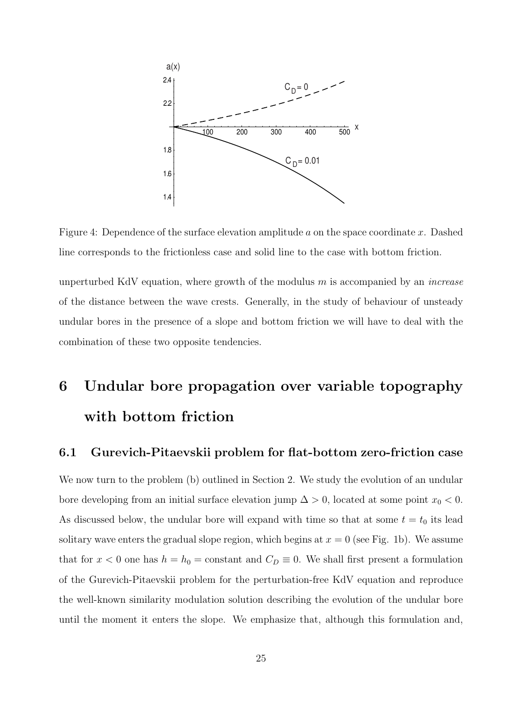Figure 4: Dependence of the surface elevation amplitude $a$ on the space coordinate $x$. Dashed line corresponds to the frictionless case and solid line to the case with bottom friction.

unperturbed KdV equation, where growth of the modulus $m$ is accompanied by an *increase* of the distance between the wave crests. Generally, in the study of behaviour of unsteady undular bores in the presence of a slope and bottom friction we will have to deal with the combination of these two opposite tendencies.

# 6 Undular bore propagation over variable topography with bottom friction

## 6.1 Gurevich-Pitaevskii problem for flat-bottom zero-friction case

We now turn to the problem (b) outlined in Section 2. We study the evolution of an undular bore developing from an initial surface elevation jump $\Delta > 0$, located at some point $x_0 < 0$. As discussed below, the undular bore will expand with time so that at some $t = t_0$ its lead solitary wave enters the gradual slope region, which begins at $x = 0$ (see Fig. 1b). We assume that for $x < 0$ one has $h = h_0 =$ constant and $C_D \equiv 0$. We shall first present a formulation of the Gurevich-Pitaevskii problem for the perturbation-free KdV equation and reproduce the well-known similarity modulation solution describing the evolution of the undular bore until the moment it enters the slope. We emphasize that, although this formulation and,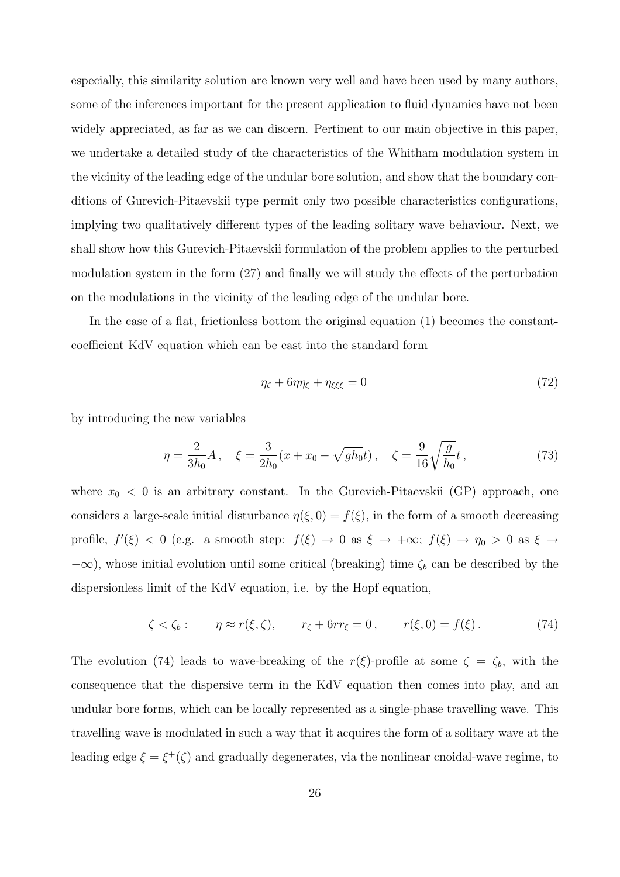especially, this similarity solution are known very well and have been used by many authors, some of the inferences important for the present application to fluid dynamics have not been widely appreciated, as far as we can discern. Pertinent to our main objective in this paper, we undertake a detailed study of the characteristics of the Whitham modulation system in the vicinity of the leading edge of the undular bore solution, and show that the boundary conditions of Gurevich-Pitaevskii type permit only two possible characteristics configurations, implying two qualitatively different types of the leading solitary wave behaviour. Next, we shall show how this Gurevich-Pitaevskii formulation of the problem applies to the perturbed modulation system in the form (27) and finally we will study the effects of the perturbation on the modulations in the vicinity of the leading edge of the undular bore.

In the case of a flat, frictionless bottom the original equation (1) becomes the constant-coefficient KdV equation which can be cast into the standard form

$$\eta_\zeta + 6\eta\eta_\xi + \eta_{\xi\xi\xi} = 0 \tag{72}$$

by introducing the new variables

$$\eta = \frac{2}{3h_0}A\,, \quad \xi = \frac{3}{2h_0}(x + x_0 - \sqrt{gh_0}t)\,, \quad \zeta = \frac{9}{16}\sqrt{\frac{g}{h_0}}t\,, \tag{73}$$

where $x_0 < 0$ is an arbitrary constant. In the Gurevich-Pitaevskii (GP) approach, one considers a large-scale initial disturbance $\eta(\xi, 0) = f(\xi)$, in the form of a smooth decreasing profile, $f'(\xi) < 0$ (e.g. a smooth step: $f(\xi) \to 0$ as $\xi \to +\infty$; $f(\xi) \to \eta_0 > 0$ as $\xi \to -\infty$), whose initial evolution until some critical (breaking) time $\zeta_b$ can be described by the dispersionless limit of the KdV equation, i.e. by the Hopf equation,

$$\zeta < \zeta_b: \qquad \eta \approx r(\xi, \zeta), \qquad r_\zeta + 6rr_\xi = 0\,, \qquad r(\xi, 0) = f(\xi)\,. \tag{74}$$

The evolution (74) leads to wave-breaking of the $r(\xi)$-profile at some $\zeta = \zeta_b$, with the consequence that the dispersive term in the KdV equation then comes into play, and an undular bore forms, which can be locally represented as a single-phase travelling wave. This travelling wave is modulated in such a way that it acquires the form of a solitary wave at the leading edge $\xi = \xi^+(\zeta)$ and gradually degenerates, via the nonlinear cnoidal-wave regime, to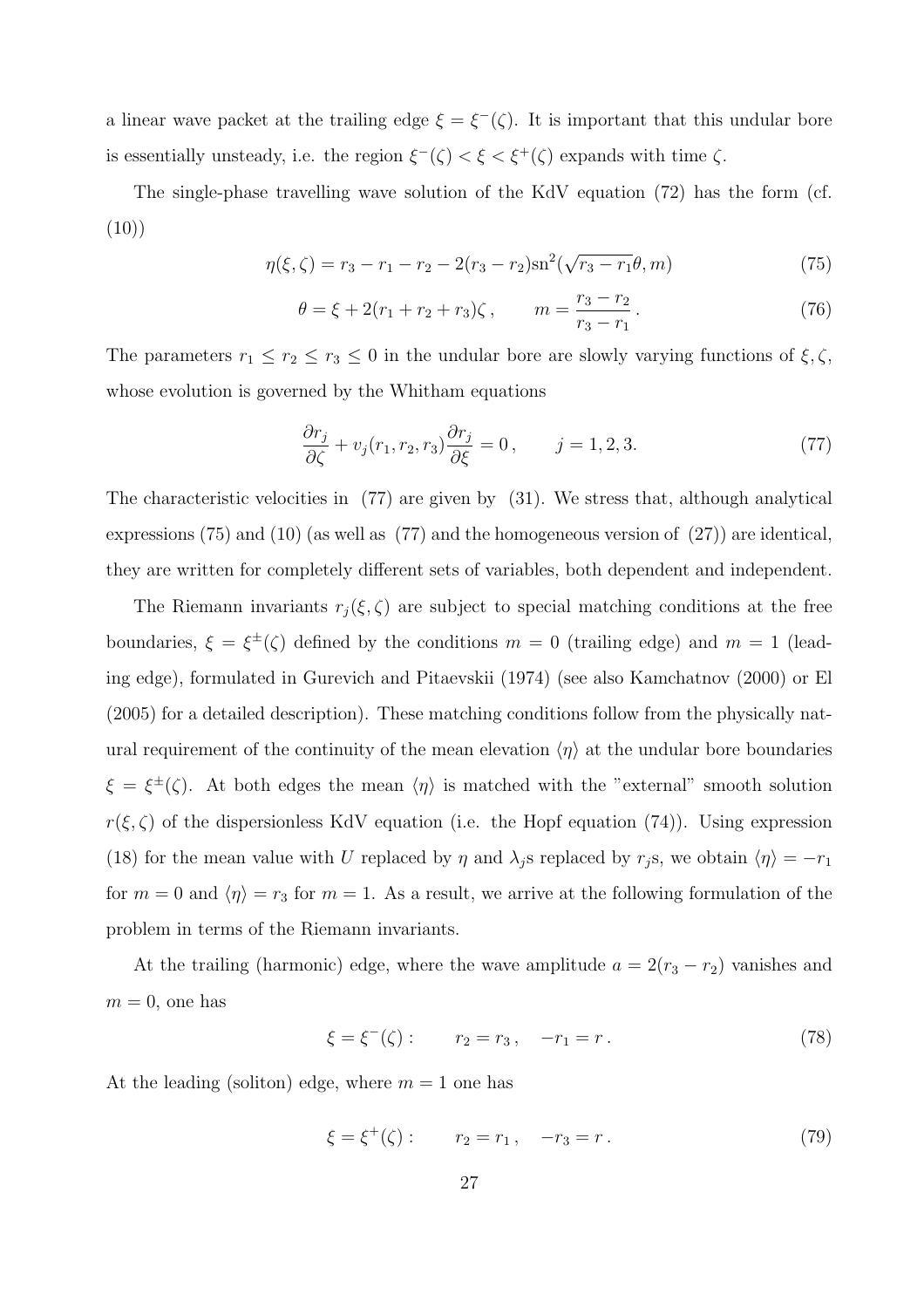a linear wave packet at the trailing edge $\xi = \xi^-(\zeta)$. It is important that this undular bore is essentially unsteady, i.e. the region $\xi^-(\zeta) < \xi < \xi^+(\zeta)$ expands with time $\zeta$.

The single-phase travelling wave solution of the KdV equation (72) has the form (cf. (10))

$$\eta(\xi, \zeta) = r_3 - r_1 - r_2 - 2(r_3 - r_2)\mathrm{sn}^2(\sqrt{r_3 - r_1}\theta, m) \tag{75}$$

$$\theta = \xi + 2(r_1 + r_2 + r_3)\zeta \,, \qquad m = \frac{r_3 - r_2}{r_3 - r_1} \,. \tag{76}$$

The parameters $r_1 \le r_2 \le r_3 \le 0$ in the undular bore are slowly varying functions of $\xi, \zeta$, whose evolution is governed by the Whitham equations

$$\frac{\partial r_j}{\partial \zeta} + v_j(r_1, r_2, r_3)\frac{\partial r_j}{\partial \xi} = 0 \,, \qquad j = 1, 2, 3. \tag{77}$$

The characteristic velocities in (77) are given by (31). We stress that, although analytical expressions (75) and (10) (as well as (77) and the homogeneous version of (27)) are identical, they are written for completely different sets of variables, both dependent and independent.

The Riemann invariants $r_j(\xi, \zeta)$ are subject to special matching conditions at the free boundaries, $\xi = \xi^\pm(\zeta)$ defined by the conditions $m = 0$ (trailing edge) and $m = 1$ (leading edge), formulated in Gurevich and Pitaevskii (1974) (see also Kamchatnov (2000) or El (2005) for a detailed description). These matching conditions follow from the physically natural requirement of the continuity of the mean elevation $\langle \eta \rangle$ at the undular bore boundaries $\xi = \xi^\pm(\zeta)$. At both edges the mean $\langle \eta \rangle$ is matched with the "external" smooth solution $r(\xi, \zeta)$ of the dispersionless KdV equation (i.e. the Hopf equation (74)). Using expression (18) for the mean value with $U$ replaced by $\eta$ and $\lambda_j$s replaced by $r_j$s, we obtain $\langle \eta \rangle = -r_1$ for $m = 0$ and $\langle \eta \rangle = r_3$ for $m = 1$. As a result, we arrive at the following formulation of the problem in terms of the Riemann invariants.

At the trailing (harmonic) edge, where the wave amplitude $a = 2(r_3 - r_2)$ vanishes and $m = 0$, one has

$$\xi = \xi^-(\zeta): \qquad r_2 = r_3 \,, \quad -r_1 = r \,. \tag{78}$$

At the leading (soliton) edge, where $m = 1$ one has

$$\xi = \xi^+(\zeta): \qquad r_2 = r_1 \,, \quad -r_3 = r \,. \tag{79}$$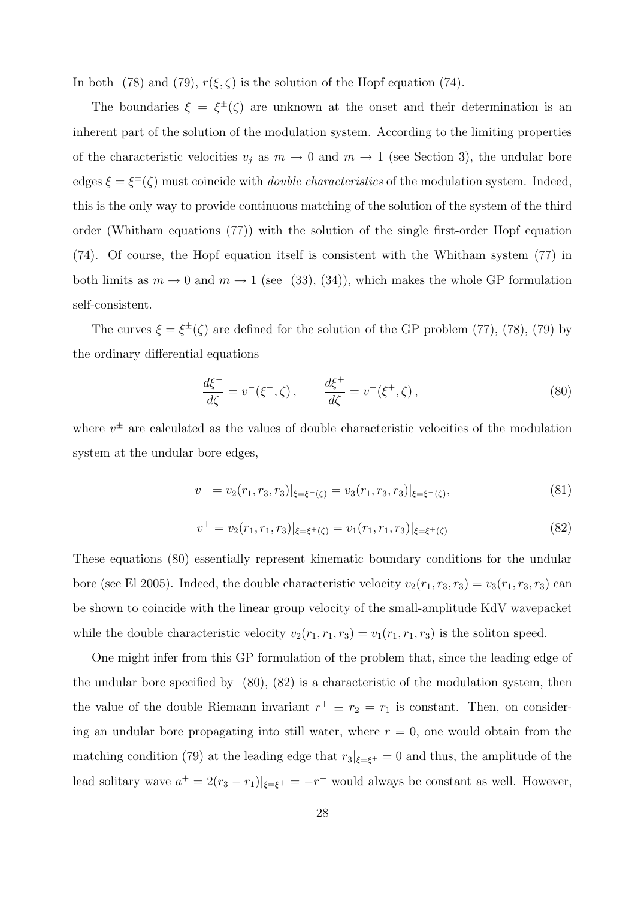In both (78) and (79), $r(\xi, \zeta)$ is the solution of the Hopf equation (74).

The boundaries $\xi = \xi^{\pm}(\zeta)$ are unknown at the onset and their determination is an inherent part of the solution of the modulation system. According to the limiting properties of the characteristic velocities $v_j$ as $m \to 0$ and $m \to 1$ (see Section 3), the undular bore edges $\xi = \xi^{\pm}(\zeta)$ must coincide with *double characteristics* of the modulation system. Indeed, this is the only way to provide continuous matching of the solution of the system of the third order (Whitham equations (77)) with the solution of the single first-order Hopf equation (74). Of course, the Hopf equation itself is consistent with the Whitham system (77) in both limits as $m \to 0$ and $m \to 1$ (see (33), (34)), which makes the whole GP formulation self-consistent.

The curves $\xi = \xi^{\pm}(\zeta)$ are defined for the solution of the GP problem (77), (78), (79) by the ordinary differential equations

$$\frac{d\xi^-}{d\zeta} = v^-(\xi^-, \zeta)\,, \qquad \frac{d\xi^+}{d\zeta} = v^+(\xi^+, \zeta)\,, \tag{80}$$

where $v^{\pm}$ are calculated as the values of double characteristic velocities of the modulation system at the undular bore edges,

$$v^- = v_2(r_1, r_3, r_3)|_{\xi=\xi^-(\zeta)} = v_3(r_1, r_3, r_3)|_{\xi=\xi^-(\zeta)}, \tag{81}$$

$$v^+ = v_2(r_1, r_1, r_3)|_{\xi=\xi^+(\zeta)} = v_1(r_1, r_1, r_3)|_{\xi=\xi^+(\zeta)} \tag{82}$$

These equations (80) essentially represent kinematic boundary conditions for the undular bore (see El 2005). Indeed, the double characteristic velocity $v_2(r_1, r_3, r_3) = v_3(r_1, r_3, r_3)$ can be shown to coincide with the linear group velocity of the small-amplitude KdV wavepacket while the double characteristic velocity $v_2(r_1, r_1, r_3) = v_1(r_1, r_1, r_3)$ is the soliton speed.

One might infer from this GP formulation of the problem that, since the leading edge of the undular bore specified by (80), (82) is a characteristic of the modulation system, then the value of the double Riemann invariant $r^+ \equiv r_2 = r_1$ is constant. Then, on considering an undular bore propagating into still water, where $r = 0$, one would obtain from the matching condition (79) at the leading edge that $r_3|_{\xi=\xi^+} = 0$ and thus, the amplitude of the lead solitary wave $a^+ = 2(r_3 - r_1)|_{\xi=\xi^+} = -r^+$ would always be constant as well. However,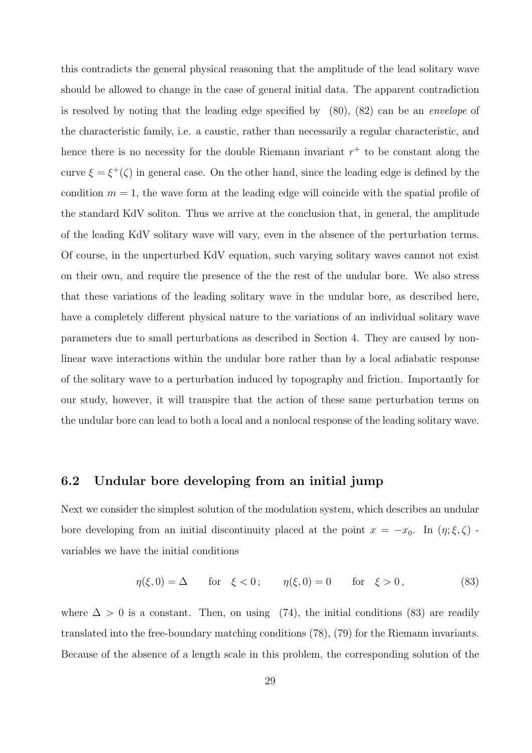this contradicts the general physical reasoning that the amplitude of the lead solitary wave should be allowed to change in the case of general initial data. The apparent contradiction is resolved by noting that the leading edge specified by (80), (82) can be an *envelope* of the characteristic family, i.e. a caustic, rather than necessarily a regular characteristic, and hence there is no necessity for the double Riemann invariant $r^+$ to be constant along the curve $\xi = \xi^+(\zeta)$ in general case. On the other hand, since the leading edge is defined by the condition $m = 1$, the wave form at the leading edge will coincide with the spatial profile of the standard KdV soliton. Thus we arrive at the conclusion that, in general, the amplitude of the leading KdV solitary wave will vary, even in the absence of the perturbation terms. Of course, in the unperturbed KdV equation, such varying solitary waves cannot not exist on their own, and require the presence of the the rest of the undular bore. We also stress that these variations of the leading solitary wave in the undular bore, as described here, have a completely different physical nature to the variations of an individual solitary wave parameters due to small perturbations as described in Section 4. They are caused by nonlinear wave interactions within the undular bore rather than by a local adiabatic response of the solitary wave to a perturbation induced by topography and friction. Importantly for our study, however, it will transpire that the action of these same perturbation terms on the undular bore can lead to both a local and a nonlocal response of the leading solitary wave.

### 6.2 Undular bore developing from an initial jump

Next we consider the simplest solution of the modulation system, which describes an undular bore developing from an initial discontinuity placed at the point $x = -x_0$. In $(\eta; \xi, \zeta)$ - variables we have the initial conditions

$$\eta(\xi, 0) = \Delta \qquad \text{for} \quad \xi < 0\,; \qquad \eta(\xi, 0) = 0 \qquad \text{for} \quad \xi > 0\,, \tag{83}$$

where $\Delta > 0$ is a constant. Then, on using (74), the initial conditions (83) are readily translated into the free-boundary matching conditions (78), (79) for the Riemann invariants. Because of the absence of a length scale in this problem, the corresponding solution of the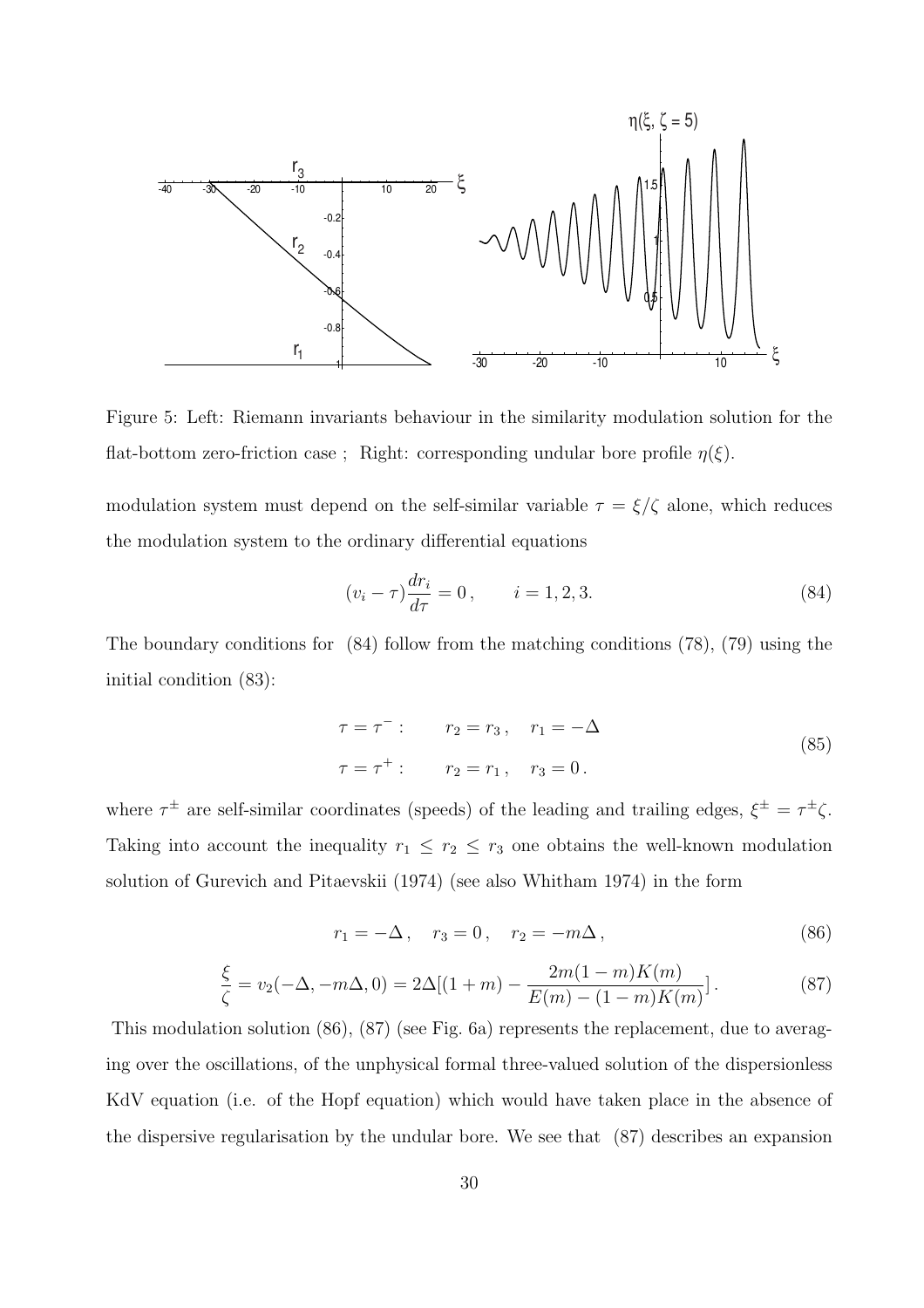Figure 5: Left: Riemann invariants behaviour in the similarity modulation solution for the flat-bottom zero-friction case ; Right: corresponding undular bore profile $\eta(\xi)$.

modulation system must depend on the self-similar variable $\tau = \xi/\zeta$ alone, which reduces the modulation system to the ordinary differential equations

$$
(v_i - \tau)\frac{dr_i}{d\tau} = 0\,, \qquad i = 1, 2, 3. \tag{84}
$$

The boundary conditions for (84) follow from the matching conditions (78), (79) using the initial condition (83):

$$
\begin{aligned}
\tau = \tau^- : \qquad & r_2 = r_3\,, \quad r_1 = -\Delta \\
\tau = \tau^+ : \qquad & r_2 = r_1\,, \quad r_3 = 0\,.
\end{aligned} \tag{85}
$$

where $\tau^\pm$ are self-similar coordinates (speeds) of the leading and trailing edges, $\xi^\pm = \tau^\pm \zeta$. Taking into account the inequality $r_1 \le r_2 \le r_3$ one obtains the well-known modulation solution of Gurevich and Pitaevskii (1974) (see also Whitham 1974) in the form

$$
r_1 = -\Delta\,, \quad r_3 = 0\,, \quad r_2 = -m\Delta\,, \tag{86}
$$

$$
\frac{\xi}{\zeta} = v_2(-\Delta, -m\Delta, 0) = 2\Delta[(1+m) - \frac{2m(1-m)K(m)}{E(m) - (1-m)K(m)}]\,. \tag{87}
$$

This modulation solution (86), (87) (see Fig. 6a) represents the replacement, due to averaging over the oscillations, of the unphysical formal three-valued solution of the dispersionless KdV equation (i.e. of the Hopf equation) which would have taken place in the absence of the dispersive regularisation by the undular bore. We see that (87) describes an expansion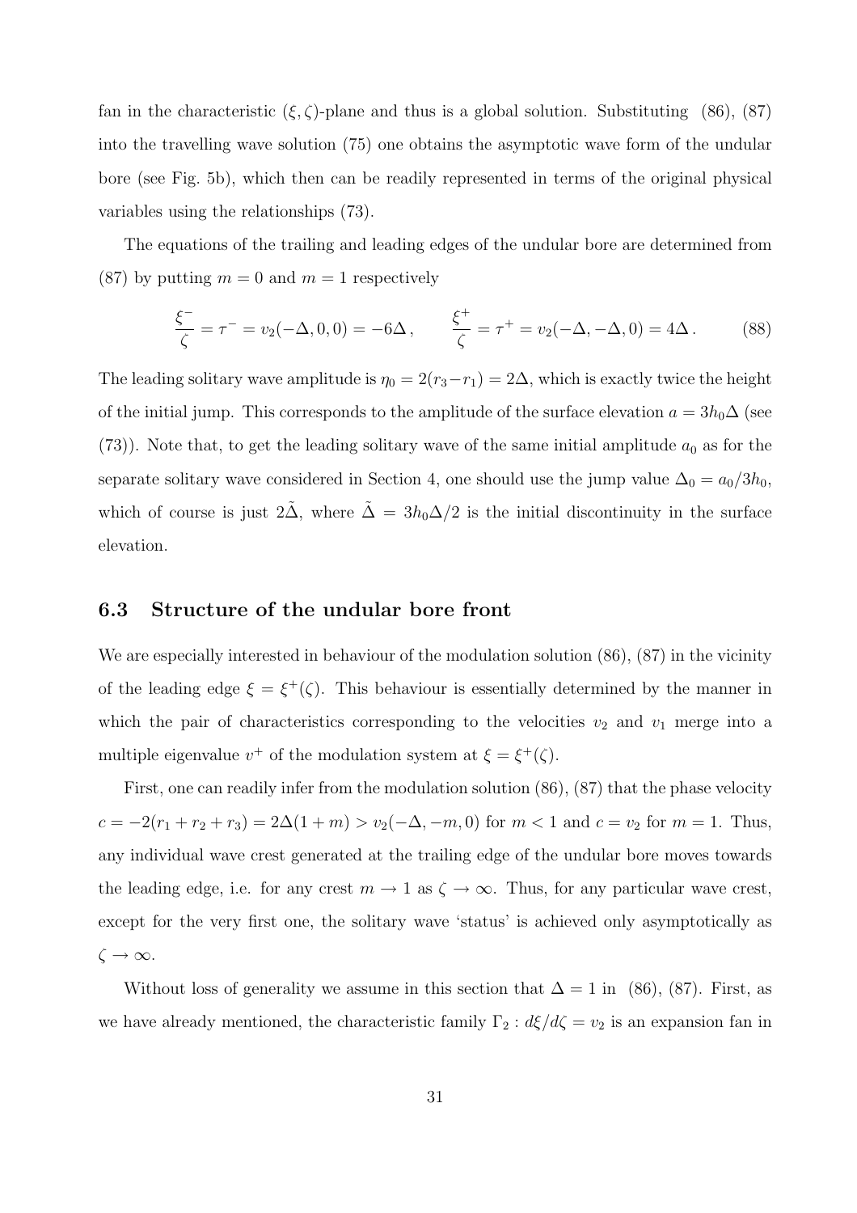fan in the characteristic $(\xi, \zeta)$-plane and thus is a global solution. Substituting (86), (87) into the travelling wave solution (75) one obtains the asymptotic wave form of the undular bore (see Fig. 5b), which then can be readily represented in terms of the original physical variables using the relationships (73).

The equations of the trailing and leading edges of the undular bore are determined from (87) by putting $m = 0$ and $m = 1$ respectively

$$\frac{\xi^-}{\zeta} = \tau^- = v_2(-\Delta, 0, 0) = -6\Delta \,, \qquad \frac{\xi^+}{\zeta} = \tau^+ = v_2(-\Delta, -\Delta, 0) = 4\Delta \,. \tag{88}$$

The leading solitary wave amplitude is $\eta_0 = 2(r_3 - r_1) = 2\Delta$, which is exactly twice the height of the initial jump. This corresponds to the amplitude of the surface elevation $a = 3h_0\Delta$ (see (73)). Note that, to get the leading solitary wave of the same initial amplitude $a_0$ as for the separate solitary wave considered in Section 4, one should use the jump value $\Delta_0 = a_0/3h_0$, which of course is just $2\tilde{\Delta}$, where $\tilde{\Delta} = 3h_0\Delta/2$ is the initial discontinuity in the surface elevation.

### 6.3 Structure of the undular bore front

We are especially interested in behaviour of the modulation solution (86), (87) in the vicinity of the leading edge $\xi = \xi^+(\zeta)$. This behaviour is essentially determined by the manner in which the pair of characteristics corresponding to the velocities $v_2$ and $v_1$ merge into a multiple eigenvalue $v^+$ of the modulation system at $\xi = \xi^+(\zeta)$.

First, one can readily infer from the modulation solution (86), (87) that the phase velocity $c = -2(r_1 + r_2 + r_3) = 2\Delta(1 + m) > v_2(-\Delta, -m, 0)$ for $m < 1$ and $c = v_2$ for $m = 1$. Thus, any individual wave crest generated at the trailing edge of the undular bore moves towards the leading edge, i.e. for any crest $m \to 1$ as $\zeta \to \infty$. Thus, for any particular wave crest, except for the very first one, the solitary wave 'status' is achieved only asymptotically as $\zeta \to \infty$.

Without loss of generality we assume in this section that $\Delta = 1$ in (86), (87). First, as we have already mentioned, the characteristic family $\Gamma_2 : d\xi/d\zeta = v_2$ is an expansion fan in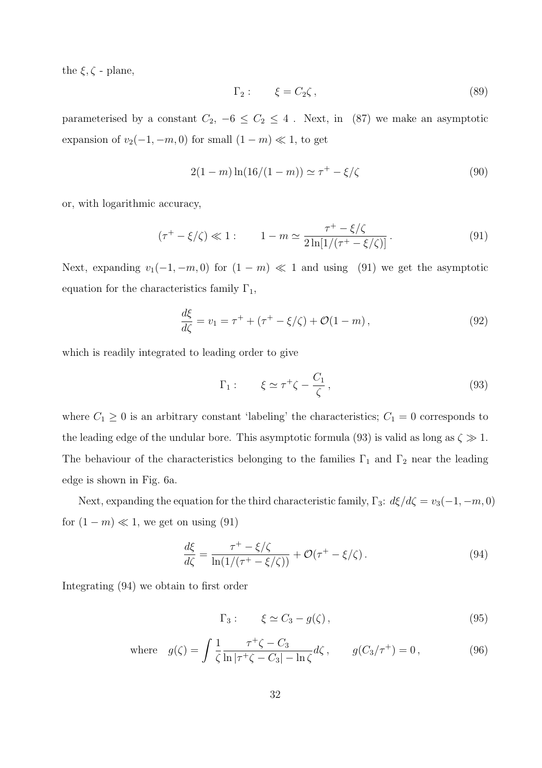the $\xi, \zeta$ - plane,

$$\Gamma_2: \qquad \xi = C_2 \zeta \,, \tag{89}$$

parameterised by a constant $C_2$, $-6 \leq C_2 \leq 4$ . Next, in (87) we make an asymptotic expansion of $v_2(-1, -m, 0)$ for small $(1-m) \ll 1$, to get

$$2(1-m)\ln(16/(1-m)) \simeq \tau^+ - \xi/\zeta \tag{90}$$

or, with logarithmic accuracy,

$$(\tau^+ - \xi/\zeta) \ll 1: \qquad 1 - m \simeq \frac{\tau^+ - \xi/\zeta}{2\ln[1/(\tau^+ - \xi/\zeta)]} \,. \tag{91}$$

Next, expanding $v_1(-1, -m, 0)$ for $(1-m) \ll 1$ and using (91) we get the asymptotic equation for the characteristics family $\Gamma_1$,

$$\frac{d\xi}{d\zeta} = v_1 = \tau^+ + (\tau^+ - \xi/\zeta) + \mathcal{O}(1-m) \,, \tag{92}$$

which is readily integrated to leading order to give

$$\Gamma_1: \qquad \xi \simeq \tau^+ \zeta - \frac{C_1}{\zeta} \,, \tag{93}$$

where $C_1 \geq 0$ is an arbitrary constant 'labeling' the characteristics; $C_1 = 0$ corresponds to the leading edge of the undular bore. This asymptotic formula (93) is valid as long as $\zeta \gg 1$. The behaviour of the characteristics belonging to the families $\Gamma_1$ and $\Gamma_2$ near the leading edge is shown in Fig. 6a.

Next, expanding the equation for the third characteristic family, $\Gamma_3$: $d\xi/d\zeta = v_3(-1, -m, 0)$ for $(1-m) \ll 1$, we get on using (91)

$$\frac{d\xi}{d\zeta} = \frac{\tau^+ - \xi/\zeta}{\ln(1/(\tau^+ - \xi/\zeta))} + \mathcal{O}(\tau^+ - \xi/\zeta) \,. \tag{94}$$

Integrating (94) we obtain to first order

$$\Gamma_3: \qquad \xi \simeq C_3 - g(\zeta) \,, \tag{95}$$

$$\text{where} \quad g(\zeta) = \int \frac{1}{\zeta} \frac{\tau^+ \zeta - C_3}{\ln|\tau^+ \zeta - C_3| - \ln \zeta} d\zeta \,, \qquad g(C_3/\tau^+) = 0 \,, \tag{96}$$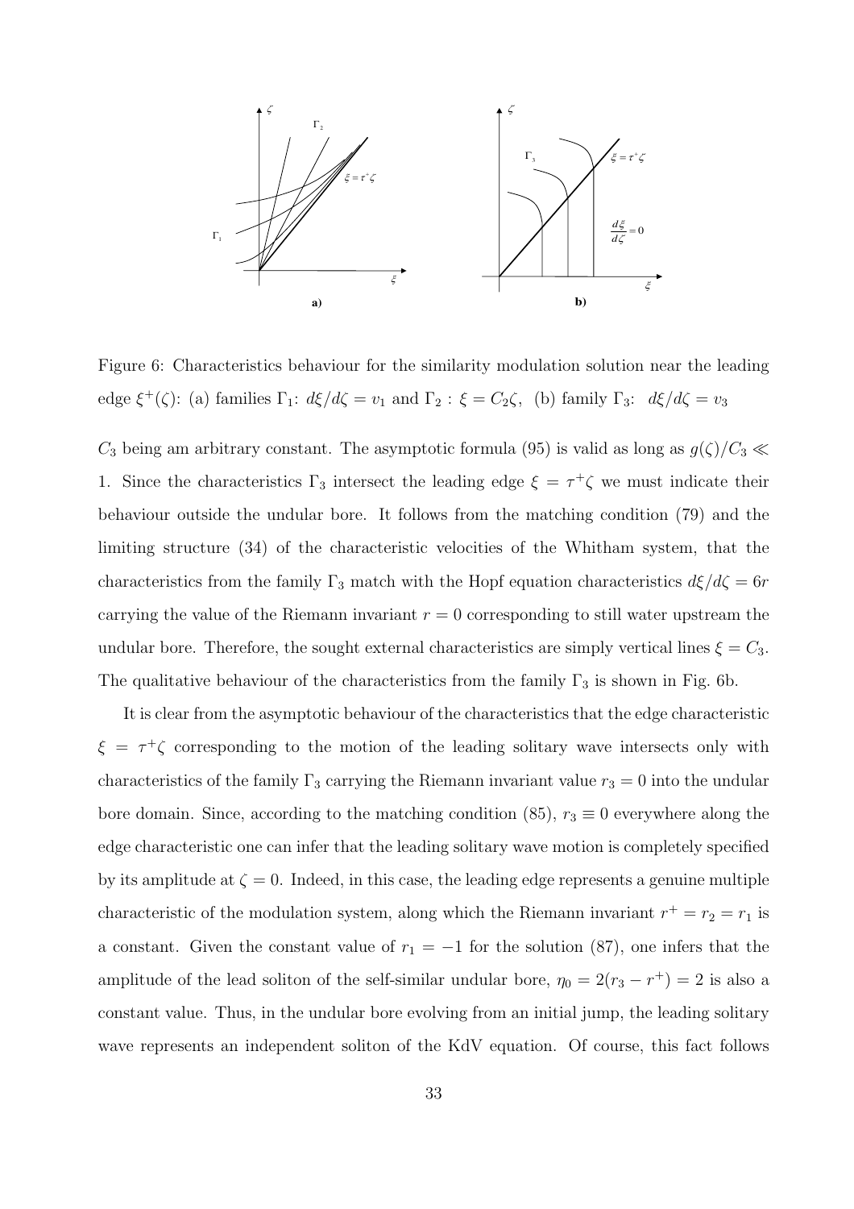Figure 6: Characteristics behaviour for the similarity modulation solution near the leading edge $\xi^+(\zeta)$: (a) families $\Gamma_1$: $d\xi/d\zeta = v_1$ and $\Gamma_2$ : $\xi = C_2\zeta$, (b) family $\Gamma_3$: $d\xi/d\zeta = v_3$

$C_3$ being am arbitrary constant. The asymptotic formula (95) is valid as long as $g(\zeta)/C_3 \ll 1$. Since the characteristics $\Gamma_3$ intersect the leading edge $\xi = \tau^+\zeta$ we must indicate their behaviour outside the undular bore. It follows from the matching condition (79) and the limiting structure (34) of the characteristic velocities of the Whitham system, that the characteristics from the family $\Gamma_3$ match with the Hopf equation characteristics $d\xi/d\zeta = 6r$ carrying the value of the Riemann invariant $r = 0$ corresponding to still water upstream the undular bore. Therefore, the sought external characteristics are simply vertical lines $\xi = C_3$. The qualitative behaviour of the characteristics from the family $\Gamma_3$ is shown in Fig. 6b.

It is clear from the asymptotic behaviour of the characteristics that the edge characteristic $\xi = \tau^+\zeta$ corresponding to the motion of the leading solitary wave intersects only with characteristics of the family $\Gamma_3$ carrying the Riemann invariant value $r_3 = 0$ into the undular bore domain. Since, according to the matching condition (85), $r_3 \equiv 0$ everywhere along the edge characteristic one can infer that the leading solitary wave motion is completely specified by its amplitude at $\zeta = 0$. Indeed, in this case, the leading edge represents a genuine multiple characteristic of the modulation system, along which the Riemann invariant $r^+ = r_2 = r_1$ is a constant. Given the constant value of $r_1 = -1$ for the solution (87), one infers that the amplitude of the lead soliton of the self-similar undular bore, $\eta_0 = 2(r_3 - r^+) = 2$ is also a constant value. Thus, in the undular bore evolving from an initial jump, the leading solitary wave represents an independent soliton of the KdV equation. Of course, this fact follows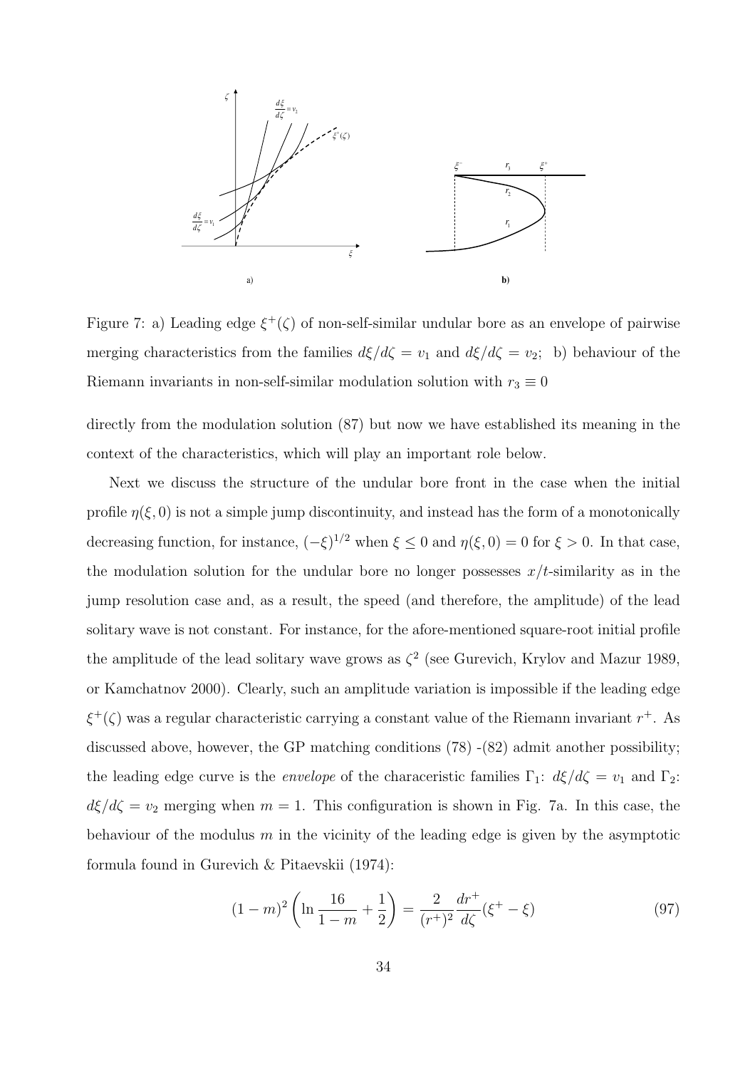Figure 7: a) Leading edge $\xi^+(\zeta)$ of non-self-similar undular bore as an envelope of pairwise merging characteristics from the families $d\xi/d\zeta = v_1$ and $d\xi/d\zeta = v_2$; b) behaviour of the Riemann invariants in non-self-similar modulation solution with $r_3 \equiv 0$

directly from the modulation solution (87) but now we have established its meaning in the context of the characteristics, which will play an important role below.

Next we discuss the structure of the undular bore front in the case when the initial profile $\eta(\xi, 0)$ is not a simple jump discontinuity, and instead has the form of a monotonically decreasing function, for instance, $(-\xi)^{1/2}$ when $\xi \leq 0$ and $\eta(\xi, 0) = 0$ for $\xi > 0$. In that case, the modulation solution for the undular bore no longer possesses $x/t$-similarity as in the jump resolution case and, as a result, the speed (and therefore, the amplitude) of the lead solitary wave is not constant. For instance, for the afore-mentioned square-root initial profile the amplitude of the lead solitary wave grows as $\zeta^2$ (see Gurevich, Krylov and Mazur 1989, or Kamchatnov 2000). Clearly, such an amplitude variation is impossible if the leading edge $\xi^+(\zeta)$ was a regular characteristic carrying a constant value of the Riemann invariant $r^+$. As discussed above, however, the GP matching conditions (78) -(82) admit another possibility; the leading edge curve is the *envelope* of the characeristic families $\Gamma_1$: $d\xi/d\zeta = v_1$ and $\Gamma_2$: $d\xi/d\zeta = v_2$ merging when $m = 1$. This configuration is shown in Fig. 7a. In this case, the behaviour of the modulus $m$ in the vicinity of the leading edge is given by the asymptotic formula found in Gurevich & Pitaevskii (1974):

$$(1-m)^2 \left( \ln \frac{16}{1-m} + \frac{1}{2} \right) = \frac{2}{(r^+)^2} \frac{dr^+}{d\zeta} (\xi^+ - \xi) \tag{97}$$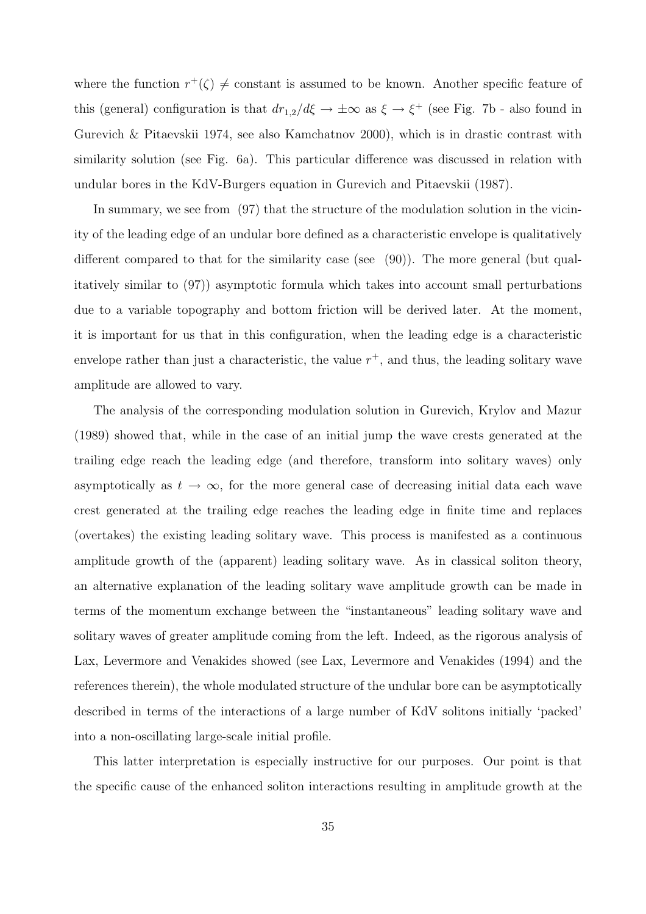where the function $r^+(\zeta) \neq$ constant is assumed to be known. Another specific feature of this (general) configuration is that $dr_{1,2}/d\xi \to \pm\infty$ as $\xi \to \xi^+$ (see Fig. 7b - also found in Gurevich & Pitaevskii 1974, see also Kamchatnov 2000), which is in drastic contrast with similarity solution (see Fig. 6a). This particular difference was discussed in relation with undular bores in the KdV-Burgers equation in Gurevich and Pitaevskii (1987).

In summary, we see from (97) that the structure of the modulation solution in the vicinity of the leading edge of an undular bore defined as a characteristic envelope is qualitatively different compared to that for the similarity case (see (90)). The more general (but qualitatively similar to (97)) asymptotic formula which takes into account small perturbations due to a variable topography and bottom friction will be derived later. At the moment, it is important for us that in this configuration, when the leading edge is a characteristic envelope rather than just a characteristic, the value $r^+$, and thus, the leading solitary wave amplitude are allowed to vary.

The analysis of the corresponding modulation solution in Gurevich, Krylov and Mazur (1989) showed that, while in the case of an initial jump the wave crests generated at the trailing edge reach the leading edge (and therefore, transform into solitary waves) only asymptotically as $t \to \infty$, for the more general case of decreasing initial data each wave crest generated at the trailing edge reaches the leading edge in finite time and replaces (overtakes) the existing leading solitary wave. This process is manifested as a continuous amplitude growth of the (apparent) leading solitary wave. As in classical soliton theory, an alternative explanation of the leading solitary wave amplitude growth can be made in terms of the momentum exchange between the "instantaneous" leading solitary wave and solitary waves of greater amplitude coming from the left. Indeed, as the rigorous analysis of Lax, Levermore and Venakides showed (see Lax, Levermore and Venakides (1994) and the references therein), the whole modulated structure of the undular bore can be asymptotically described in terms of the interactions of a large number of KdV solitons initially 'packed' into a non-oscillating large-scale initial profile.

This latter interpretation is especially instructive for our purposes. Our point is that the specific cause of the enhanced soliton interactions resulting in amplitude growth at the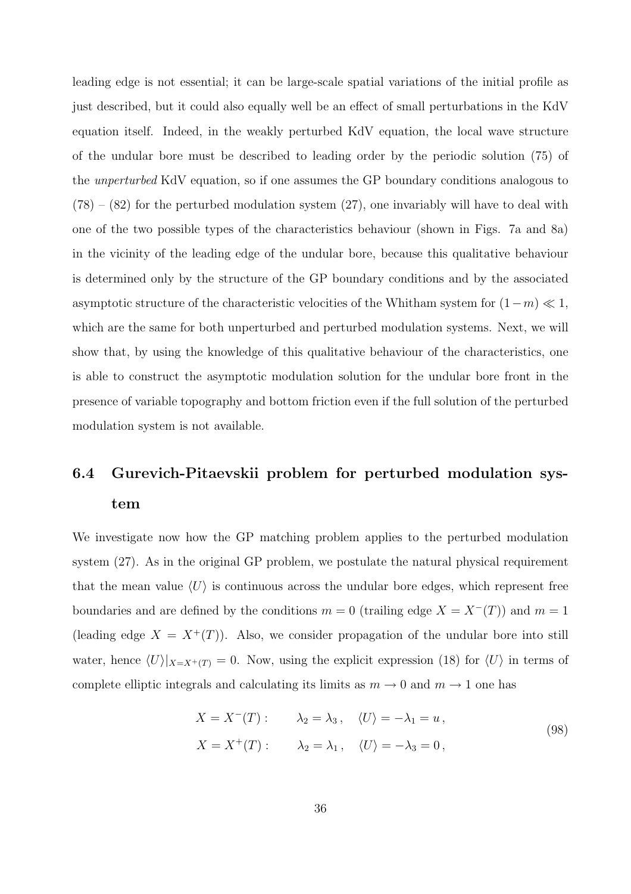leading edge is not essential; it can be large-scale spatial variations of the initial profile as just described, but it could also equally well be an effect of small perturbations in the KdV equation itself. Indeed, in the weakly perturbed KdV equation, the local wave structure of the undular bore must be described to leading order by the periodic solution (75) of the *unperturbed* KdV equation, so if one assumes the GP boundary conditions analogous to (78) – (82) for the perturbed modulation system (27), one invariably will have to deal with one of the two possible types of the characteristics behaviour (shown in Figs. 7a and 8a) in the vicinity of the leading edge of the undular bore, because this qualitative behaviour is determined only by the structure of the GP boundary conditions and by the associated asymptotic structure of the characteristic velocities of the Whitham system for $(1-m) \ll 1$, which are the same for both unperturbed and perturbed modulation systems. Next, we will show that, by using the knowledge of this qualitative behaviour of the characteristics, one is able to construct the asymptotic modulation solution for the undular bore front in the presence of variable topography and bottom friction even if the full solution of the perturbed modulation system is not available.

## 6.4 Gurevich-Pitaevskii problem for perturbed modulation system

We investigate now how the GP matching problem applies to the perturbed modulation system (27). As in the original GP problem, we postulate the natural physical requirement that the mean value $\langle U \rangle$ is continuous across the undular bore edges, which represent free boundaries and are defined by the conditions $m = 0$ (trailing edge $X = X^-(T)$) and $m = 1$ (leading edge $X = X^+(T)$). Also, we consider propagation of the undular bore into still water, hence $\langle U \rangle|_{X=X^+(T)} = 0$. Now, using the explicit expression (18) for $\langle U \rangle$ in terms of complete elliptic integrals and calculating its limits as $m \to 0$ and $m \to 1$ one has

$$
\begin{aligned}
X = X^-(T): \qquad & \lambda_2 = \lambda_3\,, \quad \langle U \rangle = -\lambda_1 = u\,, \\
X = X^+(T): \qquad & \lambda_2 = \lambda_1\,, \quad \langle U \rangle = -\lambda_3 = 0\,,
\end{aligned}
\tag{98}
$$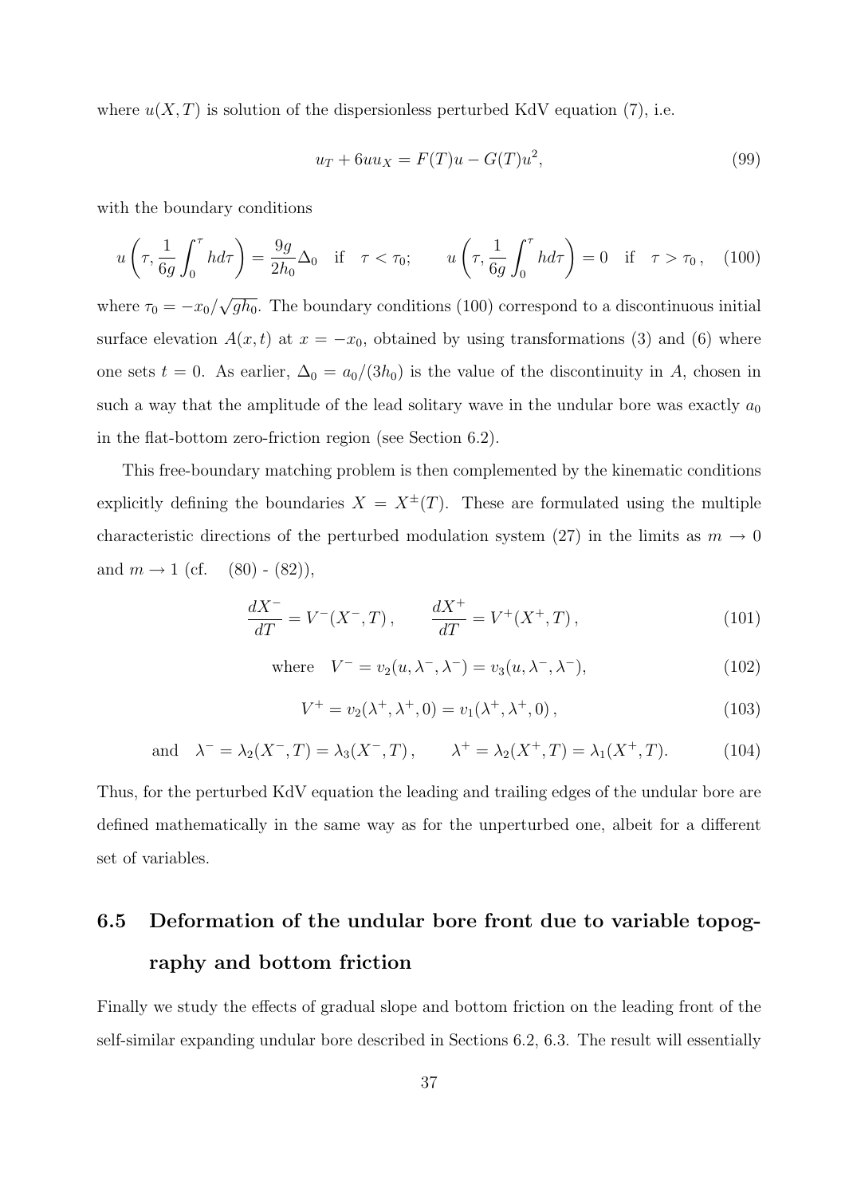where $u(X,T)$ is solution of the dispersionless perturbed KdV equation (7), i.e.

$$u_T + 6uu_X = F(T)u - G(T)u^2, \tag{99}$$

with the boundary conditions

$$u\left(\tau, \frac{1}{6g}\int_0^\tau h d\tau\right) = \frac{9g}{2h_0}\Delta_0 \quad \text{if} \quad \tau < \tau_0; \qquad u\left(\tau, \frac{1}{6g}\int_0^\tau h d\tau\right) = 0 \quad \text{if} \quad \tau > \tau_0\,, \tag{100}$$

where $\tau_0 = -x_0/\sqrt{gh_0}$. The boundary conditions (100) correspond to a discontinuous initial surface elevation $A(x,t)$ at $x = -x_0$, obtained by using transformations (3) and (6) where one sets $t = 0$. As earlier, $\Delta_0 = a_0/(3h_0)$ is the value of the discontinuity in $A$, chosen in such a way that the amplitude of the lead solitary wave in the undular bore was exactly $a_0$ in the flat-bottom zero-friction region (see Section 6.2).

This free-boundary matching problem is then complemented by the kinematic conditions explicitly defining the boundaries $X = X^{\pm}(T)$. These are formulated using the multiple characteristic directions of the perturbed modulation system (27) in the limits as $m \to 0$ and $m \to 1$ (cf. (80) - (82)),

$$\frac{dX^-}{dT} = V^-(X^-,T)\,, \qquad \frac{dX^+}{dT} = V^+(X^+,T)\,, \tag{101}$$

$$\text{where} \quad V^- = v_2(u, \lambda^-, \lambda^-) = v_3(u, \lambda^-, \lambda^-), \tag{102}$$

$$V^+ = v_2(\lambda^+, \lambda^+, 0) = v_1(\lambda^+, \lambda^+, 0)\,, \tag{103}$$

$$\text{and} \quad \lambda^- = \lambda_2(X^-,T) = \lambda_3(X^-,T)\,, \qquad \lambda^+ = \lambda_2(X^+,T) = \lambda_1(X^+,T). \tag{104}$$

Thus, for the perturbed KdV equation the leading and trailing edges of the undular bore are defined mathematically in the same way as for the unperturbed one, albeit for a different set of variables.

## 6.5 Deformation of the undular bore front due to variable topography and bottom friction

Finally we study the effects of gradual slope and bottom friction on the leading front of the self-similar expanding undular bore described in Sections 6.2, 6.3. The result will essentially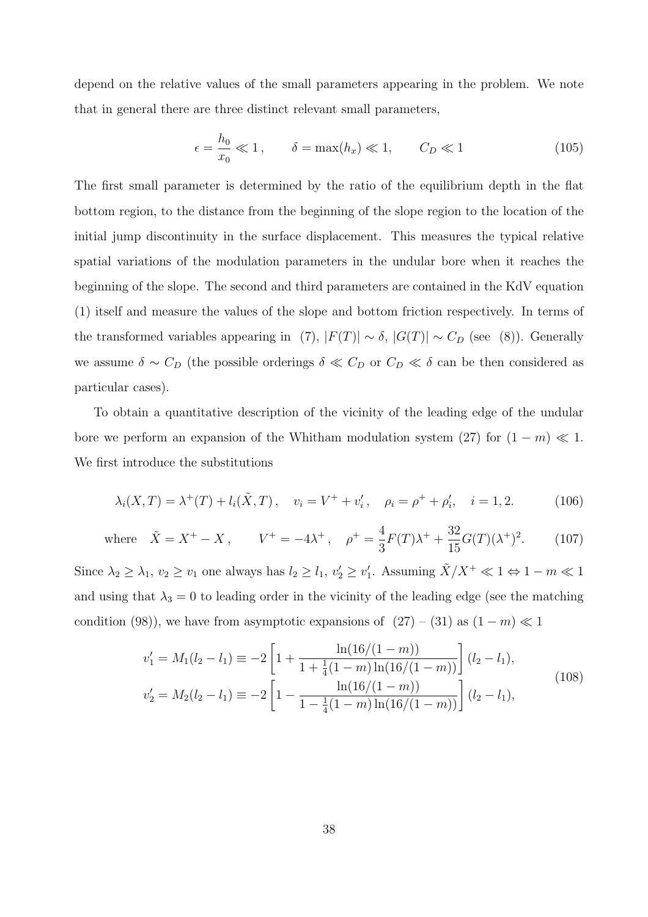depend on the relative values of the small parameters appearing in the problem. We note that in general there are three distinct relevant small parameters,

$$\epsilon = \frac{h_0}{x_0} \ll 1\,, \qquad \delta = \max(h_x) \ll 1, \qquad C_D \ll 1 \tag{105}$$

The first small parameter is determined by the ratio of the equilibrium depth in the flat bottom region, to the distance from the beginning of the slope region to the location of the initial jump discontinuity in the surface displacement. This measures the typical relative spatial variations of the modulation parameters in the undular bore when it reaches the beginning of the slope. The second and third parameters are contained in the KdV equation (1) itself and measure the values of the slope and bottom friction respectively. In terms of the transformed variables appearing in (7), $|F(T)| \sim \delta$, $|G(T)| \sim C_D$ (see (8)). Generally we assume $\delta \sim C_D$ (the possible orderings $\delta \ll C_D$ or $C_D \ll \delta$ can be then considered as particular cases).

To obtain a quantitative description of the vicinity of the leading edge of the undular bore we perform an expansion of the Whitham modulation system (27) for $(1-m) \ll 1$. We first introduce the substitutions

$$\lambda_i(X,T) = \lambda^+(T) + l_i(\tilde{X},T)\,, \quad v_i = V^+ + v_i'\,, \quad \rho_i = \rho^+ + \rho_i', \quad i = 1,2. \tag{106}$$

$$\text{where} \quad \tilde{X} = X^+ - X\,, \qquad V^+ = -4\lambda^+\,, \quad \rho^+ = \frac{4}{3}F(T)\lambda^+ + \frac{32}{15}G(T)(\lambda^+)^2. \tag{107}$$

Since $\lambda_2 \geq \lambda_1$, $v_2 \geq v_1$ one always has $l_2 \geq l_1$, $v_2' \geq v_1'$. Assuming $\tilde{X}/X^+ \ll 1 \Leftrightarrow 1-m \ll 1$ and using that $\lambda_3 = 0$ to leading order in the vicinity of the leading edge (see the matching condition (98)), we have from asymptotic expansions of (27) – (31) as $(1-m) \ll 1$

$$\begin{aligned} v_1' &= M_1(l_2 - l_1) \equiv -2\left[1 + \frac{\ln(16/(1-m))}{1 + \frac{1}{4}(1-m)\ln(16/(1-m))}\right](l_2 - l_1), \\ v_2' &= M_2(l_2 - l_1) \equiv -2\left[1 - \frac{\ln(16/(1-m))}{1 - \frac{1}{4}(1-m)\ln(16/(1-m))}\right](l_2 - l_1), \end{aligned} \tag{108}$$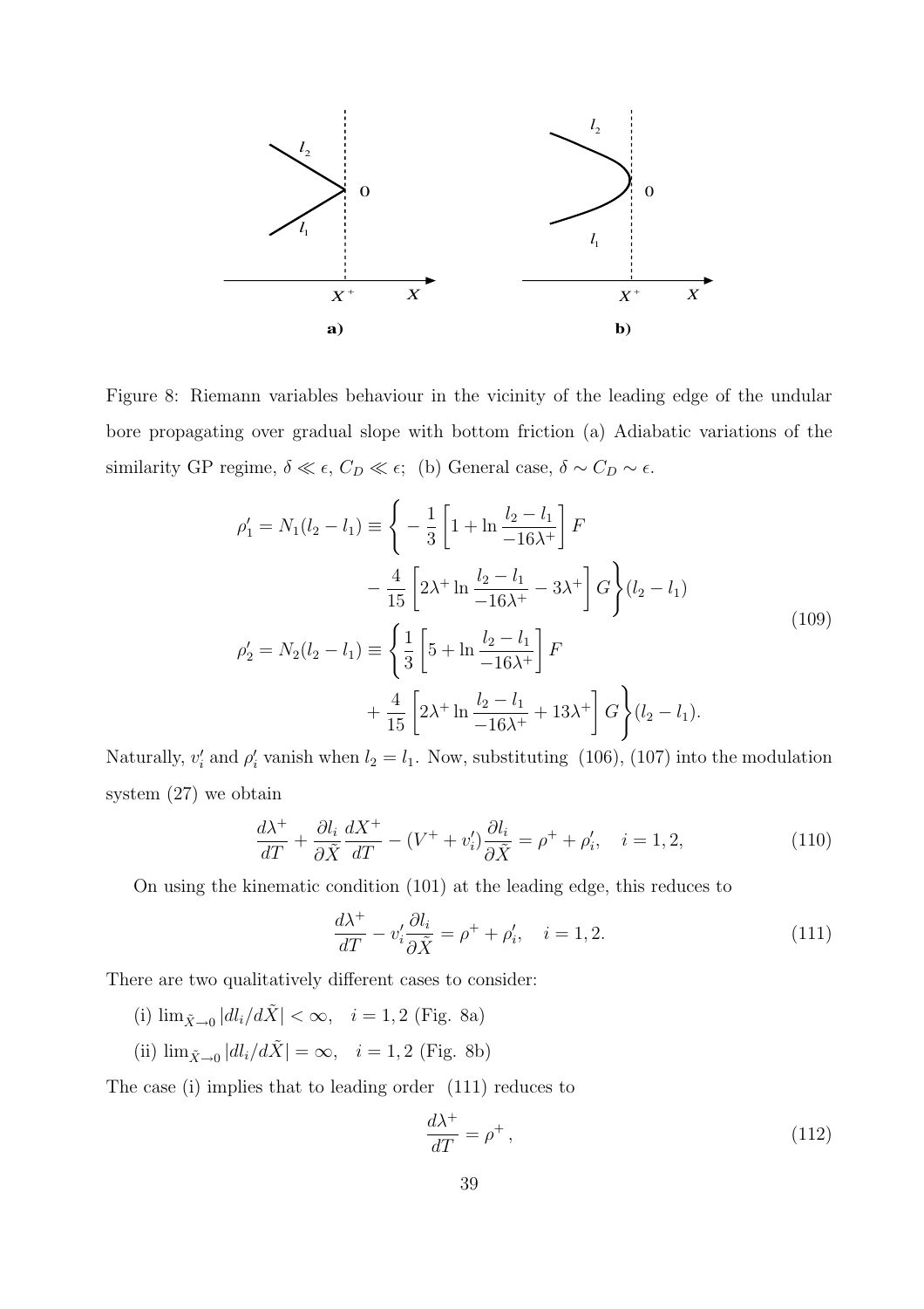Figure 8: Riemann variables behaviour in the vicinity of the leading edge of the undular bore propagating over gradual slope with bottom friction (a) Adiabatic variations of the similarity GP regime, $\delta \ll \epsilon$, $C_D \ll \epsilon$; (b) General case, $\delta \sim C_D \sim \epsilon$.

$$
\begin{aligned}
\rho_1' = N_1(l_2 - l_1) \equiv \Bigg\{ & -\frac{1}{3}\left[1 + \ln\frac{l_2 - l_1}{-16\lambda^+}\right] F \\
& - \frac{4}{15}\left[2\lambda^+ \ln\frac{l_2 - l_1}{-16\lambda^+} - 3\lambda^+\right] G \Bigg\} (l_2 - l_1) \\
\rho_2' = N_2(l_2 - l_1) \equiv \Bigg\{ & \frac{1}{3}\left[5 + \ln\frac{l_2 - l_1}{-16\lambda^+}\right] F \\
& + \frac{4}{15}\left[2\lambda^+ \ln\frac{l_2 - l_1}{-16\lambda^+} + 13\lambda^+\right] G \Bigg\} (l_2 - l_1).
\end{aligned}
\tag{109}
$$

Naturally, $v_i'$ and $\rho_i'$ vanish when $l_2 = l_1$. Now, substituting (106), (107) into the modulation system (27) we obtain

$$
\frac{d\lambda^+}{dT} + \frac{\partial l_i}{\partial \tilde{X}}\frac{dX^+}{dT} - (V^+ + v_i')\frac{\partial l_i}{\partial \tilde{X}} = \rho^+ + \rho_i', \quad i = 1, 2, \tag{110}
$$

On using the kinematic condition (101) at the leading edge, this reduces to

$$
\frac{d\lambda^+}{dT} - v_i'\frac{\partial l_i}{\partial \tilde{X}} = \rho^+ + \rho_i', \quad i = 1, 2. \tag{111}
$$

There are two qualitatively different cases to consider:

(i) $\lim_{\tilde{X}\to 0} |dl_i/d\tilde{X}| < \infty, \quad i = 1, 2$ (Fig. 8a)

(ii) $\lim_{\tilde{X}\to 0} |dl_i/d\tilde{X}| = \infty, \quad i = 1, 2$ (Fig. 8b)

The case (i) implies that to leading order (111) reduces to

$$
\frac{d\lambda^+}{dT} = \rho^+ , \tag{112}
$$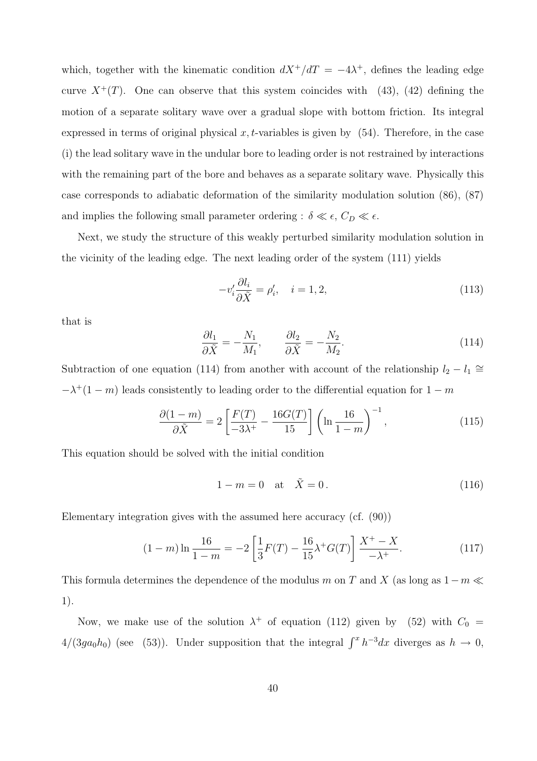which, together with the kinematic condition $dX^+/dT = -4\lambda^+$, defines the leading edge curve $X^+(T)$. One can observe that this system coincides with (43), (42) defining the motion of a separate solitary wave over a gradual slope with bottom friction. Its integral expressed in terms of original physical $x, t$-variables is given by (54). Therefore, in the case (i) the lead solitary wave in the undular bore to leading order is not restrained by interactions with the remaining part of the bore and behaves as a separate solitary wave. Physically this case corresponds to adiabatic deformation of the similarity modulation solution (86), (87) and implies the following small parameter ordering : $\delta \ll \epsilon$, $C_D \ll \epsilon$.

Next, we study the structure of this weakly perturbed similarity modulation solution in the vicinity of the leading edge. The next leading order of the system (111) yields

$$-v_i' \frac{\partial l_i}{\partial \tilde{X}} = \rho_i', \quad i = 1, 2, \tag{113}$$

that is

$$\frac{\partial l_1}{\partial \tilde{X}} = -\frac{N_1}{M_1}, \qquad \frac{\partial l_2}{\partial \tilde{X}} = -\frac{N_2}{M_2}. \tag{114}$$

Subtraction of one equation (114) from another with account of the relationship $l_2 - l_1 \cong -\lambda^+(1-m)$ leads consistently to leading order to the differential equation for $1-m$

$$\frac{\partial(1-m)}{\partial \tilde{X}} = 2\left[\frac{F(T)}{-3\lambda^+} - \frac{16G(T)}{15}\right]\left(\ln\frac{16}{1-m}\right)^{-1}, \tag{115}$$

This equation should be solved with the initial condition

$$1 - m = 0 \quad \text{at} \quad \tilde{X} = 0\,. \tag{116}$$

Elementary integration gives with the assumed here accuracy (cf. (90))

$$(1-m)\ln\frac{16}{1-m} = -2\left[\frac{1}{3}F(T) - \frac{16}{15}\lambda^+ G(T)\right]\frac{X^+ - X}{-\lambda^+}. \tag{117}$$

This formula determines the dependence of the modulus $m$ on $T$ and $X$ (as long as $1 - m \ll 1$).

Now, we make use of the solution $\lambda^+$ of equation (112) given by (52) with $C_0 = 4/(3ga_0h_0)$ (see (53)). Under supposition that the integral $\int^x h^{-3}dx$ diverges as $h \to 0$,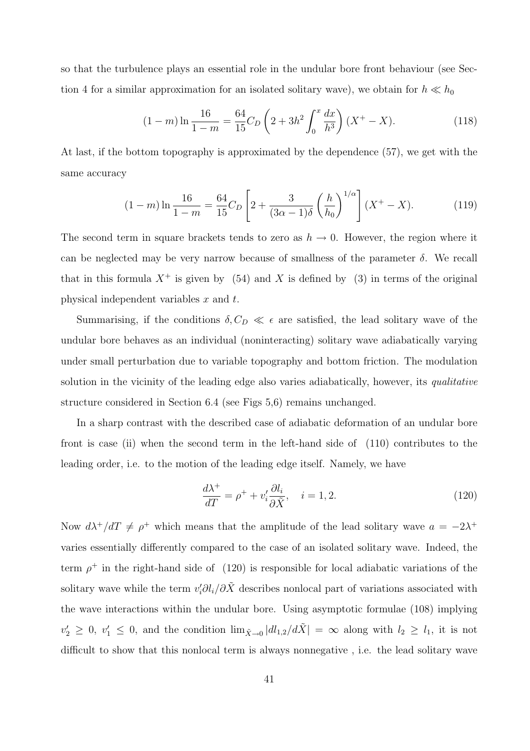so that the turbulence plays an essential role in the undular bore front behaviour (see Section 4 for a similar approximation for an isolated solitary wave), we obtain for $h \ll h_0$

$$(1-m)\ln\frac{16}{1-m} = \frac{64}{15}C_D\left(2 + 3h^2\int_0^x \frac{dx}{h^3}\right)(X^+ - X). \tag{118}$$

At last, if the bottom topography is approximated by the dependence (57), we get with the same accuracy

$$(1-m)\ln\frac{16}{1-m} = \frac{64}{15}C_D\left[2 + \frac{3}{(3\alpha-1)\delta}\left(\frac{h}{h_0}\right)^{1/\alpha}\right](X^+ - X). \tag{119}$$

The second term in square brackets tends to zero as $h \to 0$. However, the region where it can be neglected may be very narrow because of smallness of the parameter $\delta$. We recall that in this formula $X^+$ is given by (54) and $X$ is defined by (3) in terms of the original physical independent variables $x$ and $t$.

Summarising, if the conditions $\delta, C_D \ll \epsilon$ are satisfied, the lead solitary wave of the undular bore behaves as an individual (noninteracting) solitary wave adiabatically varying under small perturbation due to variable topography and bottom friction. The modulation solution in the vicinity of the leading edge also varies adiabatically, however, its *qualitative* structure considered in Section 6.4 (see Figs 5,6) remains unchanged.

In a sharp contrast with the described case of adiabatic deformation of an undular bore front is case (ii) when the second term in the left-hand side of (110) contributes to the leading order, i.e. to the motion of the leading edge itself. Namely, we have

$$\frac{d\lambda^+}{dT} = \rho^+ + v_i'\frac{\partial l_i}{\partial \tilde{X}}, \quad i = 1, 2. \tag{120}$$

Now $d\lambda^+/dT \neq \rho^+$ which means that the amplitude of the lead solitary wave $a = -2\lambda^+$ varies essentially differently compared to the case of an isolated solitary wave. Indeed, the term $\rho^+$ in the right-hand side of (120) is responsible for local adiabatic variations of the solitary wave while the term $v_i'\partial l_i/\partial \tilde{X}$ describes nonlocal part of variations associated with the wave interactions within the undular bore. Using asymptotic formulae (108) implying $v_2' \geq 0$, $v_1' \leq 0$, and the condition $\lim_{\tilde{X}\to 0}|dl_{1,2}/d\tilde{X}| = \infty$ along with $l_2 \geq l_1$, it is not difficult to show that this nonlocal term is always nonnegative , i.e. the lead solitary wave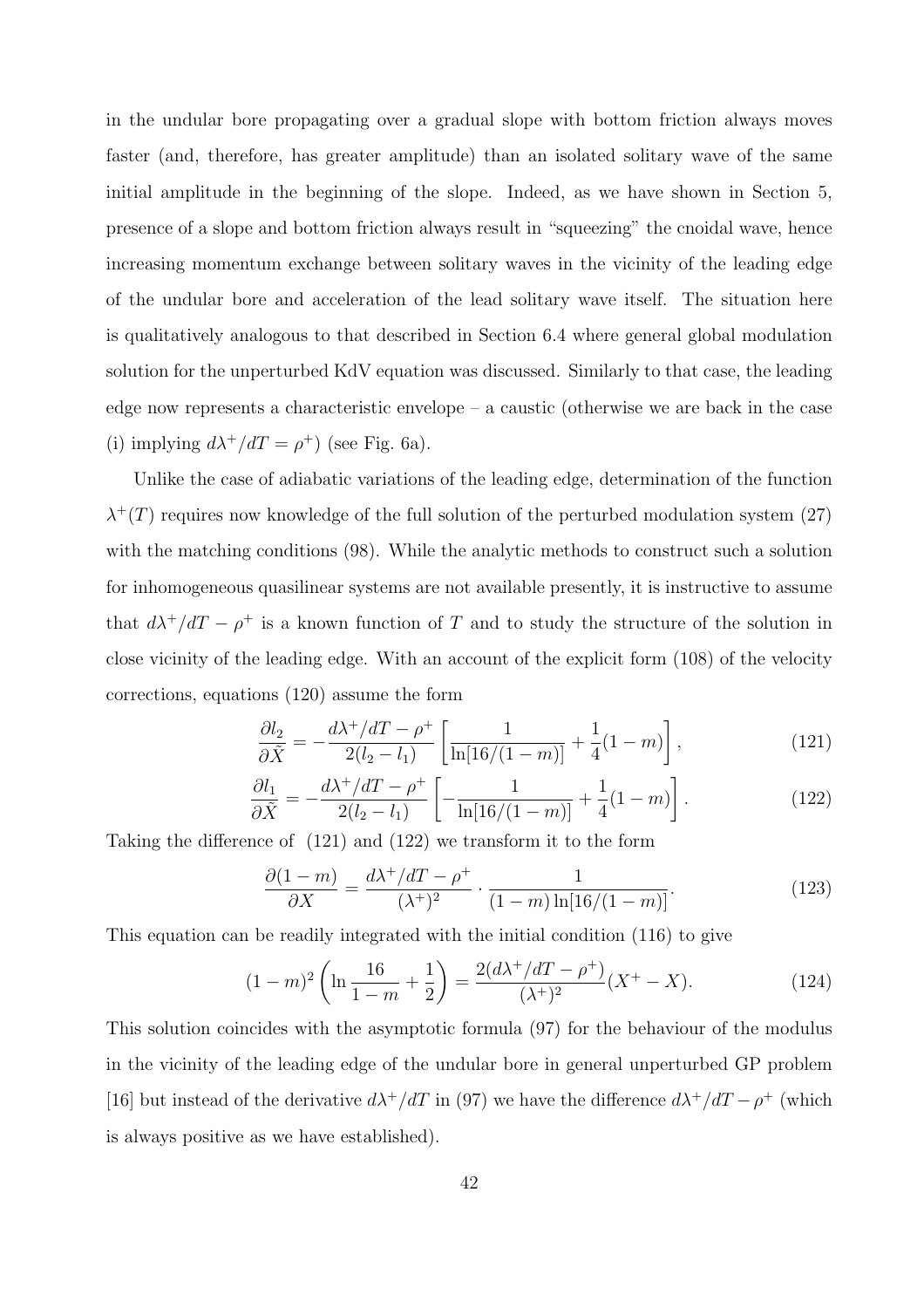in the undular bore propagating over a gradual slope with bottom friction always moves faster (and, therefore, has greater amplitude) than an isolated solitary wave of the same initial amplitude in the beginning of the slope. Indeed, as we have shown in Section 5, presence of a slope and bottom friction always result in "squeezing" the cnoidal wave, hence increasing momentum exchange between solitary waves in the vicinity of the leading edge of the undular bore and acceleration of the lead solitary wave itself. The situation here is qualitatively analogous to that described in Section 6.4 where general global modulation solution for the unperturbed KdV equation was discussed. Similarly to that case, the leading edge now represents a characteristic envelope – a caustic (otherwise we are back in the case (i) implying $d\lambda^+/dT = \rho^+$) (see Fig. 6a).

Unlike the case of adiabatic variations of the leading edge, determination of the function $\lambda^+(T)$ requires now knowledge of the full solution of the perturbed modulation system (27) with the matching conditions (98). While the analytic methods to construct such a solution for inhomogeneous quasilinear systems are not available presently, it is instructive to assume that $d\lambda^+/dT - \rho^+$ is a known function of $T$ and to study the structure of the solution in close vicinity of the leading edge. With an account of the explicit form (108) of the velocity corrections, equations (120) assume the form

$$\frac{\partial l_2}{\partial \tilde{X}} = -\frac{d\lambda^+/dT - \rho^+}{2(l_2 - l_1)} \left[ \frac{1}{\ln[16/(1-m)]} + \frac{1}{4}(1-m) \right], \tag{121}$$

$$\frac{\partial l_1}{\partial \tilde{X}} = -\frac{d\lambda^+/dT - \rho^+}{2(l_2 - l_1)} \left[ -\frac{1}{\ln[16/(1-m)]} + \frac{1}{4}(1-m) \right]. \tag{122}$$

Taking the difference of (121) and (122) we transform it to the form

$$\frac{\partial(1-m)}{\partial X} = \frac{d\lambda^+/dT - \rho^+}{(\lambda^+)^2} \cdot \frac{1}{(1-m)\ln[16/(1-m)]}. \tag{123}$$

This equation can be readily integrated with the initial condition (116) to give

$$(1-m)^2 \left( \ln \frac{16}{1-m} + \frac{1}{2} \right) = \frac{2(d\lambda^+/dT - \rho^+)}{(\lambda^+)^2}(X^+ - X). \tag{124}$$

This solution coincides with the asymptotic formula (97) for the behaviour of the modulus in the vicinity of the leading edge of the undular bore in general unperturbed GP problem [16] but instead of the derivative $d\lambda^+/dT$ in (97) we have the difference $d\lambda^+/dT - \rho^+$ (which is always positive as we have established).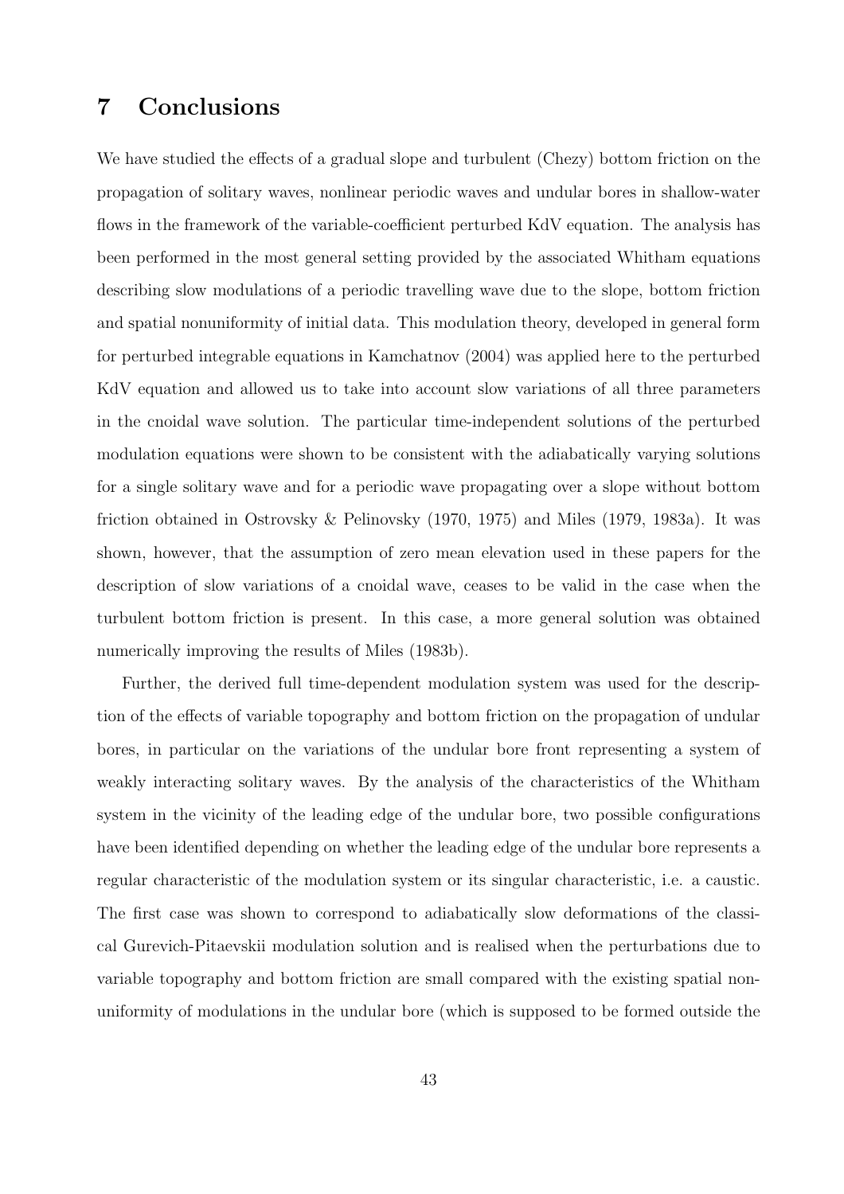## 7 Conclusions

We have studied the effects of a gradual slope and turbulent (Chezy) bottom friction on the propagation of solitary waves, nonlinear periodic waves and undular bores in shallow-water flows in the framework of the variable-coefficient perturbed KdV equation. The analysis has been performed in the most general setting provided by the associated Whitham equations describing slow modulations of a periodic travelling wave due to the slope, bottom friction and spatial nonuniformity of initial data. This modulation theory, developed in general form for perturbed integrable equations in Kamchatnov (2004) was applied here to the perturbed KdV equation and allowed us to take into account slow variations of all three parameters in the cnoidal wave solution. The particular time-independent solutions of the perturbed modulation equations were shown to be consistent with the adiabatically varying solutions for a single solitary wave and for a periodic wave propagating over a slope without bottom friction obtained in Ostrovsky & Pelinovsky (1970, 1975) and Miles (1979, 1983a). It was shown, however, that the assumption of zero mean elevation used in these papers for the description of slow variations of a cnoidal wave, ceases to be valid in the case when the turbulent bottom friction is present. In this case, a more general solution was obtained numerically improving the results of Miles (1983b).

Further, the derived full time-dependent modulation system was used for the description of the effects of variable topography and bottom friction on the propagation of undular bores, in particular on the variations of the undular bore front representing a system of weakly interacting solitary waves. By the analysis of the characteristics of the Whitham system in the vicinity of the leading edge of the undular bore, two possible configurations have been identified depending on whether the leading edge of the undular bore represents a regular characteristic of the modulation system or its singular characteristic, i.e. a caustic. The first case was shown to correspond to adiabatically slow deformations of the classical Gurevich-Pitaevskii modulation solution and is realised when the perturbations due to variable topography and bottom friction are small compared with the existing spatial nonuniformity of modulations in the undular bore (which is supposed to be formed outside the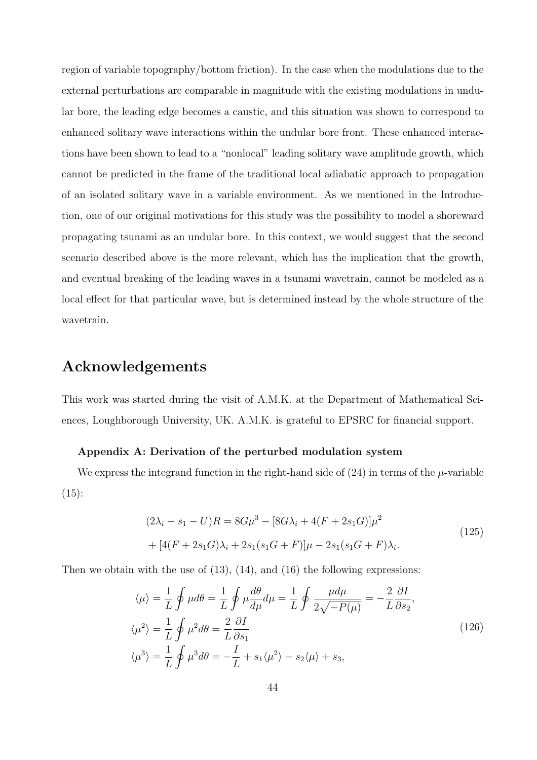region of variable topography/bottom friction). In the case when the modulations due to the external perturbations are comparable in magnitude with the existing modulations in undular bore, the leading edge becomes a caustic, and this situation was shown to correspond to enhanced solitary wave interactions within the undular bore front. These enhanced interactions have been shown to lead to a "nonlocal" leading solitary wave amplitude growth, which cannot be predicted in the frame of the traditional local adiabatic approach to propagation of an isolated solitary wave in a variable environment. As we mentioned in the Introduction, one of our original motivations for this study was the possibility to model a shoreward propagating tsunami as an undular bore. In this context, we would suggest that the second scenario described above is the more relevant, which has the implication that the growth, and eventual breaking of the leading waves in a tsunami wavetrain, cannot be modeled as a local effect for that particular wave, but is determined instead by the whole structure of the wavetrain.

## Acknowledgements

This work was started during the visit of A.M.K. at the Department of Mathematical Sciences, Loughborough University, UK. A.M.K. is grateful to EPSRC for financial support.

### Appendix A: Derivation of the perturbed modulation system

We express the integrand function in the right-hand side of (24) in terms of the $\mu$-variable (15):

$$
\begin{aligned}
(2\lambda_i - s_1 - U)R = 8G\mu^3 - [8G\lambda_i + 4(F + 2s_1G)]\mu^2 \\
+ [4(F + 2s_1G)\lambda_i + 2s_1(s_1G + F)]\mu - 2s_1(s_1G + F)\lambda_i.
\end{aligned}
\tag{125}
$$

Then we obtain with the use of (13), (14), and (16) the following expressions:

$$
\begin{aligned}
\langle\mu\rangle &= \frac{1}{L}\oint \mu d\theta = \frac{1}{L}\oint \mu \frac{d\theta}{d\mu} d\mu = \frac{1}{L}\oint \frac{\mu d\mu}{2\sqrt{-P(\mu)}} = -\frac{2}{L}\frac{\partial I}{\partial s_2}, \\
\langle\mu^2\rangle &= \frac{1}{L}\oint \mu^2 d\theta = \frac{2}{L}\frac{\partial I}{\partial s_1} \\
\langle\mu^3\rangle &= \frac{1}{L}\oint \mu^3 d\theta = -\frac{I}{L} + s_1\langle\mu^2\rangle - s_2\langle\mu\rangle + s_3,
\end{aligned}
\tag{126}
$$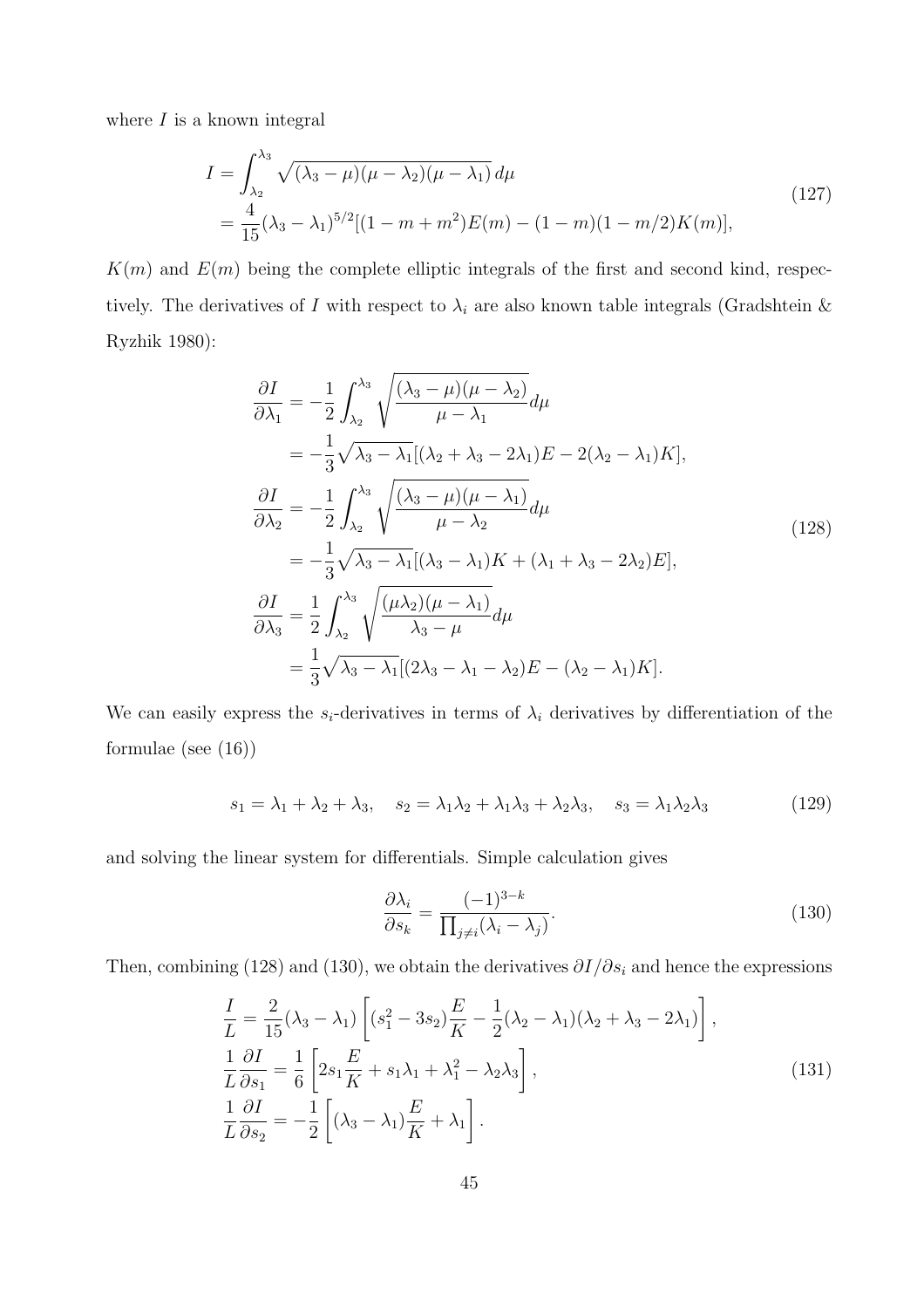where $I$ is a known integral

$$
\begin{aligned}
I &= \int_{\lambda_2}^{\lambda_3} \sqrt{(\lambda_3-\mu)(\mu-\lambda_2)(\mu-\lambda_1)}\, d\mu \\
&= \frac{4}{15}(\lambda_3-\lambda_1)^{5/2}[(1-m+m^2)E(m)-(1-m)(1-m/2)K(m)],
\end{aligned}
\tag{127}
$$

$K(m)$ and $E(m)$ being the complete elliptic integrals of the first and second kind, respectively. The derivatives of $I$ with respect to $\lambda_i$ are also known table integrals (Gradshtein & Ryzhik 1980):

$$
\begin{aligned}
\frac{\partial I}{\partial \lambda_1} &= -\frac{1}{2}\int_{\lambda_2}^{\lambda_3} \sqrt{\frac{(\lambda_3-\mu)(\mu-\lambda_2)}{\mu-\lambda_1}} d\mu \\
&= -\frac{1}{3}\sqrt{\lambda_3-\lambda_1}[(\lambda_2+\lambda_3-2\lambda_1)E-2(\lambda_2-\lambda_1)K], \\
\frac{\partial I}{\partial \lambda_2} &= -\frac{1}{2}\int_{\lambda_2}^{\lambda_3} \sqrt{\frac{(\lambda_3-\mu)(\mu-\lambda_1)}{\mu-\lambda_2}} d\mu \\
&= -\frac{1}{3}\sqrt{\lambda_3-\lambda_1}[(\lambda_3-\lambda_1)K+(\lambda_1+\lambda_3-2\lambda_2)E], \\
\frac{\partial I}{\partial \lambda_3} &= \frac{1}{2}\int_{\lambda_2}^{\lambda_3} \sqrt{\frac{(\mu\lambda_2)(\mu-\lambda_1)}{\lambda_3-\mu}} d\mu \\
&= \frac{1}{3}\sqrt{\lambda_3-\lambda_1}[(2\lambda_3-\lambda_1-\lambda_2)E-(\lambda_2-\lambda_1)K].
\end{aligned}
\tag{128}
$$

We can easily express the $s_i$-derivatives in terms of $\lambda_i$ derivatives by differentiation of the formulae (see (16))

$$
s_1 = \lambda_1+\lambda_2+\lambda_3, \quad s_2 = \lambda_1\lambda_2+\lambda_1\lambda_3+\lambda_2\lambda_3, \quad s_3 = \lambda_1\lambda_2\lambda_3 \tag{129}
$$

and solving the linear system for differentials. Simple calculation gives

$$
\frac{\partial \lambda_i}{\partial s_k} = \frac{(-1)^{3-k}}{\prod_{j\neq i}(\lambda_i-\lambda_j)}. \tag{130}
$$

Then, combining (128) and (130), we obtain the derivatives $\partial I/\partial s_i$ and hence the expressions

$$
\begin{aligned}
\frac{I}{L} &= \frac{2}{15}(\lambda_3-\lambda_1)\left[(s_1^2-3s_2)\frac{E}{K}-\frac{1}{2}(\lambda_2-\lambda_1)(\lambda_2+\lambda_3-2\lambda_1)\right], \\
\frac{1}{L}\frac{\partial I}{\partial s_1} &= \frac{1}{6}\left[2s_1\frac{E}{K}+s_1\lambda_1+\lambda_1^2-\lambda_2\lambda_3\right], \\
\frac{1}{L}\frac{\partial I}{\partial s_2} &= -\frac{1}{2}\left[(\lambda_3-\lambda_1)\frac{E}{K}+\lambda_1\right].
\end{aligned}
\tag{131}
$$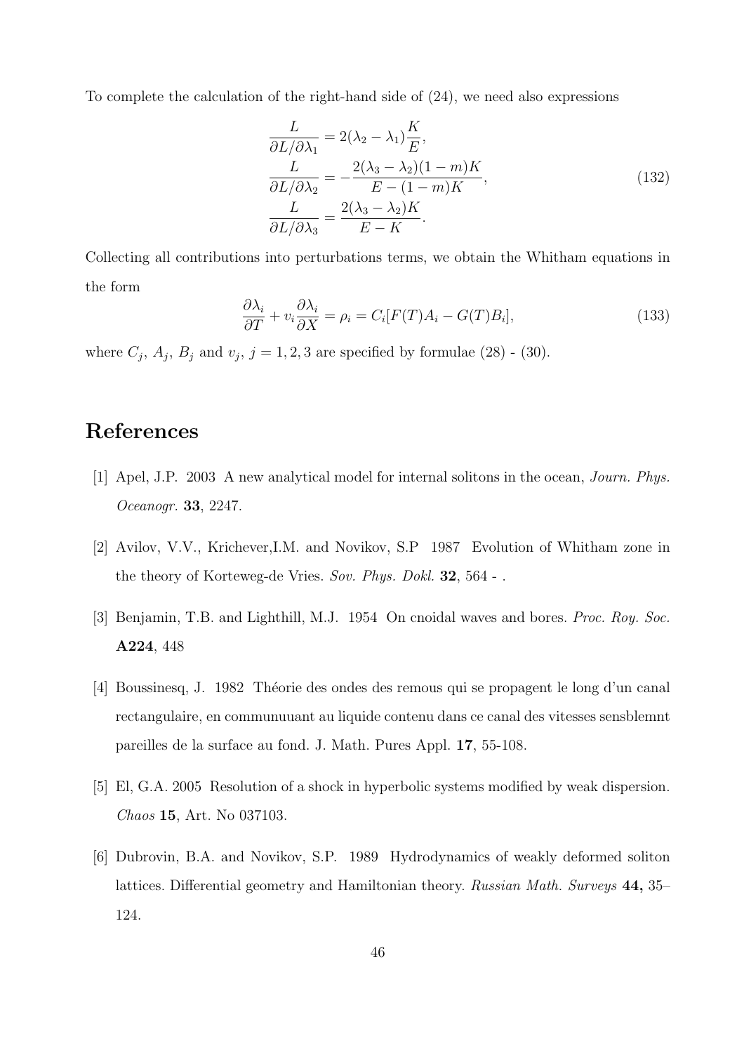To complete the calculation of the right-hand side of (24), we need also expressions

$$
\begin{aligned}
\frac{L}{\partial L/\partial \lambda_1} &= 2(\lambda_2 - \lambda_1)\frac{K}{E}, \\
\frac{L}{\partial L/\partial \lambda_2} &= -\frac{2(\lambda_3 - \lambda_2)(1-m)K}{E-(1-m)K}, \\
\frac{L}{\partial L/\partial \lambda_3} &= \frac{2(\lambda_3 - \lambda_2)K}{E-K}.
\end{aligned}
\tag{132}
$$

Collecting all contributions into perturbations terms, we obtain the Whitham equations in the form

$$
\frac{\partial \lambda_i}{\partial T} + v_i \frac{\partial \lambda_i}{\partial X} = \rho_i = C_i[F(T)A_i - G(T)B_i], \tag{133}
$$

where $C_j$, $A_j$, $B_j$ and $v_j$, $j = 1, 2, 3$ are specified by formulae (28) - (30).

# References

[1] Apel, J.P. 2003 A new analytical model for internal solitons in the ocean, *Journ. Phys. Oceanogr.* **33**, 2247.

[2] Avilov, V.V., Krichever,I.M. and Novikov, S.P 1987 Evolution of Whitham zone in the theory of Korteweg-de Vries. *Sov. Phys. Dokl.* **32**, 564 - .

[3] Benjamin, T.B. and Lighthill, M.J. 1954 On cnoidal waves and bores. *Proc. Roy. Soc.* **A224**, 448

[4] Boussinesq, J. 1982 Théorie des ondes des remous qui se propagent le long d'un canal rectangulaire, en communuuant au liquide contenu dans ce canal des vitesses sensblemnt pareilles de la surface au fond. J. Math. Pures Appl. **17**, 55-108.

[5] El, G.A. 2005 Resolution of a shock in hyperbolic systems modified by weak dispersion. *Chaos* **15**, Art. No 037103.

[6] Dubrovin, B.A. and Novikov, S.P. 1989 Hydrodynamics of weakly deformed soliton lattices. Differential geometry and Hamiltonian theory. *Russian Math. Surveys* **44,** 35–124.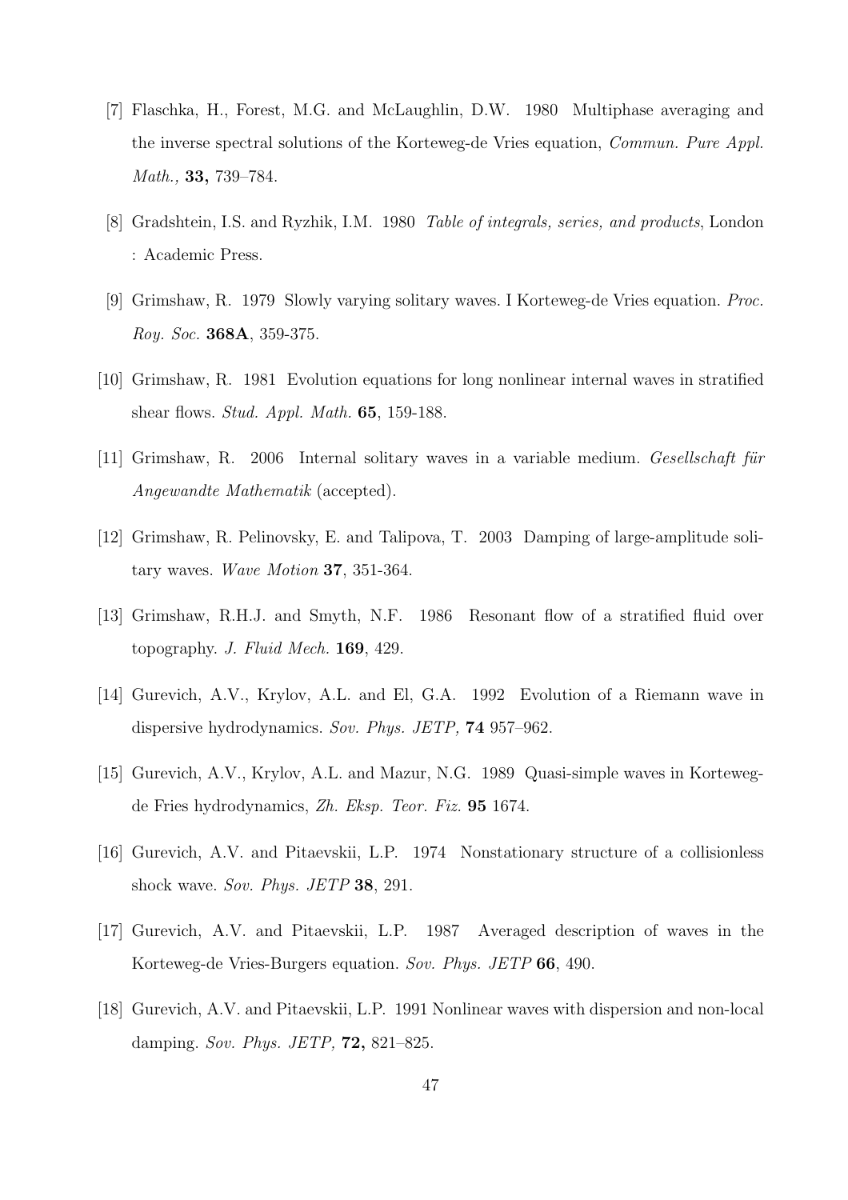[7] Flaschka, H., Forest, M.G. and McLaughlin, D.W. 1980 Multiphase averaging and the inverse spectral solutions of the Korteweg-de Vries equation, *Commun. Pure Appl. Math.,* **33,** 739–784.

[8] Gradshtein, I.S. and Ryzhik, I.M. 1980 *Table of integrals, series, and products*, London : Academic Press.

[9] Grimshaw, R. 1979 Slowly varying solitary waves. I Korteweg-de Vries equation. *Proc. Roy. Soc.* **368A**, 359-375.

[10] Grimshaw, R. 1981 Evolution equations for long nonlinear internal waves in stratified shear flows. *Stud. Appl. Math.* **65**, 159-188.

[11] Grimshaw, R. 2006 Internal solitary waves in a variable medium. *Gesellschaft für Angewandte Mathematik* (accepted).

[12] Grimshaw, R. Pelinovsky, E. and Talipova, T. 2003 Damping of large-amplitude solitary waves. *Wave Motion* **37**, 351-364.

[13] Grimshaw, R.H.J. and Smyth, N.F. 1986 Resonant flow of a stratified fluid over topography. *J. Fluid Mech.* **169**, 429.

[14] Gurevich, A.V., Krylov, A.L. and El, G.A. 1992 Evolution of a Riemann wave in dispersive hydrodynamics. *Sov. Phys. JETP,* **74** 957–962.

[15] Gurevich, A.V., Krylov, A.L. and Mazur, N.G. 1989 Quasi-simple waves in Korteweg-de Fries hydrodynamics, *Zh. Eksp. Teor. Fiz.* **95** 1674.

[16] Gurevich, A.V. and Pitaevskii, L.P. 1974 Nonstationary structure of a collisionless shock wave. *Sov. Phys. JETP* **38**, 291.

[17] Gurevich, A.V. and Pitaevskii, L.P. 1987 Averaged description of waves in the Korteweg-de Vries-Burgers equation. *Sov. Phys. JETP* **66**, 490.

[18] Gurevich, A.V. and Pitaevskii, L.P. 1991 Nonlinear waves with dispersion and non-local damping. *Sov. Phys. JETP,* **72,** 821–825.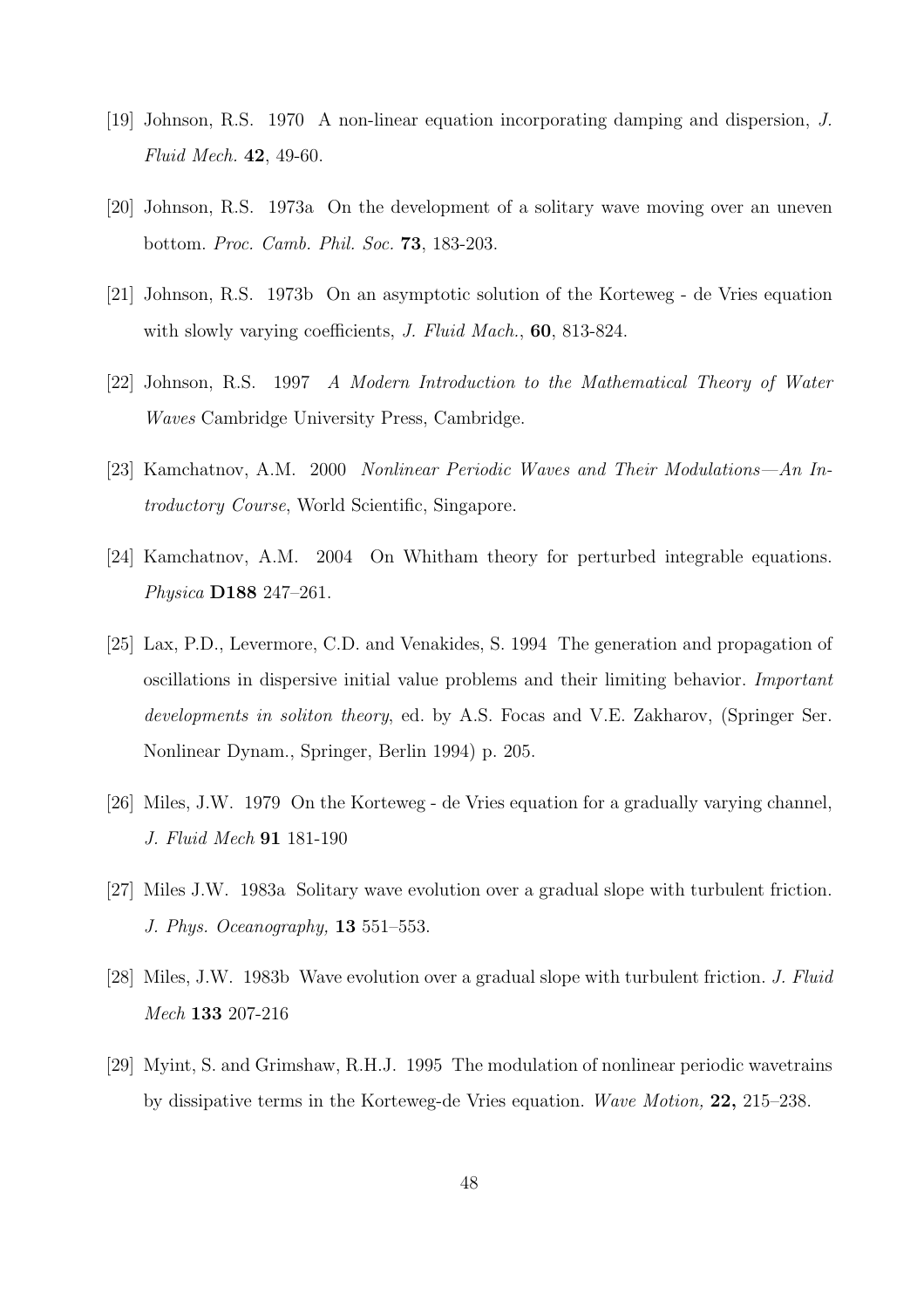[19] Johnson, R.S. 1970 A non-linear equation incorporating damping and dispersion, *J. Fluid Mech.* **42**, 49-60.

[20] Johnson, R.S. 1973a On the development of a solitary wave moving over an uneven bottom. *Proc. Camb. Phil. Soc.* **73**, 183-203.

[21] Johnson, R.S. 1973b On an asymptotic solution of the Korteweg - de Vries equation with slowly varying coefficients, *J. Fluid Mach.*, **60**, 813-824.

[22] Johnson, R.S. 1997 *A Modern Introduction to the Mathematical Theory of Water Waves* Cambridge University Press, Cambridge.

[23] Kamchatnov, A.M. 2000 *Nonlinear Periodic Waves and Their Modulations—An Introductory Course*, World Scientific, Singapore.

[24] Kamchatnov, A.M. 2004 On Whitham theory for perturbed integrable equations. *Physica* **D188** 247–261.

[25] Lax, P.D., Levermore, C.D. and Venakides, S. 1994 The generation and propagation of oscillations in dispersive initial value problems and their limiting behavior. *Important developments in soliton theory*, ed. by A.S. Focas and V.E. Zakharov, (Springer Ser. Nonlinear Dynam., Springer, Berlin 1994) p. 205.

[26] Miles, J.W. 1979 On the Korteweg - de Vries equation for a gradually varying channel, *J. Fluid Mech* **91** 181-190

[27] Miles J.W. 1983a Solitary wave evolution over a gradual slope with turbulent friction. *J. Phys. Oceanography,* **13** 551–553.

[28] Miles, J.W. 1983b Wave evolution over a gradual slope with turbulent friction. *J. Fluid Mech* **133** 207-216

[29] Myint, S. and Grimshaw, R.H.J. 1995 The modulation of nonlinear periodic wavetrains by dissipative terms in the Korteweg-de Vries equation. *Wave Motion,* **22,** 215–238.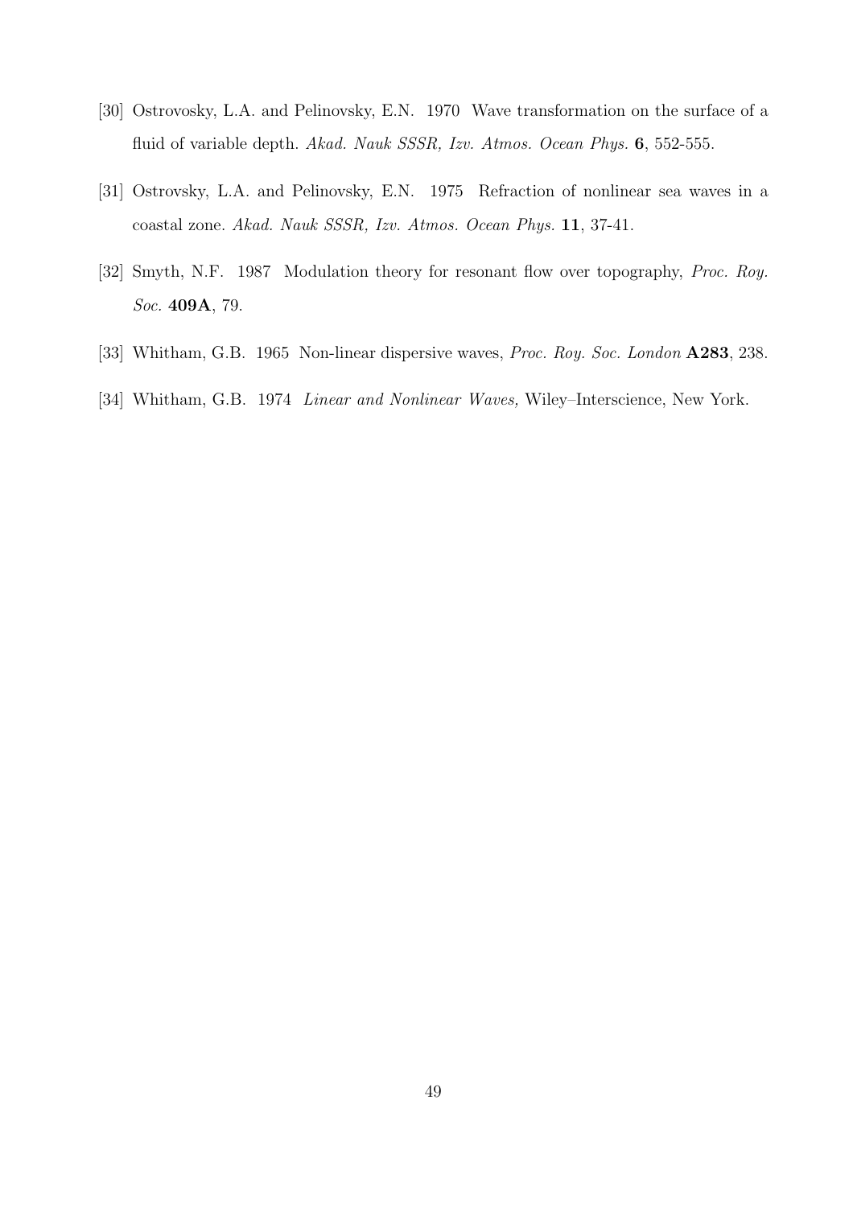[30] Ostrovosky, L.A. and Pelinovsky, E.N. 1970 Wave transformation on the surface of a fluid of variable depth. *Akad. Nauk SSSR, Izv. Atmos. Ocean Phys.* **6**, 552-555.

[31] Ostrovsky, L.A. and Pelinovsky, E.N. 1975 Refraction of nonlinear sea waves in a coastal zone. *Akad. Nauk SSSR, Izv. Atmos. Ocean Phys.* **11**, 37-41.

[32] Smyth, N.F. 1987 Modulation theory for resonant flow over topography, *Proc. Roy. Soc.* **409A**, 79.

[33] Whitham, G.B. 1965 Non-linear dispersive waves, *Proc. Roy. Soc. London* **A283**, 238.

[34] Whitham, G.B. 1974 *Linear and Nonlinear Waves,* Wiley–Interscience, New York.